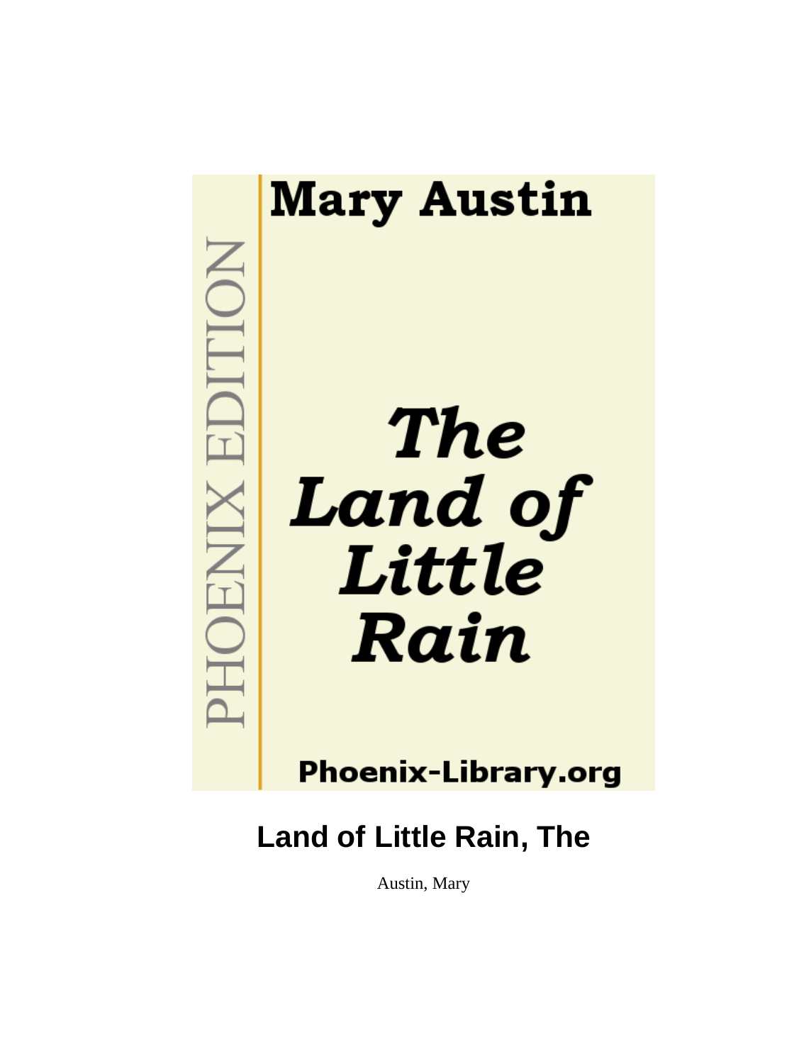Mary Austin

PHOENIX EDITION

# *The Land of Little Rain*

Phoenix-Library.org

## Land of Little Rain, The

Austin, Mary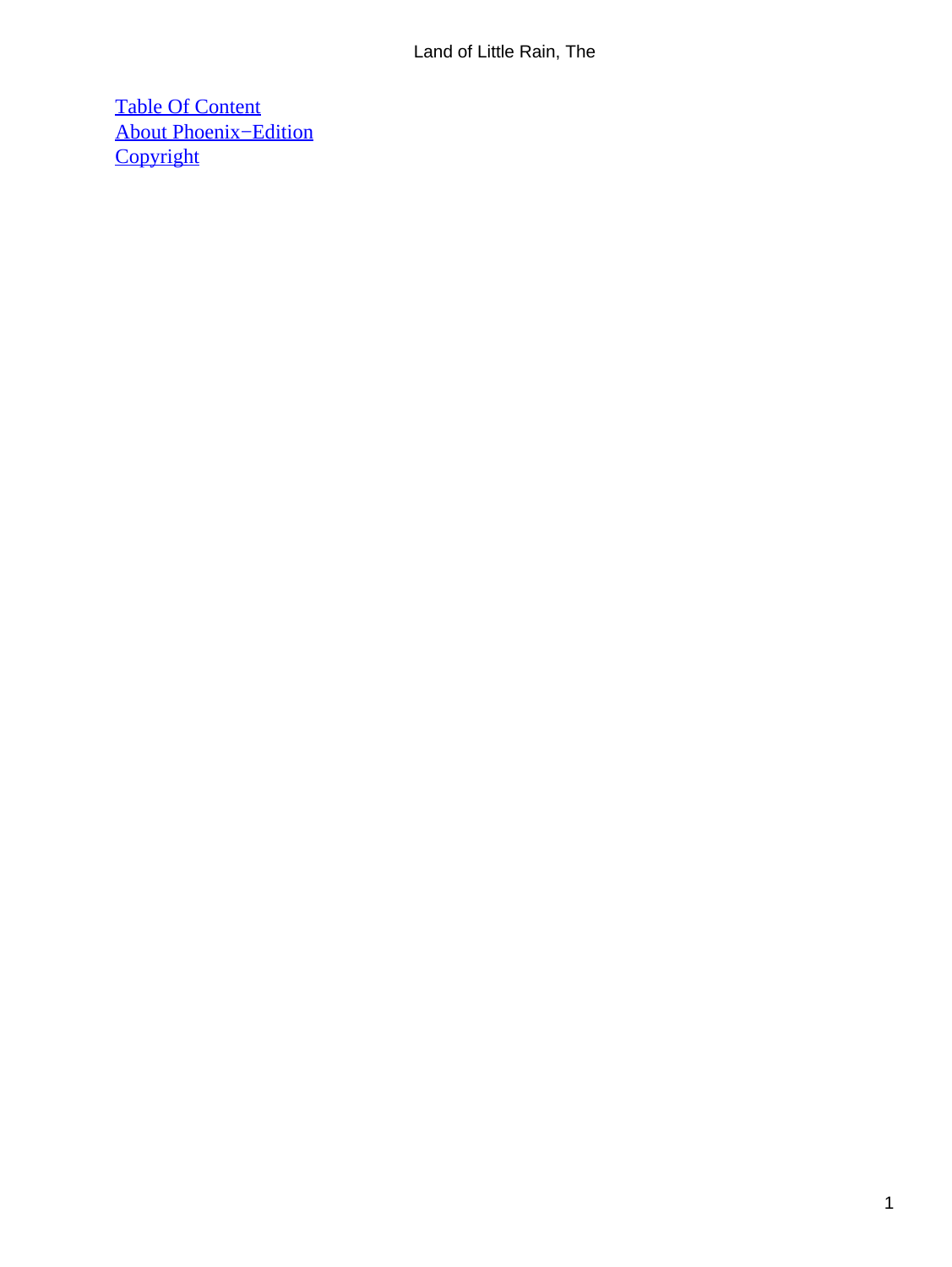[Table Of Content](#)
[About Phoenix−Edition](#)
[Copyright](#)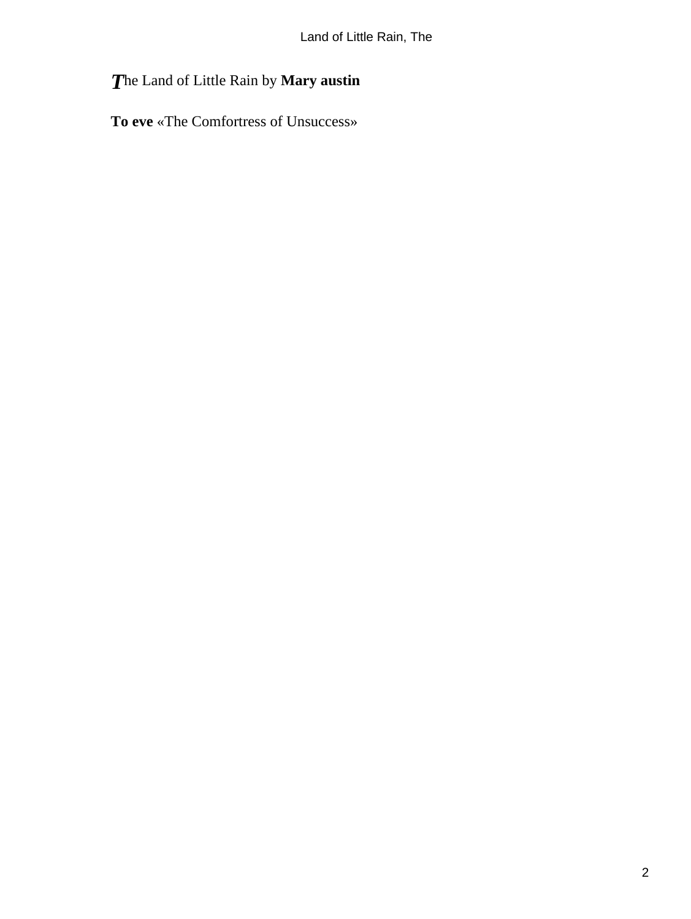*T*he Land of Little Rain by **Mary austin**

**To eve** «The Comfortress of Unsuccess»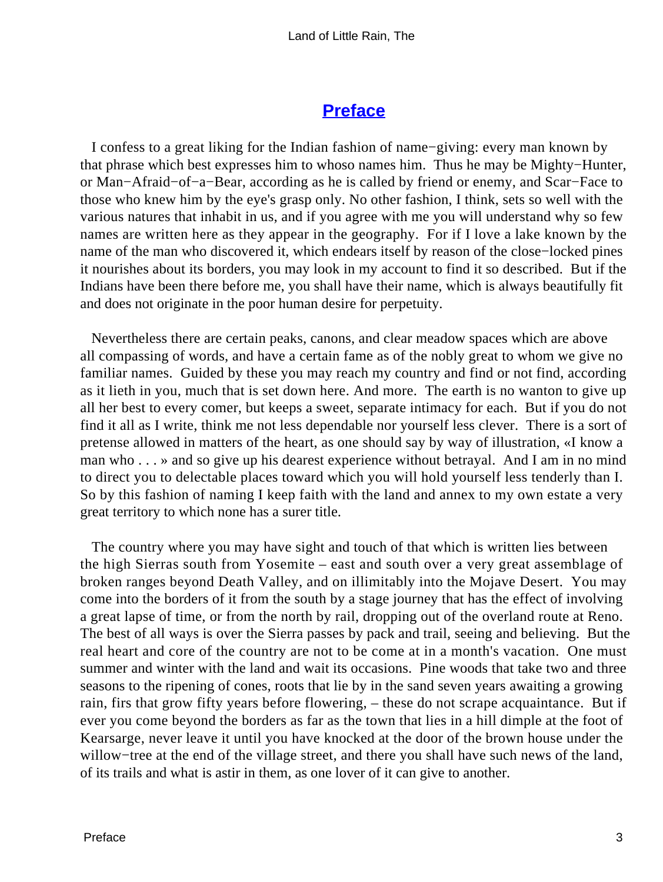# Preface

I confess to a great liking for the Indian fashion of name−giving: every man known by that phrase which best expresses him to whoso names him. Thus he may be Mighty−Hunter, or Man−Afraid−of−a−Bear, according as he is called by friend or enemy, and Scar−Face to those who knew him by the eye's grasp only. No other fashion, I think, sets so well with the various natures that inhabit in us, and if you agree with me you will understand why so few names are written here as they appear in the geography. For if I love a lake known by the name of the man who discovered it, which endears itself by reason of the close−locked pines it nourishes about its borders, you may look in my account to find it so described. But if the Indians have been there before me, you shall have their name, which is always beautifully fit and does not originate in the poor human desire for perpetuity.

Nevertheless there are certain peaks, canons, and clear meadow spaces which are above all compassing of words, and have a certain fame as of the nobly great to whom we give no familiar names. Guided by these you may reach my country and find or not find, according as it lieth in you, much that is set down here. And more. The earth is no wanton to give up all her best to every comer, but keeps a sweet, separate intimacy for each. But if you do not find it all as I write, think me not less dependable nor yourself less clever. There is a sort of pretense allowed in matters of the heart, as one should say by way of illustration, «I know a man who . . . » and so give up his dearest experience without betrayal. And I am in no mind to direct you to delectable places toward which you will hold yourself less tenderly than I. So by this fashion of naming I keep faith with the land and annex to my own estate a very great territory to which none has a surer title.

The country where you may have sight and touch of that which is written lies between the high Sierras south from Yosemite – east and south over a very great assemblage of broken ranges beyond Death Valley, and on illimitably into the Mojave Desert. You may come into the borders of it from the south by a stage journey that has the effect of involving a great lapse of time, or from the north by rail, dropping out of the overland route at Reno. The best of all ways is over the Sierra passes by pack and trail, seeing and believing. But the real heart and core of the country are not to be come at in a month's vacation. One must summer and winter with the land and wait its occasions. Pine woods that take two and three seasons to the ripening of cones, roots that lie by in the sand seven years awaiting a growing rain, firs that grow fifty years before flowering, – these do not scrape acquaintance. But if ever you come beyond the borders as far as the town that lies in a hill dimple at the foot of Kearsarge, never leave it until you have knocked at the door of the brown house under the willow−tree at the end of the village street, and there you shall have such news of the land, of its trails and what is astir in them, as one lover of it can give to another.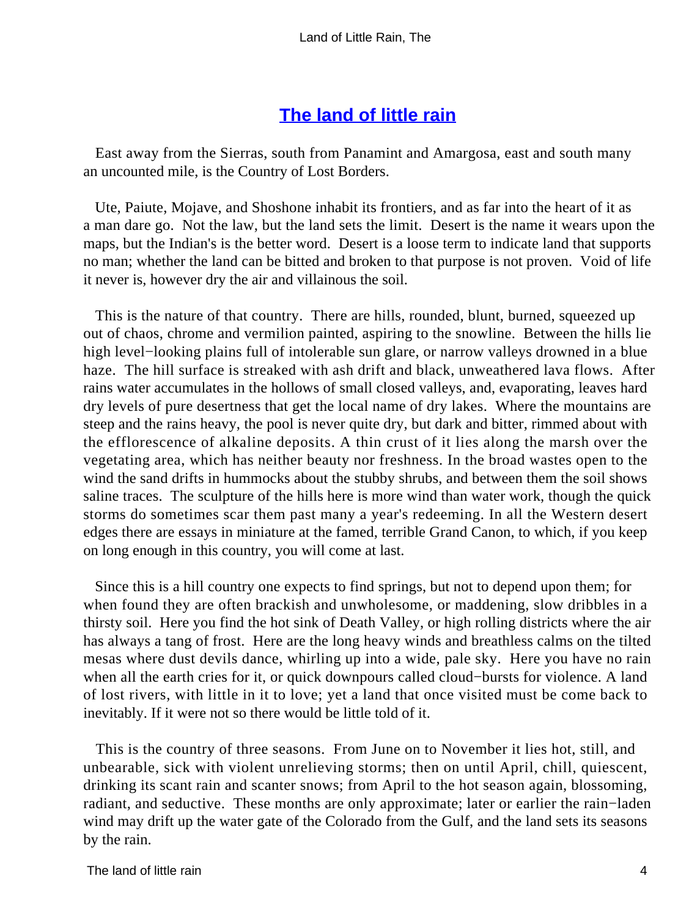## The land of little rain

East away from the Sierras, south from Panamint and Amargosa, east and south many an uncounted mile, is the Country of Lost Borders.

Ute, Paiute, Mojave, and Shoshone inhabit its frontiers, and as far into the heart of it as a man dare go. Not the law, but the land sets the limit. Desert is the name it wears upon the maps, but the Indian's is the better word. Desert is a loose term to indicate land that supports no man; whether the land can be bitted and broken to that purpose is not proven. Void of life it never is, however dry the air and villainous the soil.

This is the nature of that country. There are hills, rounded, blunt, burned, squeezed up out of chaos, chrome and vermilion painted, aspiring to the snowline. Between the hills lie high level−looking plains full of intolerable sun glare, or narrow valleys drowned in a blue haze. The hill surface is streaked with ash drift and black, unweathered lava flows. After rains water accumulates in the hollows of small closed valleys, and, evaporating, leaves hard dry levels of pure desertness that get the local name of dry lakes. Where the mountains are steep and the rains heavy, the pool is never quite dry, but dark and bitter, rimmed about with the efflorescence of alkaline deposits. A thin crust of it lies along the marsh over the vegetating area, which has neither beauty nor freshness. In the broad wastes open to the wind the sand drifts in hummocks about the stubby shrubs, and between them the soil shows saline traces. The sculpture of the hills here is more wind than water work, though the quick storms do sometimes scar them past many a year's redeeming. In all the Western desert edges there are essays in miniature at the famed, terrible Grand Canon, to which, if you keep on long enough in this country, you will come at last.

Since this is a hill country one expects to find springs, but not to depend upon them; for when found they are often brackish and unwholesome, or maddening, slow dribbles in a thirsty soil. Here you find the hot sink of Death Valley, or high rolling districts where the air has always a tang of frost. Here are the long heavy winds and breathless calms on the tilted mesas where dust devils dance, whirling up into a wide, pale sky. Here you have no rain when all the earth cries for it, or quick downpours called cloud−bursts for violence. A land of lost rivers, with little in it to love; yet a land that once visited must be come back to inevitably. If it were not so there would be little told of it.

This is the country of three seasons. From June on to November it lies hot, still, and unbearable, sick with violent unrelieving storms; then on until April, chill, quiescent, drinking its scant rain and scanter snows; from April to the hot season again, blossoming, radiant, and seductive. These months are only approximate; later or earlier the rain−laden wind may drift up the water gate of the Colorado from the Gulf, and the land sets its seasons by the rain.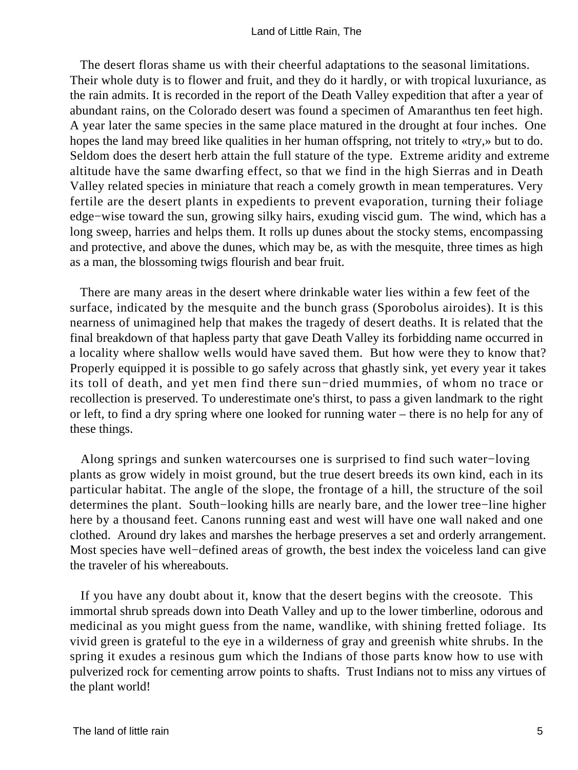The desert floras shame us with their cheerful adaptations to the seasonal limitations. Their whole duty is to flower and fruit, and they do it hardly, or with tropical luxuriance, as the rain admits. It is recorded in the report of the Death Valley expedition that after a year of abundant rains, on the Colorado desert was found a specimen of Amaranthus ten feet high. A year later the same species in the same place matured in the drought at four inches. One hopes the land may breed like qualities in her human offspring, not tritely to «try,» but to do. Seldom does the desert herb attain the full stature of the type. Extreme aridity and extreme altitude have the same dwarfing effect, so that we find in the high Sierras and in Death Valley related species in miniature that reach a comely growth in mean temperatures. Very fertile are the desert plants in expedients to prevent evaporation, turning their foliage edge−wise toward the sun, growing silky hairs, exuding viscid gum. The wind, which has a long sweep, harries and helps them. It rolls up dunes about the stocky stems, encompassing and protective, and above the dunes, which may be, as with the mesquite, three times as high as a man, the blossoming twigs flourish and bear fruit.

There are many areas in the desert where drinkable water lies within a few feet of the surface, indicated by the mesquite and the bunch grass (Sporobolus airoides). It is this nearness of unimagined help that makes the tragedy of desert deaths. It is related that the final breakdown of that hapless party that gave Death Valley its forbidding name occurred in a locality where shallow wells would have saved them. But how were they to know that? Properly equipped it is possible to go safely across that ghastly sink, yet every year it takes its toll of death, and yet men find there sun−dried mummies, of whom no trace or recollection is preserved. To underestimate one's thirst, to pass a given landmark to the right or left, to find a dry spring where one looked for running water – there is no help for any of these things.

Along springs and sunken watercourses one is surprised to find such water−loving plants as grow widely in moist ground, but the true desert breeds its own kind, each in its particular habitat. The angle of the slope, the frontage of a hill, the structure of the soil determines the plant. South−looking hills are nearly bare, and the lower tree−line higher here by a thousand feet. Canons running east and west will have one wall naked and one clothed. Around dry lakes and marshes the herbage preserves a set and orderly arrangement. Most species have well−defined areas of growth, the best index the voiceless land can give the traveler of his whereabouts.

If you have any doubt about it, know that the desert begins with the creosote. This immortal shrub spreads down into Death Valley and up to the lower timberline, odorous and medicinal as you might guess from the name, wandlike, with shining fretted foliage. Its vivid green is grateful to the eye in a wilderness of gray and greenish white shrubs. In the spring it exudes a resinous gum which the Indians of those parts know how to use with pulverized rock for cementing arrow points to shafts. Trust Indians not to miss any virtues of the plant world!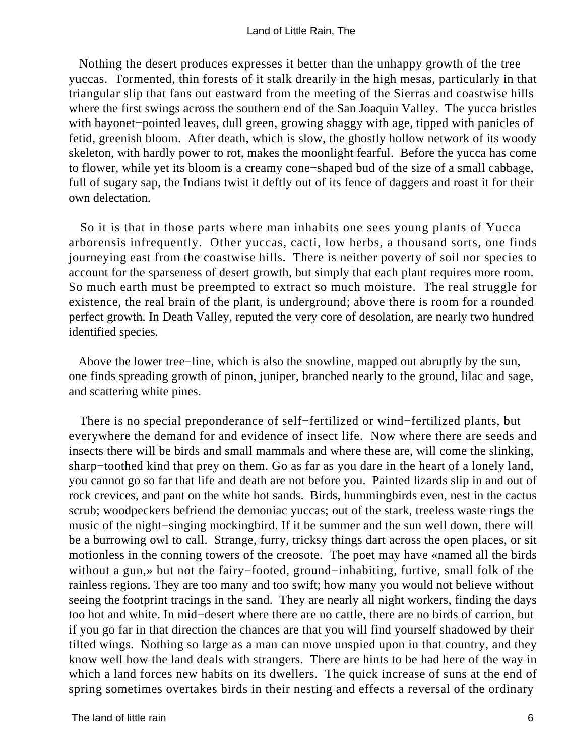Nothing the desert produces expresses it better than the unhappy growth of the tree yuccas. Tormented, thin forests of it stalk drearily in the high mesas, particularly in that triangular slip that fans out eastward from the meeting of the Sierras and coastwise hills where the first swings across the southern end of the San Joaquin Valley. The yucca bristles with bayonet−pointed leaves, dull green, growing shaggy with age, tipped with panicles of fetid, greenish bloom. After death, which is slow, the ghostly hollow network of its woody skeleton, with hardly power to rot, makes the moonlight fearful. Before the yucca has come to flower, while yet its bloom is a creamy cone−shaped bud of the size of a small cabbage, full of sugary sap, the Indians twist it deftly out of its fence of daggers and roast it for their own delectation.

So it is that in those parts where man inhabits one sees young plants of Yucca arborensis infrequently. Other yuccas, cacti, low herbs, a thousand sorts, one finds journeying east from the coastwise hills. There is neither poverty of soil nor species to account for the sparseness of desert growth, but simply that each plant requires more room. So much earth must be preempted to extract so much moisture. The real struggle for existence, the real brain of the plant, is underground; above there is room for a rounded perfect growth. In Death Valley, reputed the very core of desolation, are nearly two hundred identified species.

Above the lower tree−line, which is also the snowline, mapped out abruptly by the sun, one finds spreading growth of pinon, juniper, branched nearly to the ground, lilac and sage, and scattering white pines.

There is no special preponderance of self−fertilized or wind−fertilized plants, but everywhere the demand for and evidence of insect life. Now where there are seeds and insects there will be birds and small mammals and where these are, will come the slinking, sharp−toothed kind that prey on them. Go as far as you dare in the heart of a lonely land, you cannot go so far that life and death are not before you. Painted lizards slip in and out of rock crevices, and pant on the white hot sands. Birds, hummingbirds even, nest in the cactus scrub; woodpeckers befriend the demoniac yuccas; out of the stark, treeless waste rings the music of the night−singing mockingbird. If it be summer and the sun well down, there will be a burrowing owl to call. Strange, furry, tricksy things dart across the open places, or sit motionless in the conning towers of the creosote. The poet may have «named all the birds without a gun,» but not the fairy−footed, ground−inhabiting, furtive, small folk of the rainless regions. They are too many and too swift; how many you would not believe without seeing the footprint tracings in the sand. They are nearly all night workers, finding the days too hot and white. In mid−desert where there are no cattle, there are no birds of carrion, but if you go far in that direction the chances are that you will find yourself shadowed by their tilted wings. Nothing so large as a man can move unspied upon in that country, and they know well how the land deals with strangers. There are hints to be had here of the way in which a land forces new habits on its dwellers. The quick increase of suns at the end of spring sometimes overtakes birds in their nesting and effects a reversal of the ordinary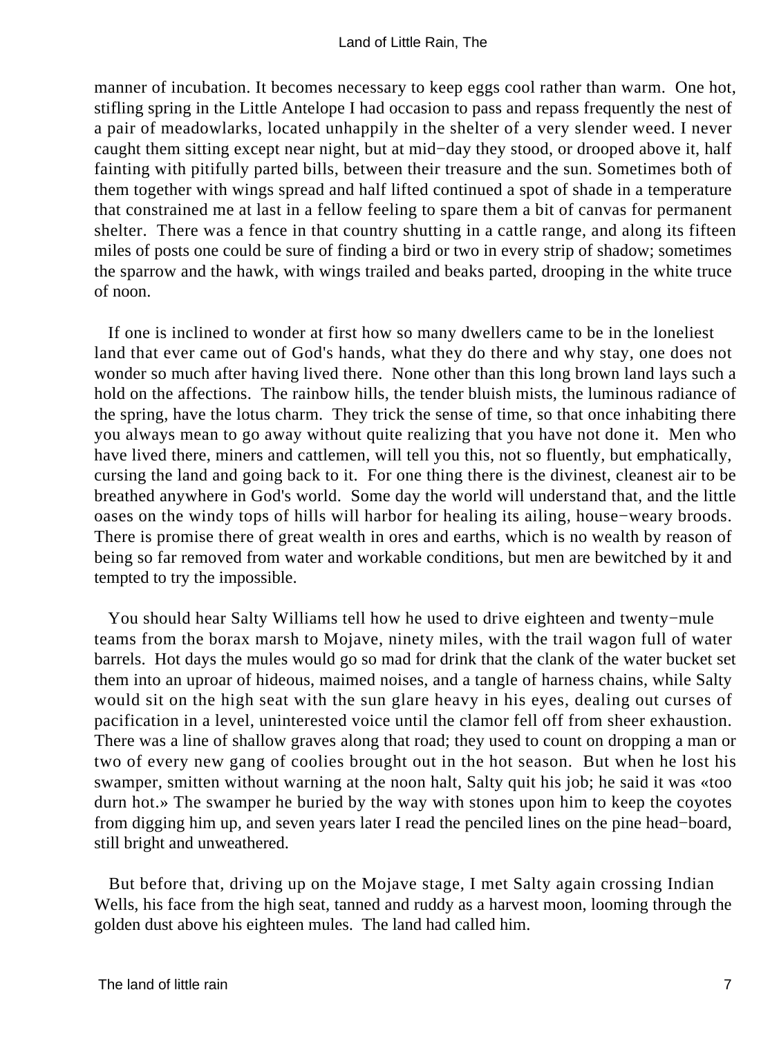manner of incubation. It becomes necessary to keep eggs cool rather than warm. One hot, stifling spring in the Little Antelope I had occasion to pass and repass frequently the nest of a pair of meadowlarks, located unhappily in the shelter of a very slender weed. I never caught them sitting except near night, but at mid−day they stood, or drooped above it, half fainting with pitifully parted bills, between their treasure and the sun. Sometimes both of them together with wings spread and half lifted continued a spot of shade in a temperature that constrained me at last in a fellow feeling to spare them a bit of canvas for permanent shelter. There was a fence in that country shutting in a cattle range, and along its fifteen miles of posts one could be sure of finding a bird or two in every strip of shadow; sometimes the sparrow and the hawk, with wings trailed and beaks parted, drooping in the white truce of noon.

If one is inclined to wonder at first how so many dwellers came to be in the loneliest land that ever came out of God's hands, what they do there and why stay, one does not wonder so much after having lived there. None other than this long brown land lays such a hold on the affections. The rainbow hills, the tender bluish mists, the luminous radiance of the spring, have the lotus charm. They trick the sense of time, so that once inhabiting there you always mean to go away without quite realizing that you have not done it. Men who have lived there, miners and cattlemen, will tell you this, not so fluently, but emphatically, cursing the land and going back to it. For one thing there is the divinest, cleanest air to be breathed anywhere in God's world. Some day the world will understand that, and the little oases on the windy tops of hills will harbor for healing its ailing, house−weary broods. There is promise there of great wealth in ores and earths, which is no wealth by reason of being so far removed from water and workable conditions, but men are bewitched by it and tempted to try the impossible.

You should hear Salty Williams tell how he used to drive eighteen and twenty−mule teams from the borax marsh to Mojave, ninety miles, with the trail wagon full of water barrels. Hot days the mules would go so mad for drink that the clank of the water bucket set them into an uproar of hideous, maimed noises, and a tangle of harness chains, while Salty would sit on the high seat with the sun glare heavy in his eyes, dealing out curses of pacification in a level, uninterested voice until the clamor fell off from sheer exhaustion. There was a line of shallow graves along that road; they used to count on dropping a man or two of every new gang of coolies brought out in the hot season. But when he lost his swamper, smitten without warning at the noon halt, Salty quit his job; he said it was «too durn hot.» The swamper he buried by the way with stones upon him to keep the coyotes from digging him up, and seven years later I read the penciled lines on the pine head−board, still bright and unweathered.

But before that, driving up on the Mojave stage, I met Salty again crossing Indian Wells, his face from the high seat, tanned and ruddy as a harvest moon, looming through the golden dust above his eighteen mules. The land had called him.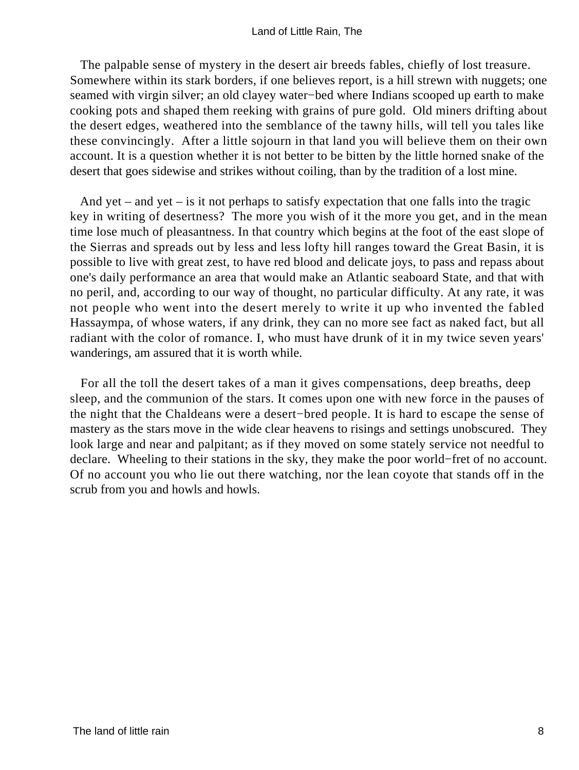The palpable sense of mystery in the desert air breeds fables, chiefly of lost treasure. Somewhere within its stark borders, if one believes report, is a hill strewn with nuggets; one seamed with virgin silver; an old clayey water−bed where Indians scooped up earth to make cooking pots and shaped them reeking with grains of pure gold. Old miners drifting about the desert edges, weathered into the semblance of the tawny hills, will tell you tales like these convincingly. After a little sojourn in that land you will believe them on their own account. It is a question whether it is not better to be bitten by the little horned snake of the desert that goes sidewise and strikes without coiling, than by the tradition of a lost mine.

And yet – and yet – is it not perhaps to satisfy expectation that one falls into the tragic key in writing of desertness? The more you wish of it the more you get, and in the mean time lose much of pleasantness. In that country which begins at the foot of the east slope of the Sierras and spreads out by less and less lofty hill ranges toward the Great Basin, it is possible to live with great zest, to have red blood and delicate joys, to pass and repass about one's daily performance an area that would make an Atlantic seaboard State, and that with no peril, and, according to our way of thought, no particular difficulty. At any rate, it was not people who went into the desert merely to write it up who invented the fabled Hassaympa, of whose waters, if any drink, they can no more see fact as naked fact, but all radiant with the color of romance. I, who must have drunk of it in my twice seven years' wanderings, am assured that it is worth while.

For all the toll the desert takes of a man it gives compensations, deep breaths, deep sleep, and the communion of the stars. It comes upon one with new force in the pauses of the night that the Chaldeans were a desert−bred people. It is hard to escape the sense of mastery as the stars move in the wide clear heavens to risings and settings unobscured. They look large and near and palpitant; as if they moved on some stately service not needful to declare. Wheeling to their stations in the sky, they make the poor world−fret of no account. Of no account you who lie out there watching, nor the lean coyote that stands off in the scrub from you and howls and howls.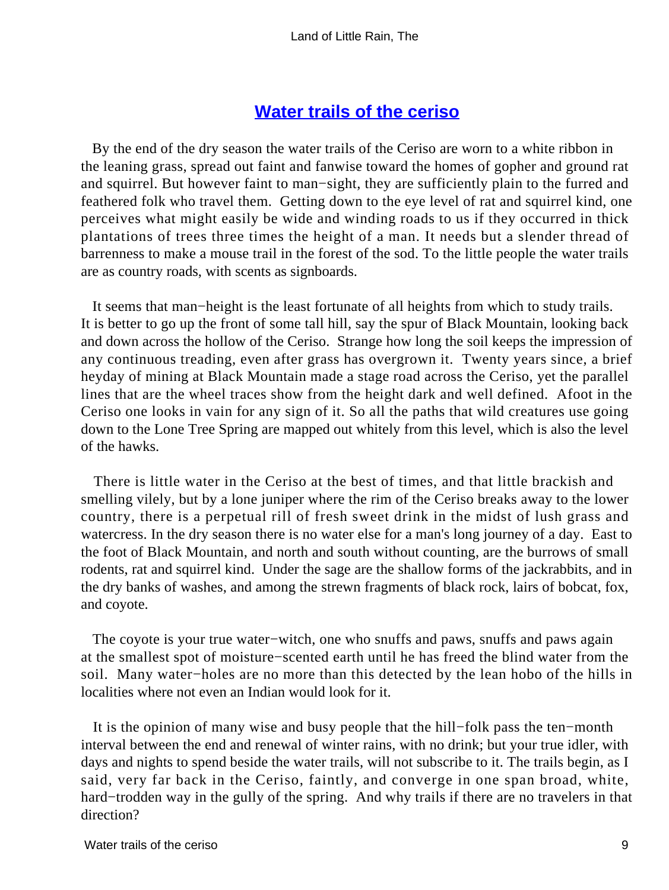## Water trails of the ceriso

By the end of the dry season the water trails of the Ceriso are worn to a white ribbon in the leaning grass, spread out faint and fanwise toward the homes of gopher and ground rat and squirrel. But however faint to man−sight, they are sufficiently plain to the furred and feathered folk who travel them. Getting down to the eye level of rat and squirrel kind, one perceives what might easily be wide and winding roads to us if they occurred in thick plantations of trees three times the height of a man. It needs but a slender thread of barrenness to make a mouse trail in the forest of the sod. To the little people the water trails are as country roads, with scents as signboards.

It seems that man−height is the least fortunate of all heights from which to study trails. It is better to go up the front of some tall hill, say the spur of Black Mountain, looking back and down across the hollow of the Ceriso. Strange how long the soil keeps the impression of any continuous treading, even after grass has overgrown it. Twenty years since, a brief heyday of mining at Black Mountain made a stage road across the Ceriso, yet the parallel lines that are the wheel traces show from the height dark and well defined. Afoot in the Ceriso one looks in vain for any sign of it. So all the paths that wild creatures use going down to the Lone Tree Spring are mapped out whitely from this level, which is also the level of the hawks.

There is little water in the Ceriso at the best of times, and that little brackish and smelling vilely, but by a lone juniper where the rim of the Ceriso breaks away to the lower country, there is a perpetual rill of fresh sweet drink in the midst of lush grass and watercress. In the dry season there is no water else for a man's long journey of a day. East to the foot of Black Mountain, and north and south without counting, are the burrows of small rodents, rat and squirrel kind. Under the sage are the shallow forms of the jackrabbits, and in the dry banks of washes, and among the strewn fragments of black rock, lairs of bobcat, fox, and coyote.

The coyote is your true water−witch, one who snuffs and paws, snuffs and paws again at the smallest spot of moisture−scented earth until he has freed the blind water from the soil. Many water−holes are no more than this detected by the lean hobo of the hills in localities where not even an Indian would look for it.

It is the opinion of many wise and busy people that the hill−folk pass the ten−month interval between the end and renewal of winter rains, with no drink; but your true idler, with days and nights to spend beside the water trails, will not subscribe to it. The trails begin, as I said, very far back in the Ceriso, faintly, and converge in one span broad, white, hard−trodden way in the gully of the spring. And why trails if there are no travelers in that direction?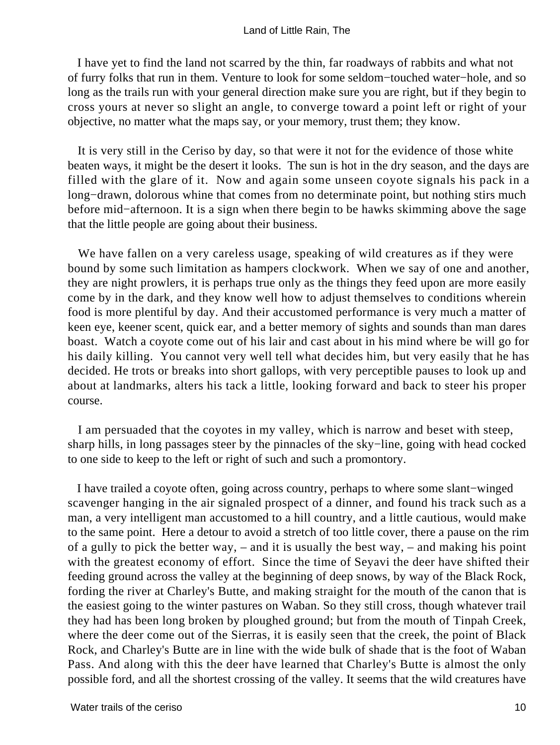I have yet to find the land not scarred by the thin, far roadways of rabbits and what not of furry folks that run in them. Venture to look for some seldom−touched water−hole, and so long as the trails run with your general direction make sure you are right, but if they begin to cross yours at never so slight an angle, to converge toward a point left or right of your objective, no matter what the maps say, or your memory, trust them; they know.

It is very still in the Ceriso by day, so that were it not for the evidence of those white beaten ways, it might be the desert it looks. The sun is hot in the dry season, and the days are filled with the glare of it. Now and again some unseen coyote signals his pack in a long−drawn, dolorous whine that comes from no determinate point, but nothing stirs much before mid−afternoon. It is a sign when there begin to be hawks skimming above the sage that the little people are going about their business.

We have fallen on a very careless usage, speaking of wild creatures as if they were bound by some such limitation as hampers clockwork. When we say of one and another, they are night prowlers, it is perhaps true only as the things they feed upon are more easily come by in the dark, and they know well how to adjust themselves to conditions wherein food is more plentiful by day. And their accustomed performance is very much a matter of keen eye, keener scent, quick ear, and a better memory of sights and sounds than man dares boast. Watch a coyote come out of his lair and cast about in his mind where be will go for his daily killing. You cannot very well tell what decides him, but very easily that he has decided. He trots or breaks into short gallops, with very perceptible pauses to look up and about at landmarks, alters his tack a little, looking forward and back to steer his proper course.

I am persuaded that the coyotes in my valley, which is narrow and beset with steep, sharp hills, in long passages steer by the pinnacles of the sky−line, going with head cocked to one side to keep to the left or right of such and such a promontory.

I have trailed a coyote often, going across country, perhaps to where some slant−winged scavenger hanging in the air signaled prospect of a dinner, and found his track such as a man, a very intelligent man accustomed to a hill country, and a little cautious, would make to the same point. Here a detour to avoid a stretch of too little cover, there a pause on the rim of a gully to pick the better way, – and it is usually the best way, – and making his point with the greatest economy of effort. Since the time of Seyavi the deer have shifted their feeding ground across the valley at the beginning of deep snows, by way of the Black Rock, fording the river at Charley's Butte, and making straight for the mouth of the canon that is the easiest going to the winter pastures on Waban. So they still cross, though whatever trail they had has been long broken by ploughed ground; but from the mouth of Tinpah Creek, where the deer come out of the Sierras, it is easily seen that the creek, the point of Black Rock, and Charley's Butte are in line with the wide bulk of shade that is the foot of Waban Pass. And along with this the deer have learned that Charley's Butte is almost the only possible ford, and all the shortest crossing of the valley. It seems that the wild creatures have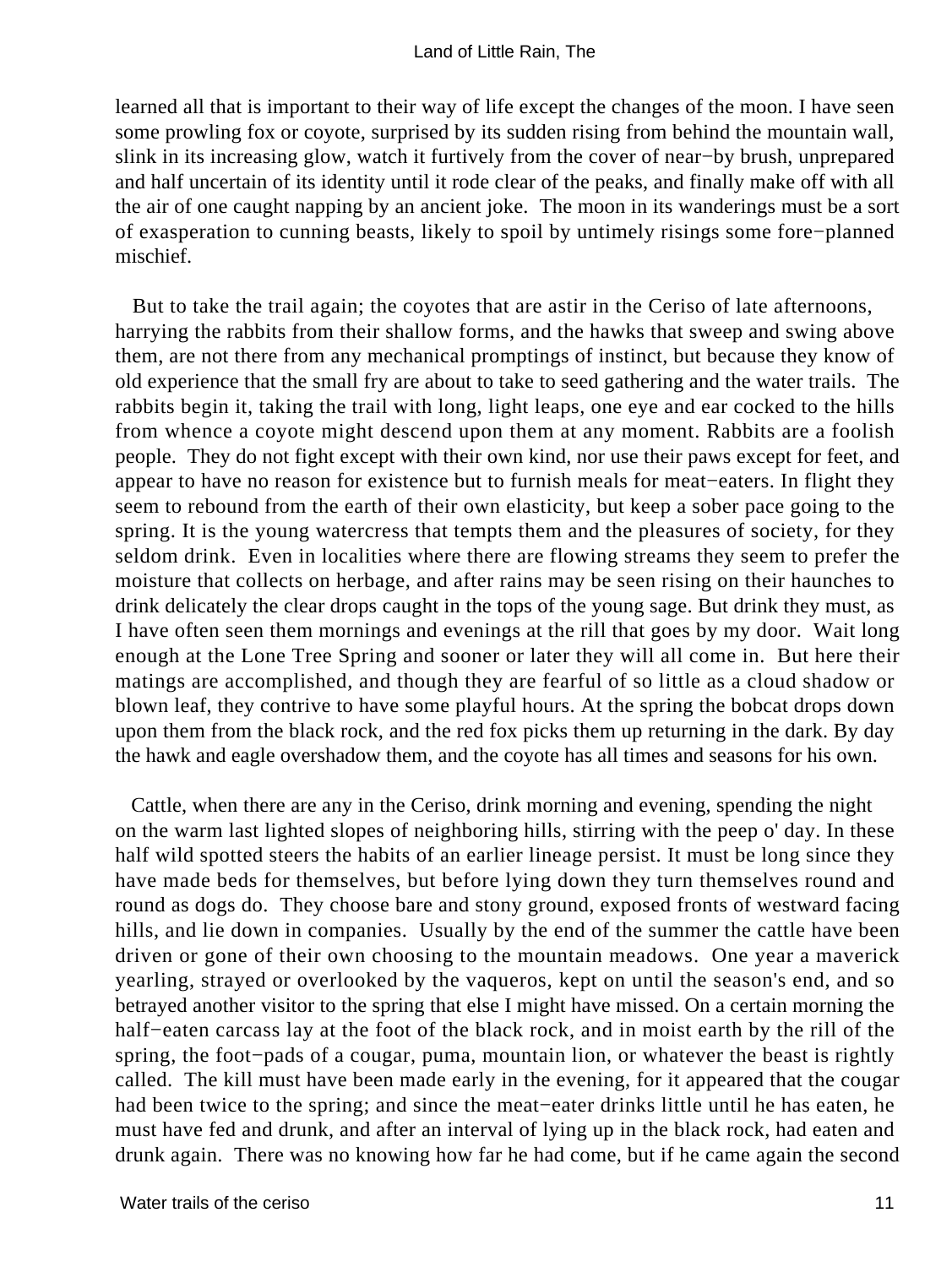learned all that is important to their way of life except the changes of the moon. I have seen some prowling fox or coyote, surprised by its sudden rising from behind the mountain wall, slink in its increasing glow, watch it furtively from the cover of near−by brush, unprepared and half uncertain of its identity until it rode clear of the peaks, and finally make off with all the air of one caught napping by an ancient joke. The moon in its wanderings must be a sort of exasperation to cunning beasts, likely to spoil by untimely risings some fore−planned mischief.

But to take the trail again; the coyotes that are astir in the Ceriso of late afternoons, harrying the rabbits from their shallow forms, and the hawks that sweep and swing above them, are not there from any mechanical promptings of instinct, but because they know of old experience that the small fry are about to take to seed gathering and the water trails. The rabbits begin it, taking the trail with long, light leaps, one eye and ear cocked to the hills from whence a coyote might descend upon them at any moment. Rabbits are a foolish people. They do not fight except with their own kind, nor use their paws except for feet, and appear to have no reason for existence but to furnish meals for meat−eaters. In flight they seem to rebound from the earth of their own elasticity, but keep a sober pace going to the spring. It is the young watercress that tempts them and the pleasures of society, for they seldom drink. Even in localities where there are flowing streams they seem to prefer the moisture that collects on herbage, and after rains may be seen rising on their haunches to drink delicately the clear drops caught in the tops of the young sage. But drink they must, as I have often seen them mornings and evenings at the rill that goes by my door. Wait long enough at the Lone Tree Spring and sooner or later they will all come in. But here their matings are accomplished, and though they are fearful of so little as a cloud shadow or blown leaf, they contrive to have some playful hours. At the spring the bobcat drops down upon them from the black rock, and the red fox picks them up returning in the dark. By day the hawk and eagle overshadow them, and the coyote has all times and seasons for his own.

Cattle, when there are any in the Ceriso, drink morning and evening, spending the night on the warm last lighted slopes of neighboring hills, stirring with the peep o' day. In these half wild spotted steers the habits of an earlier lineage persist. It must be long since they have made beds for themselves, but before lying down they turn themselves round and round as dogs do. They choose bare and stony ground, exposed fronts of westward facing hills, and lie down in companies. Usually by the end of the summer the cattle have been driven or gone of their own choosing to the mountain meadows. One year a maverick yearling, strayed or overlooked by the vaqueros, kept on until the season's end, and so betrayed another visitor to the spring that else I might have missed. On a certain morning the half−eaten carcass lay at the foot of the black rock, and in moist earth by the rill of the spring, the foot−pads of a cougar, puma, mountain lion, or whatever the beast is rightly called. The kill must have been made early in the evening, for it appeared that the cougar had been twice to the spring; and since the meat−eater drinks little until he has eaten, he must have fed and drunk, and after an interval of lying up in the black rock, had eaten and drunk again. There was no knowing how far he had come, but if he came again the second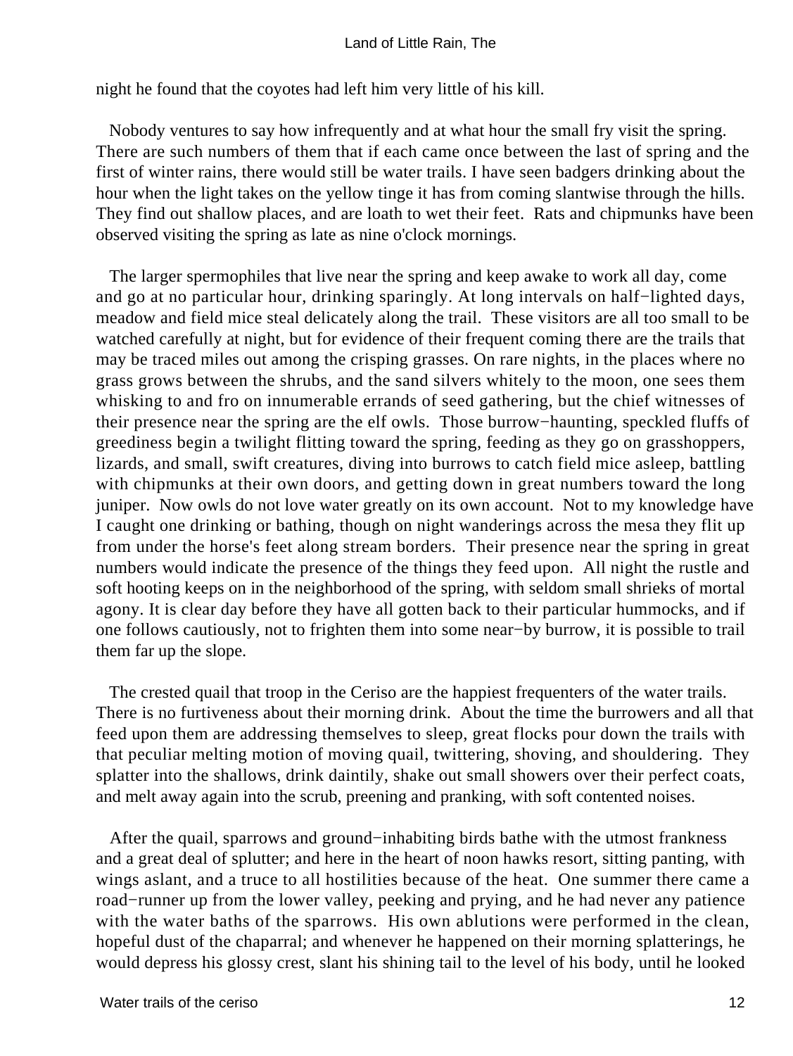night he found that the coyotes had left him very little of his kill.

Nobody ventures to say how infrequently and at what hour the small fry visit the spring. There are such numbers of them that if each came once between the last of spring and the first of winter rains, there would still be water trails. I have seen badgers drinking about the hour when the light takes on the yellow tinge it has from coming slantwise through the hills. They find out shallow places, and are loath to wet their feet. Rats and chipmunks have been observed visiting the spring as late as nine o'clock mornings.

The larger spermophiles that live near the spring and keep awake to work all day, come and go at no particular hour, drinking sparingly. At long intervals on half−lighted days, meadow and field mice steal delicately along the trail. These visitors are all too small to be watched carefully at night, but for evidence of their frequent coming there are the trails that may be traced miles out among the crisping grasses. On rare nights, in the places where no grass grows between the shrubs, and the sand silvers whitely to the moon, one sees them whisking to and fro on innumerable errands of seed gathering, but the chief witnesses of their presence near the spring are the elf owls. Those burrow−haunting, speckled fluffs of greediness begin a twilight flitting toward the spring, feeding as they go on grasshoppers, lizards, and small, swift creatures, diving into burrows to catch field mice asleep, battling with chipmunks at their own doors, and getting down in great numbers toward the long juniper. Now owls do not love water greatly on its own account. Not to my knowledge have I caught one drinking or bathing, though on night wanderings across the mesa they flit up from under the horse's feet along stream borders. Their presence near the spring in great numbers would indicate the presence of the things they feed upon. All night the rustle and soft hooting keeps on in the neighborhood of the spring, with seldom small shrieks of mortal agony. It is clear day before they have all gotten back to their particular hummocks, and if one follows cautiously, not to frighten them into some near−by burrow, it is possible to trail them far up the slope.

The crested quail that troop in the Ceriso are the happiest frequenters of the water trails. There is no furtiveness about their morning drink. About the time the burrowers and all that feed upon them are addressing themselves to sleep, great flocks pour down the trails with that peculiar melting motion of moving quail, twittering, shoving, and shouldering. They splatter into the shallows, drink daintily, shake out small showers over their perfect coats, and melt away again into the scrub, preening and pranking, with soft contented noises.

After the quail, sparrows and ground−inhabiting birds bathe with the utmost frankness and a great deal of splutter; and here in the heart of noon hawks resort, sitting panting, with wings aslant, and a truce to all hostilities because of the heat. One summer there came a road−runner up from the lower valley, peeking and prying, and he had never any patience with the water baths of the sparrows. His own ablutions were performed in the clean, hopeful dust of the chaparral; and whenever he happened on their morning splatterings, he would depress his glossy crest, slant his shining tail to the level of his body, until he looked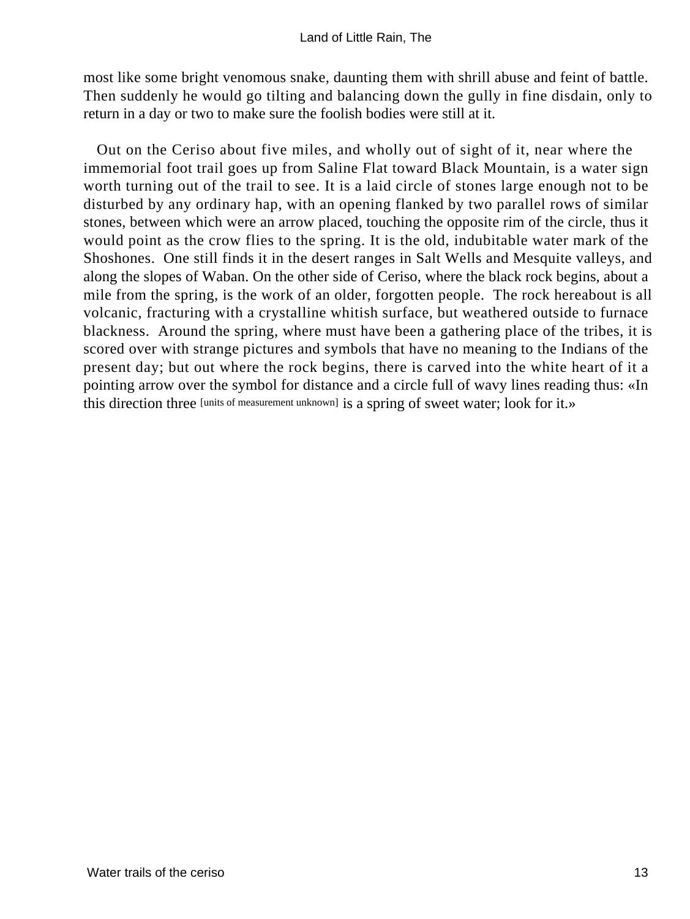most like some bright venomous snake, daunting them with shrill abuse and feint of battle. Then suddenly he would go tilting and balancing down the gully in fine disdain, only to return in a day or two to make sure the foolish bodies were still at it.

Out on the Ceriso about five miles, and wholly out of sight of it, near where the immemorial foot trail goes up from Saline Flat toward Black Mountain, is a water sign worth turning out of the trail to see. It is a laid circle of stones large enough not to be disturbed by any ordinary hap, with an opening flanked by two parallel rows of similar stones, between which were an arrow placed, touching the opposite rim of the circle, thus it would point as the crow flies to the spring. It is the old, indubitable water mark of the Shoshones. One still finds it in the desert ranges in Salt Wells and Mesquite valleys, and along the slopes of Waban. On the other side of Ceriso, where the black rock begins, about a mile from the spring, is the work of an older, forgotten people. The rock hereabout is all volcanic, fracturing with a crystalline whitish surface, but weathered outside to furnace blackness. Around the spring, where must have been a gathering place of the tribes, it is scored over with strange pictures and symbols that have no meaning to the Indians of the present day; but out where the rock begins, there is carved into the white heart of it a pointing arrow over the symbol for distance and a circle full of wavy lines reading thus: «In this direction three [units of measurement unknown] is a spring of sweet water; look for it.»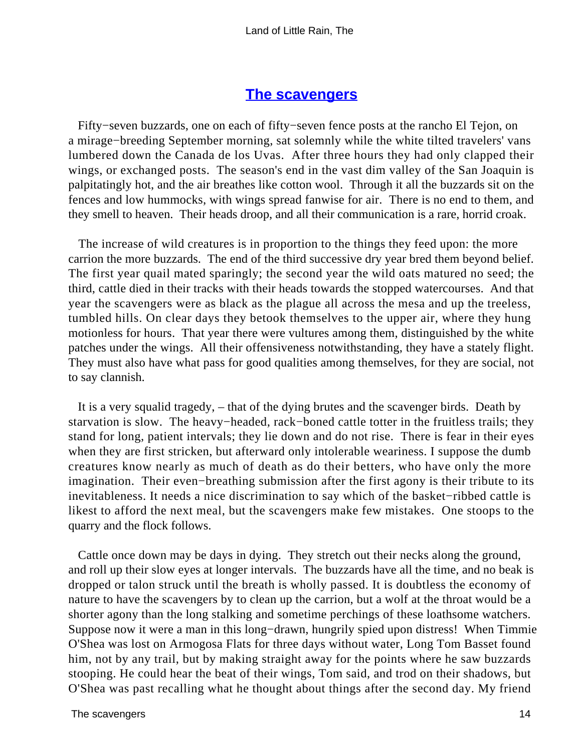## [The scavengers]

Fifty−seven buzzards, one on each of fifty−seven fence posts at the rancho El Tejon, on a mirage−breeding September morning, sat solemnly while the white tilted travelers' vans lumbered down the Canada de los Uvas. After three hours they had only clapped their wings, or exchanged posts. The season's end in the vast dim valley of the San Joaquin is palpitatingly hot, and the air breathes like cotton wool. Through it all the buzzards sit on the fences and low hummocks, with wings spread fanwise for air. There is no end to them, and they smell to heaven. Their heads droop, and all their communication is a rare, horrid croak.

The increase of wild creatures is in proportion to the things they feed upon: the more carrion the more buzzards. The end of the third successive dry year bred them beyond belief. The first year quail mated sparingly; the second year the wild oats matured no seed; the third, cattle died in their tracks with their heads towards the stopped watercourses. And that year the scavengers were as black as the plague all across the mesa and up the treeless, tumbled hills. On clear days they betook themselves to the upper air, where they hung motionless for hours. That year there were vultures among them, distinguished by the white patches under the wings. All their offensiveness notwithstanding, they have a stately flight. They must also have what pass for good qualities among themselves, for they are social, not to say clannish.

It is a very squalid tragedy, – that of the dying brutes and the scavenger birds. Death by starvation is slow. The heavy−headed, rack−boned cattle totter in the fruitless trails; they stand for long, patient intervals; they lie down and do not rise. There is fear in their eyes when they are first stricken, but afterward only intolerable weariness. I suppose the dumb creatures know nearly as much of death as do their betters, who have only the more imagination. Their even−breathing submission after the first agony is their tribute to its inevitableness. It needs a nice discrimination to say which of the basket−ribbed cattle is likest to afford the next meal, but the scavengers make few mistakes. One stoops to the quarry and the flock follows.

Cattle once down may be days in dying. They stretch out their necks along the ground, and roll up their slow eyes at longer intervals. The buzzards have all the time, and no beak is dropped or talon struck until the breath is wholly passed. It is doubtless the economy of nature to have the scavengers by to clean up the carrion, but a wolf at the throat would be a shorter agony than the long stalking and sometime perchings of these loathsome watchers. Suppose now it were a man in this long−drawn, hungrily spied upon distress! When Timmie O'Shea was lost on Armogosa Flats for three days without water, Long Tom Basset found him, not by any trail, but by making straight away for the points where he saw buzzards stooping. He could hear the beat of their wings, Tom said, and trod on their shadows, but O'Shea was past recalling what he thought about things after the second day. My friend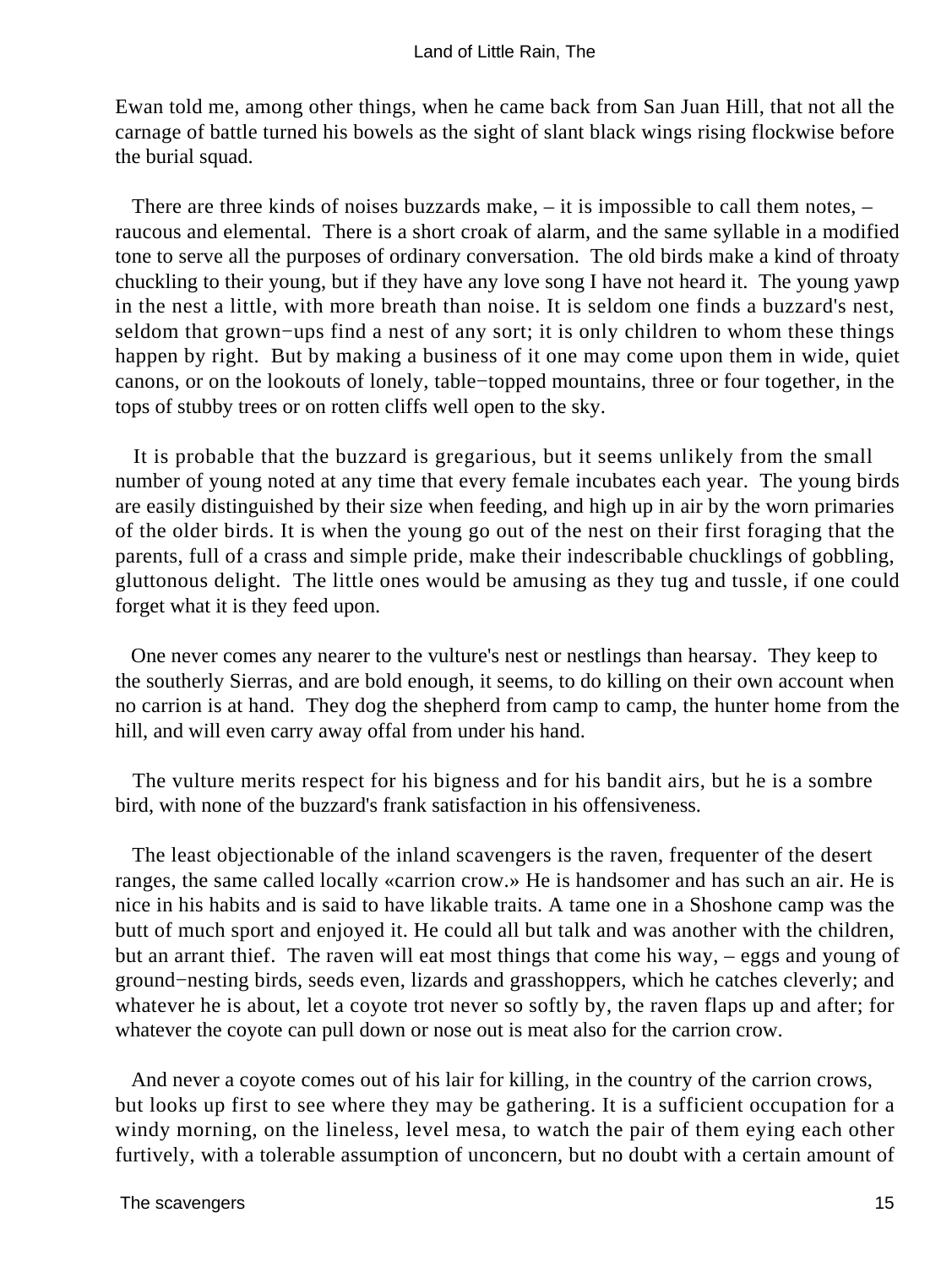Ewan told me, among other things, when he came back from San Juan Hill, that not all the carnage of battle turned his bowels as the sight of slant black wings rising flockwise before the burial squad.

There are three kinds of noises buzzards make, – it is impossible to call them notes, – raucous and elemental. There is a short croak of alarm, and the same syllable in a modified tone to serve all the purposes of ordinary conversation. The old birds make a kind of throaty chuckling to their young, but if they have any love song I have not heard it. The young yawp in the nest a little, with more breath than noise. It is seldom one finds a buzzard's nest, seldom that grown−ups find a nest of any sort; it is only children to whom these things happen by right. But by making a business of it one may come upon them in wide, quiet canons, or on the lookouts of lonely, table−topped mountains, three or four together, in the tops of stubby trees or on rotten cliffs well open to the sky.

It is probable that the buzzard is gregarious, but it seems unlikely from the small number of young noted at any time that every female incubates each year. The young birds are easily distinguished by their size when feeding, and high up in air by the worn primaries of the older birds. It is when the young go out of the nest on their first foraging that the parents, full of a crass and simple pride, make their indescribable chucklings of gobbling, gluttonous delight. The little ones would be amusing as they tug and tussle, if one could forget what it is they feed upon.

One never comes any nearer to the vulture's nest or nestlings than hearsay. They keep to the southerly Sierras, and are bold enough, it seems, to do killing on their own account when no carrion is at hand. They dog the shepherd from camp to camp, the hunter home from the hill, and will even carry away offal from under his hand.

The vulture merits respect for his bigness and for his bandit airs, but he is a sombre bird, with none of the buzzard's frank satisfaction in his offensiveness.

The least objectionable of the inland scavengers is the raven, frequenter of the desert ranges, the same called locally «carrion crow.» He is handsomer and has such an air. He is nice in his habits and is said to have likable traits. A tame one in a Shoshone camp was the butt of much sport and enjoyed it. He could all but talk and was another with the children, but an arrant thief. The raven will eat most things that come his way, – eggs and young of ground−nesting birds, seeds even, lizards and grasshoppers, which he catches cleverly; and whatever he is about, let a coyote trot never so softly by, the raven flaps up and after; for whatever the coyote can pull down or nose out is meat also for the carrion crow.

And never a coyote comes out of his lair for killing, in the country of the carrion crows, but looks up first to see where they may be gathering. It is a sufficient occupation for a windy morning, on the lineless, level mesa, to watch the pair of them eying each other furtively, with a tolerable assumption of unconcern, but no doubt with a certain amount of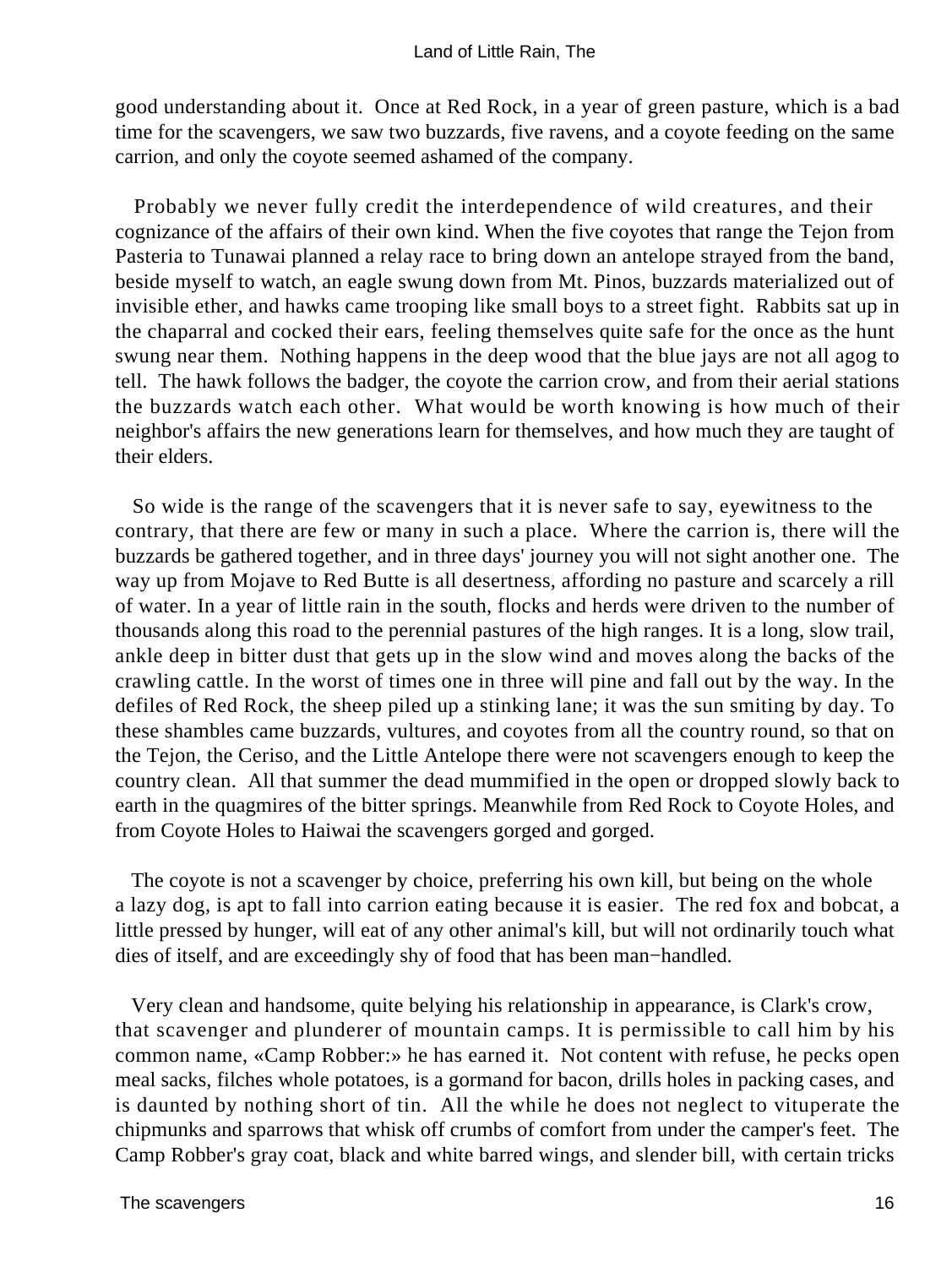good understanding about it. Once at Red Rock, in a year of green pasture, which is a bad time for the scavengers, we saw two buzzards, five ravens, and a coyote feeding on the same carrion, and only the coyote seemed ashamed of the company.

Probably we never fully credit the interdependence of wild creatures, and their cognizance of the affairs of their own kind. When the five coyotes that range the Tejon from Pasteria to Tunawai planned a relay race to bring down an antelope strayed from the band, beside myself to watch, an eagle swung down from Mt. Pinos, buzzards materialized out of invisible ether, and hawks came trooping like small boys to a street fight. Rabbits sat up in the chaparral and cocked their ears, feeling themselves quite safe for the once as the hunt swung near them. Nothing happens in the deep wood that the blue jays are not all agog to tell. The hawk follows the badger, the coyote the carrion crow, and from their aerial stations the buzzards watch each other. What would be worth knowing is how much of their neighbor's affairs the new generations learn for themselves, and how much they are taught of their elders.

So wide is the range of the scavengers that it is never safe to say, eyewitness to the contrary, that there are few or many in such a place. Where the carrion is, there will the buzzards be gathered together, and in three days' journey you will not sight another one. The way up from Mojave to Red Butte is all desertness, affording no pasture and scarcely a rill of water. In a year of little rain in the south, flocks and herds were driven to the number of thousands along this road to the perennial pastures of the high ranges. It is a long, slow trail, ankle deep in bitter dust that gets up in the slow wind and moves along the backs of the crawling cattle. In the worst of times one in three will pine and fall out by the way. In the defiles of Red Rock, the sheep piled up a stinking lane; it was the sun smiting by day. To these shambles came buzzards, vultures, and coyotes from all the country round, so that on the Tejon, the Ceriso, and the Little Antelope there were not scavengers enough to keep the country clean. All that summer the dead mummified in the open or dropped slowly back to earth in the quagmires of the bitter springs. Meanwhile from Red Rock to Coyote Holes, and from Coyote Holes to Haiwai the scavengers gorged and gorged.

The coyote is not a scavenger by choice, preferring his own kill, but being on the whole a lazy dog, is apt to fall into carrion eating because it is easier. The red fox and bobcat, a little pressed by hunger, will eat of any other animal's kill, but will not ordinarily touch what dies of itself, and are exceedingly shy of food that has been man−handled.

Very clean and handsome, quite belying his relationship in appearance, is Clark's crow, that scavenger and plunderer of mountain camps. It is permissible to call him by his common name, «Camp Robber:» he has earned it. Not content with refuse, he pecks open meal sacks, filches whole potatoes, is a gormand for bacon, drills holes in packing cases, and is daunted by nothing short of tin. All the while he does not neglect to vituperate the chipmunks and sparrows that whisk off crumbs of comfort from under the camper's feet. The Camp Robber's gray coat, black and white barred wings, and slender bill, with certain tricks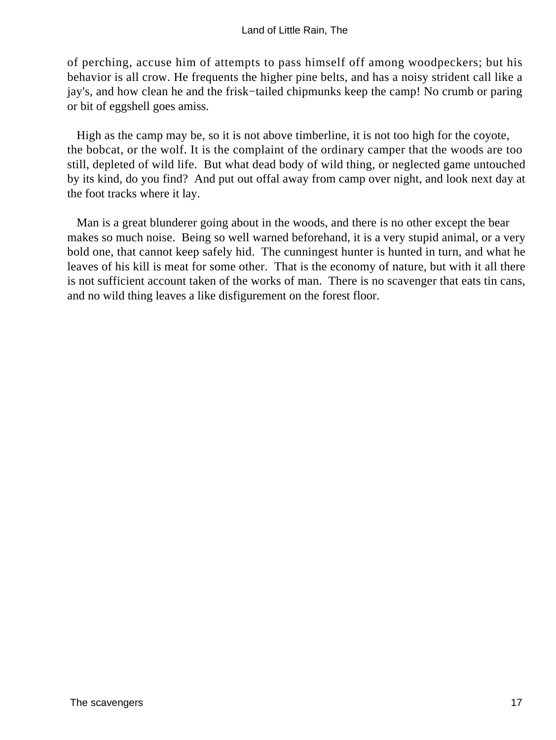of perching, accuse him of attempts to pass himself off among woodpeckers; but his behavior is all crow. He frequents the higher pine belts, and has a noisy strident call like a jay's, and how clean he and the frisk−tailed chipmunks keep the camp! No crumb or paring or bit of eggshell goes amiss.

High as the camp may be, so it is not above timberline, it is not too high for the coyote, the bobcat, or the wolf. It is the complaint of the ordinary camper that the woods are too still, depleted of wild life. But what dead body of wild thing, or neglected game untouched by its kind, do you find? And put out offal away from camp over night, and look next day at the foot tracks where it lay.

Man is a great blunderer going about in the woods, and there is no other except the bear makes so much noise. Being so well warned beforehand, it is a very stupid animal, or a very bold one, that cannot keep safely hid. The cunningest hunter is hunted in turn, and what he leaves of his kill is meat for some other. That is the economy of nature, but with it all there is not sufficient account taken of the works of man. There is no scavenger that eats tin cans, and no wild thing leaves a like disfigurement on the forest floor.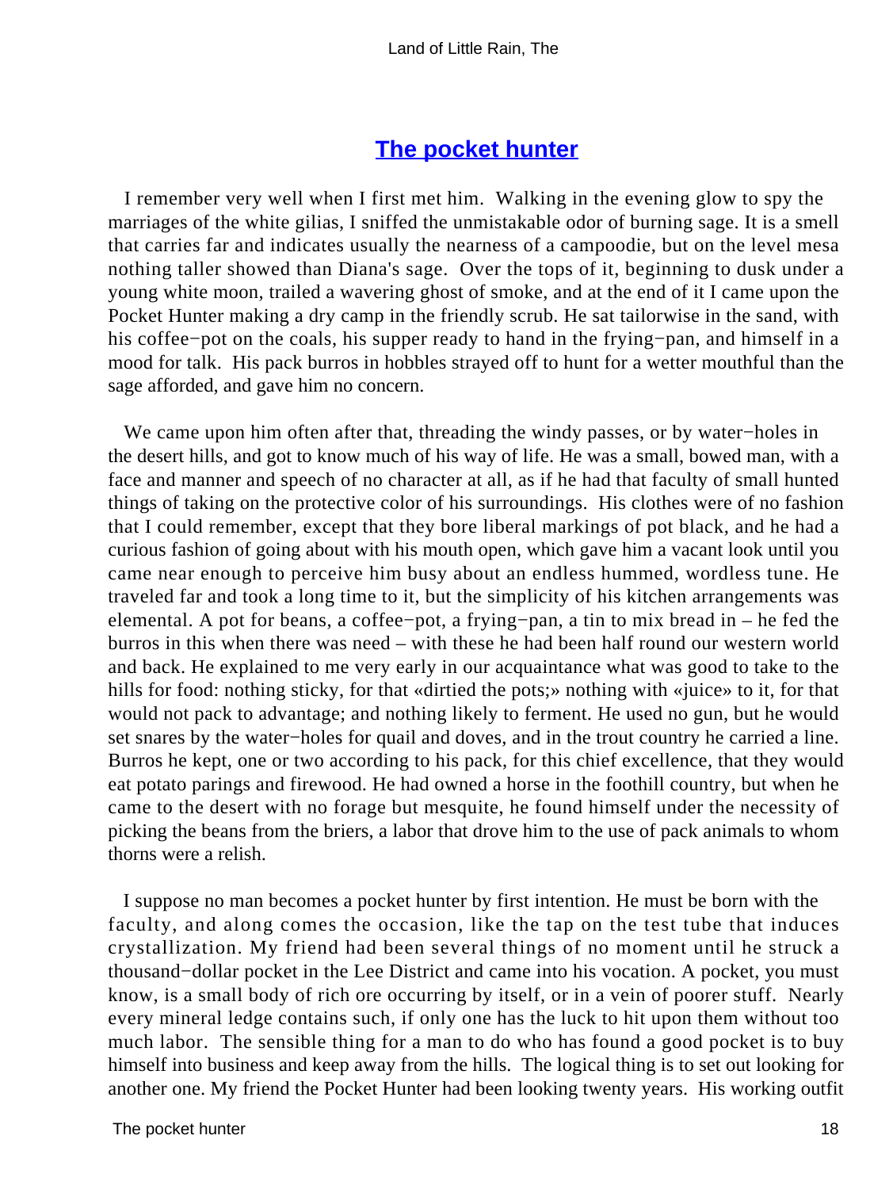## The pocket hunter

I remember very well when I first met him. Walking in the evening glow to spy the marriages of the white gilias, I sniffed the unmistakable odor of burning sage. It is a smell that carries far and indicates usually the nearness of a campoodie, but on the level mesa nothing taller showed than Diana's sage. Over the tops of it, beginning to dusk under a young white moon, trailed a wavering ghost of smoke, and at the end of it I came upon the Pocket Hunter making a dry camp in the friendly scrub. He sat tailorwise in the sand, with his coffee−pot on the coals, his supper ready to hand in the frying−pan, and himself in a mood for talk. His pack burros in hobbles strayed off to hunt for a wetter mouthful than the sage afforded, and gave him no concern.

We came upon him often after that, threading the windy passes, or by water−holes in the desert hills, and got to know much of his way of life. He was a small, bowed man, with a face and manner and speech of no character at all, as if he had that faculty of small hunted things of taking on the protective color of his surroundings. His clothes were of no fashion that I could remember, except that they bore liberal markings of pot black, and he had a curious fashion of going about with his mouth open, which gave him a vacant look until you came near enough to perceive him busy about an endless hummed, wordless tune. He traveled far and took a long time to it, but the simplicity of his kitchen arrangements was elemental. A pot for beans, a coffee−pot, a frying−pan, a tin to mix bread in – he fed the burros in this when there was need – with these he had been half round our western world and back. He explained to me very early in our acquaintance what was good to take to the hills for food: nothing sticky, for that «dirtied the pots;» nothing with «juice» to it, for that would not pack to advantage; and nothing likely to ferment. He used no gun, but he would set snares by the water−holes for quail and doves, and in the trout country he carried a line. Burros he kept, one or two according to his pack, for this chief excellence, that they would eat potato parings and firewood. He had owned a horse in the foothill country, but when he came to the desert with no forage but mesquite, he found himself under the necessity of picking the beans from the briers, a labor that drove him to the use of pack animals to whom thorns were a relish.

I suppose no man becomes a pocket hunter by first intention. He must be born with the faculty, and along comes the occasion, like the tap on the test tube that induces crystallization. My friend had been several things of no moment until he struck a thousand−dollar pocket in the Lee District and came into his vocation. A pocket, you must know, is a small body of rich ore occurring by itself, or in a vein of poorer stuff. Nearly every mineral ledge contains such, if only one has the luck to hit upon them without too much labor. The sensible thing for a man to do who has found a good pocket is to buy himself into business and keep away from the hills. The logical thing is to set out looking for another one. My friend the Pocket Hunter had been looking twenty years. His working outfit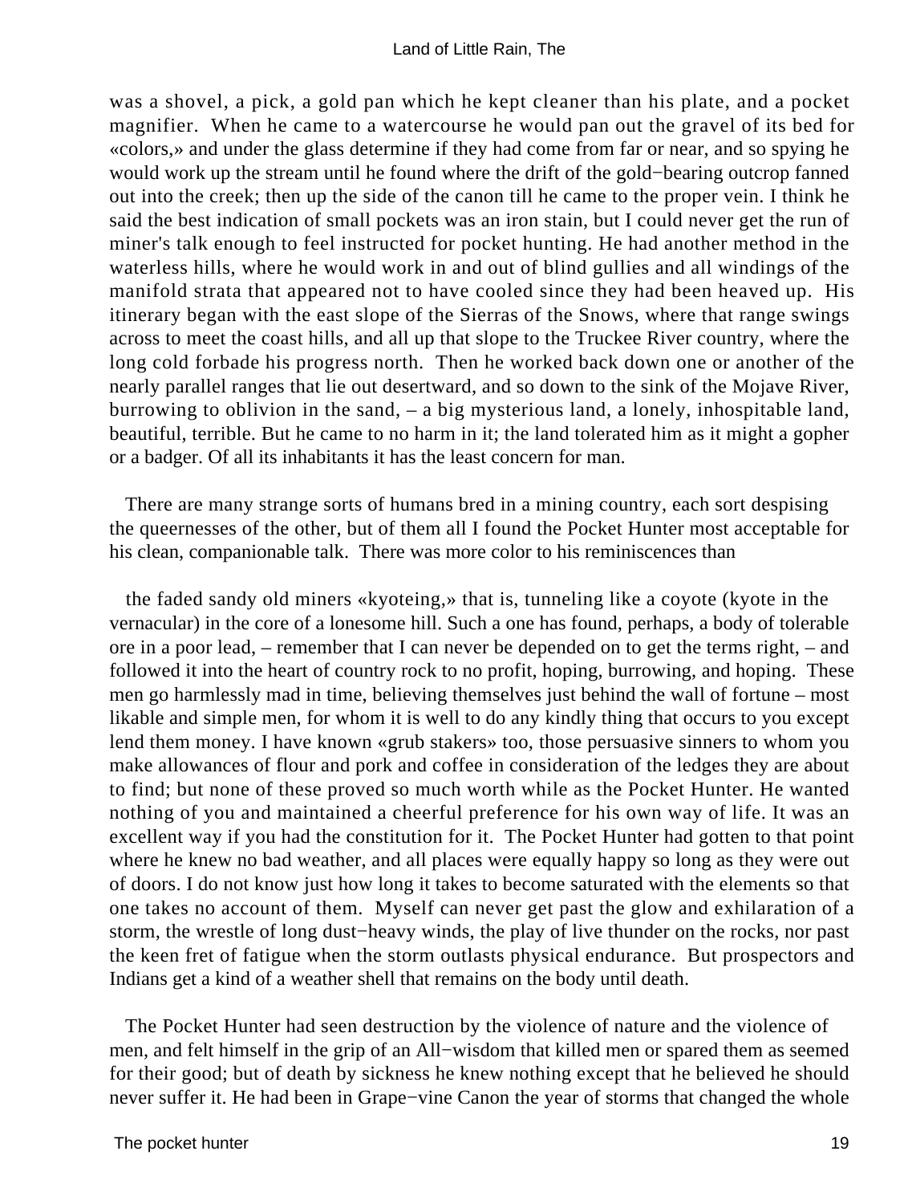was a shovel, a pick, a gold pan which he kept cleaner than his plate, and a pocket magnifier. When he came to a watercourse he would pan out the gravel of its bed for «colors,» and under the glass determine if they had come from far or near, and so spying he would work up the stream until he found where the drift of the gold−bearing outcrop fanned out into the creek; then up the side of the canon till he came to the proper vein. I think he said the best indication of small pockets was an iron stain, but I could never get the run of miner's talk enough to feel instructed for pocket hunting. He had another method in the waterless hills, where he would work in and out of blind gullies and all windings of the manifold strata that appeared not to have cooled since they had been heaved up. His itinerary began with the east slope of the Sierras of the Snows, where that range swings across to meet the coast hills, and all up that slope to the Truckee River country, where the long cold forbade his progress north. Then he worked back down one or another of the nearly parallel ranges that lie out desertward, and so down to the sink of the Mojave River, burrowing to oblivion in the sand, – a big mysterious land, a lonely, inhospitable land, beautiful, terrible. But he came to no harm in it; the land tolerated him as it might a gopher or a badger. Of all its inhabitants it has the least concern for man.

There are many strange sorts of humans bred in a mining country, each sort despising the queernesses of the other, but of them all I found the Pocket Hunter most acceptable for his clean, companionable talk. There was more color to his reminiscences than

the faded sandy old miners «kyoteing,» that is, tunneling like a coyote (kyote in the vernacular) in the core of a lonesome hill. Such a one has found, perhaps, a body of tolerable ore in a poor lead, – remember that I can never be depended on to get the terms right, – and followed it into the heart of country rock to no profit, hoping, burrowing, and hoping. These men go harmlessly mad in time, believing themselves just behind the wall of fortune – most likable and simple men, for whom it is well to do any kindly thing that occurs to you except lend them money. I have known «grub stakers» too, those persuasive sinners to whom you make allowances of flour and pork and coffee in consideration of the ledges they are about to find; but none of these proved so much worth while as the Pocket Hunter. He wanted nothing of you and maintained a cheerful preference for his own way of life. It was an excellent way if you had the constitution for it. The Pocket Hunter had gotten to that point where he knew no bad weather, and all places were equally happy so long as they were out of doors. I do not know just how long it takes to become saturated with the elements so that one takes no account of them. Myself can never get past the glow and exhilaration of a storm, the wrestle of long dust−heavy winds, the play of live thunder on the rocks, nor past the keen fret of fatigue when the storm outlasts physical endurance. But prospectors and Indians get a kind of a weather shell that remains on the body until death.

The Pocket Hunter had seen destruction by the violence of nature and the violence of men, and felt himself in the grip of an All−wisdom that killed men or spared them as seemed for their good; but of death by sickness he knew nothing except that he believed he should never suffer it. He had been in Grape−vine Canon the year of storms that changed the whole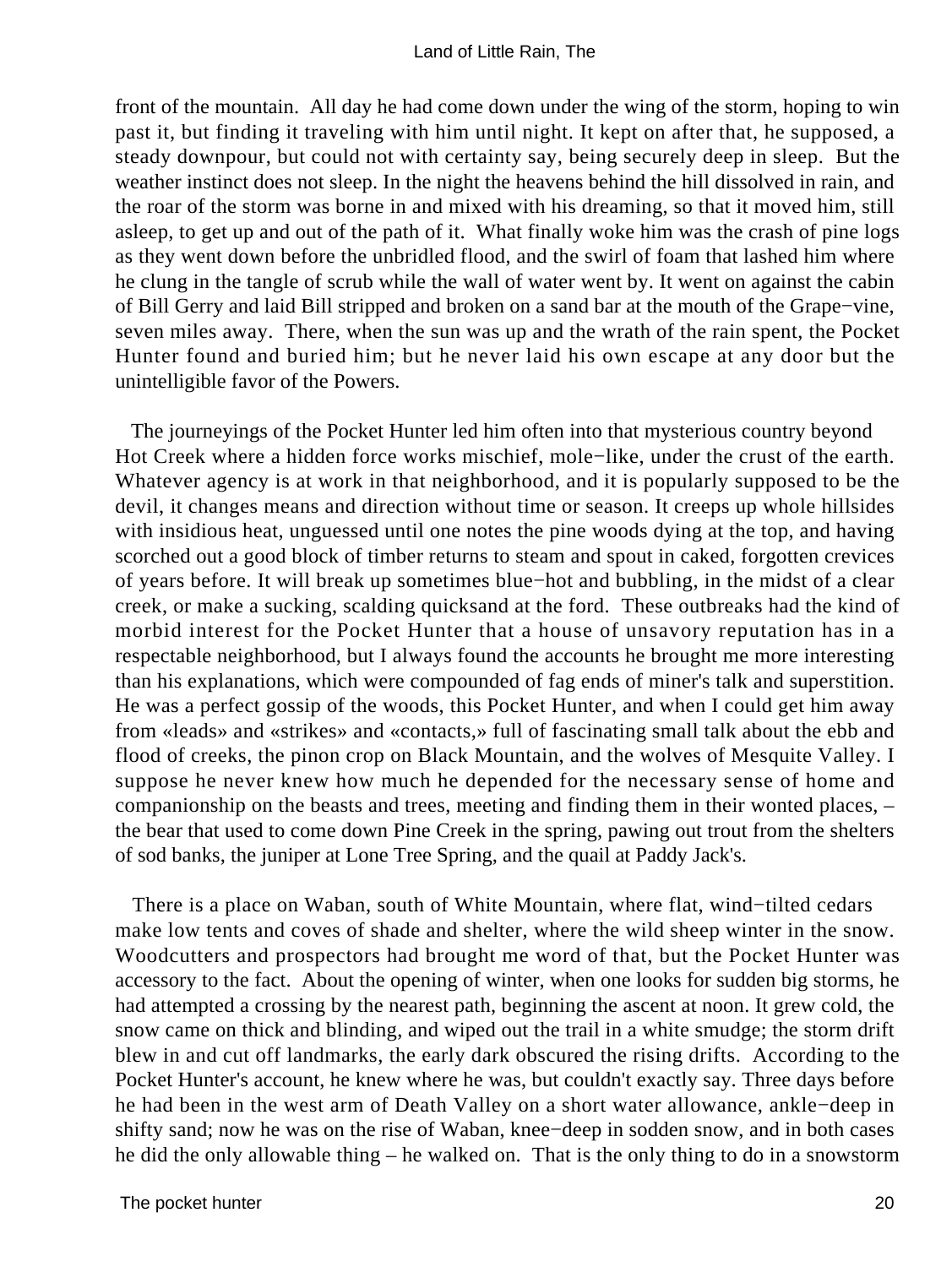front of the mountain. All day he had come down under the wing of the storm, hoping to win past it, but finding it traveling with him until night. It kept on after that, he supposed, a steady downpour, but could not with certainty say, being securely deep in sleep. But the weather instinct does not sleep. In the night the heavens behind the hill dissolved in rain, and the roar of the storm was borne in and mixed with his dreaming, so that it moved him, still asleep, to get up and out of the path of it. What finally woke him was the crash of pine logs as they went down before the unbridled flood, and the swirl of foam that lashed him where he clung in the tangle of scrub while the wall of water went by. It went on against the cabin of Bill Gerry and laid Bill stripped and broken on a sand bar at the mouth of the Grape−vine, seven miles away. There, when the sun was up and the wrath of the rain spent, the Pocket Hunter found and buried him; but he never laid his own escape at any door but the unintelligible favor of the Powers.

The journeyings of the Pocket Hunter led him often into that mysterious country beyond Hot Creek where a hidden force works mischief, mole−like, under the crust of the earth. Whatever agency is at work in that neighborhood, and it is popularly supposed to be the devil, it changes means and direction without time or season. It creeps up whole hillsides with insidious heat, unguessed until one notes the pine woods dying at the top, and having scorched out a good block of timber returns to steam and spout in caked, forgotten crevices of years before. It will break up sometimes blue−hot and bubbling, in the midst of a clear creek, or make a sucking, scalding quicksand at the ford. These outbreaks had the kind of morbid interest for the Pocket Hunter that a house of unsavory reputation has in a respectable neighborhood, but I always found the accounts he brought me more interesting than his explanations, which were compounded of fag ends of miner's talk and superstition. He was a perfect gossip of the woods, this Pocket Hunter, and when I could get him away from «leads» and «strikes» and «contacts,» full of fascinating small talk about the ebb and flood of creeks, the pinon crop on Black Mountain, and the wolves of Mesquite Valley. I suppose he never knew how much he depended for the necessary sense of home and companionship on the beasts and trees, meeting and finding them in their wonted places, – the bear that used to come down Pine Creek in the spring, pawing out trout from the shelters of sod banks, the juniper at Lone Tree Spring, and the quail at Paddy Jack's.

There is a place on Waban, south of White Mountain, where flat, wind−tilted cedars make low tents and coves of shade and shelter, where the wild sheep winter in the snow. Woodcutters and prospectors had brought me word of that, but the Pocket Hunter was accessory to the fact. About the opening of winter, when one looks for sudden big storms, he had attempted a crossing by the nearest path, beginning the ascent at noon. It grew cold, the snow came on thick and blinding, and wiped out the trail in a white smudge; the storm drift blew in and cut off landmarks, the early dark obscured the rising drifts. According to the Pocket Hunter's account, he knew where he was, but couldn't exactly say. Three days before he had been in the west arm of Death Valley on a short water allowance, ankle−deep in shifty sand; now he was on the rise of Waban, knee−deep in sodden snow, and in both cases he did the only allowable thing – he walked on. That is the only thing to do in a snowstorm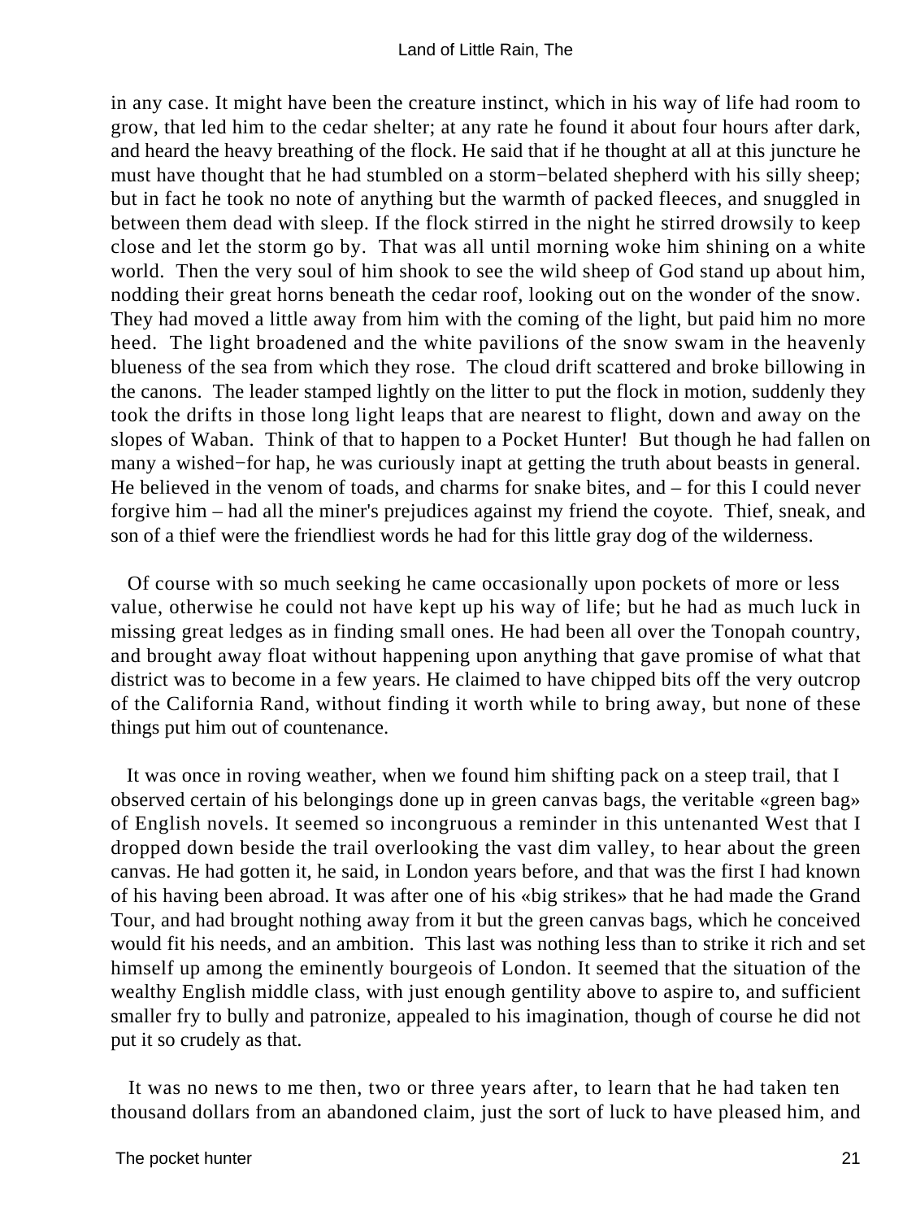in any case. It might have been the creature instinct, which in his way of life had room to grow, that led him to the cedar shelter; at any rate he found it about four hours after dark, and heard the heavy breathing of the flock. He said that if he thought at all at this juncture he must have thought that he had stumbled on a storm−belated shepherd with his silly sheep; but in fact he took no note of anything but the warmth of packed fleeces, and snuggled in between them dead with sleep. If the flock stirred in the night he stirred drowsily to keep close and let the storm go by. That was all until morning woke him shining on a white world. Then the very soul of him shook to see the wild sheep of God stand up about him, nodding their great horns beneath the cedar roof, looking out on the wonder of the snow. They had moved a little away from him with the coming of the light, but paid him no more heed. The light broadened and the white pavilions of the snow swam in the heavenly blueness of the sea from which they rose. The cloud drift scattered and broke billowing in the canons. The leader stamped lightly on the litter to put the flock in motion, suddenly they took the drifts in those long light leaps that are nearest to flight, down and away on the slopes of Waban. Think of that to happen to a Pocket Hunter! But though he had fallen on many a wished−for hap, he was curiously inapt at getting the truth about beasts in general. He believed in the venom of toads, and charms for snake bites, and – for this I could never forgive him – had all the miner's prejudices against my friend the coyote. Thief, sneak, and son of a thief were the friendliest words he had for this little gray dog of the wilderness.

Of course with so much seeking he came occasionally upon pockets of more or less value, otherwise he could not have kept up his way of life; but he had as much luck in missing great ledges as in finding small ones. He had been all over the Tonopah country, and brought away float without happening upon anything that gave promise of what that district was to become in a few years. He claimed to have chipped bits off the very outcrop of the California Rand, without finding it worth while to bring away, but none of these things put him out of countenance.

It was once in roving weather, when we found him shifting pack on a steep trail, that I observed certain of his belongings done up in green canvas bags, the veritable «green bag» of English novels. It seemed so incongruous a reminder in this untenanted West that I dropped down beside the trail overlooking the vast dim valley, to hear about the green canvas. He had gotten it, he said, in London years before, and that was the first I had known of his having been abroad. It was after one of his «big strikes» that he had made the Grand Tour, and had brought nothing away from it but the green canvas bags, which he conceived would fit his needs, and an ambition. This last was nothing less than to strike it rich and set himself up among the eminently bourgeois of London. It seemed that the situation of the wealthy English middle class, with just enough gentility above to aspire to, and sufficient smaller fry to bully and patronize, appealed to his imagination, though of course he did not put it so crudely as that.

It was no news to me then, two or three years after, to learn that he had taken ten thousand dollars from an abandoned claim, just the sort of luck to have pleased him, and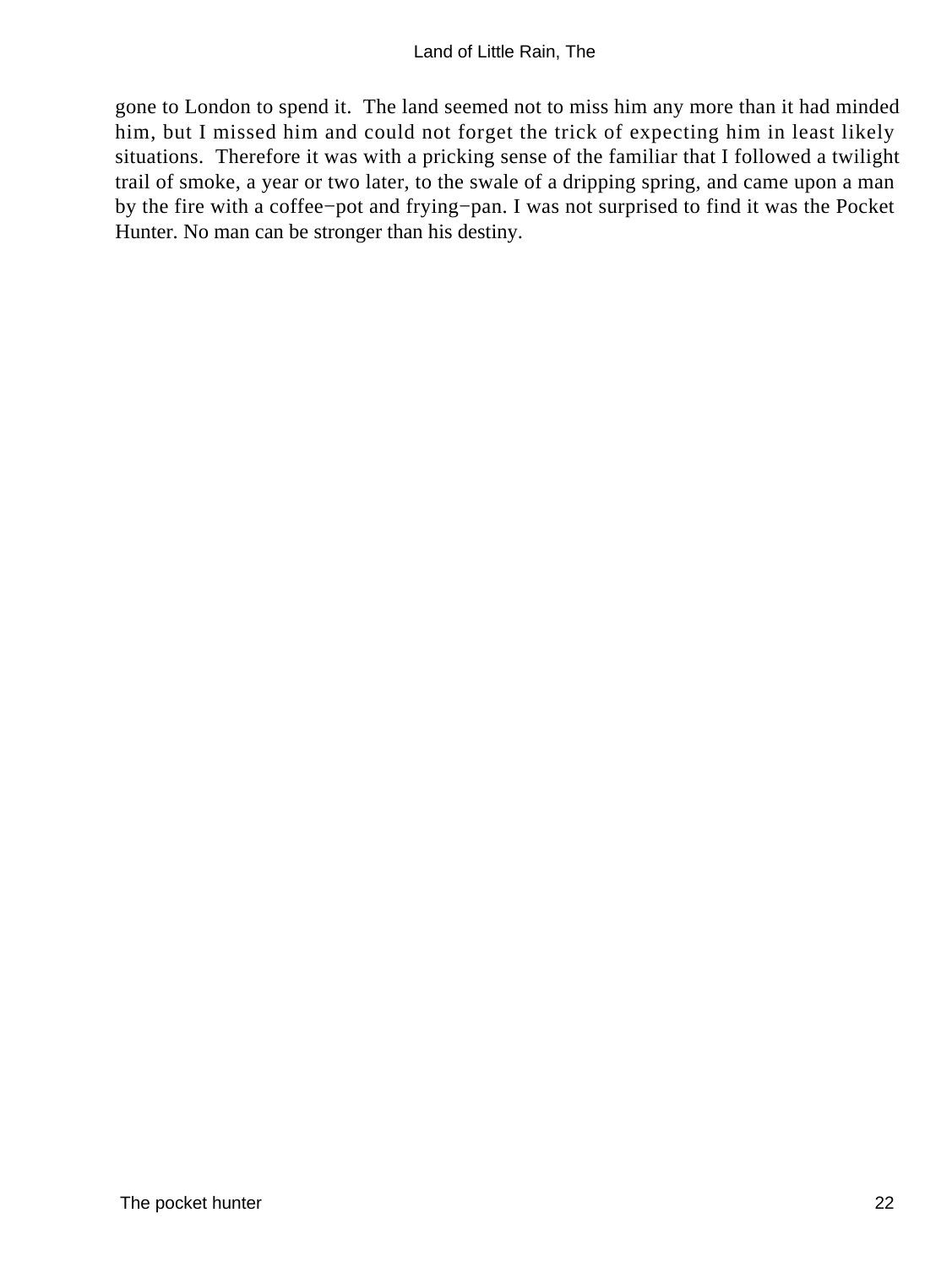gone to London to spend it. The land seemed not to miss him any more than it had minded him, but I missed him and could not forget the trick of expecting him in least likely situations. Therefore it was with a pricking sense of the familiar that I followed a twilight trail of smoke, a year or two later, to the swale of a dripping spring, and came upon a man by the fire with a coffee−pot and frying−pan. I was not surprised to find it was the Pocket Hunter. No man can be stronger than his destiny.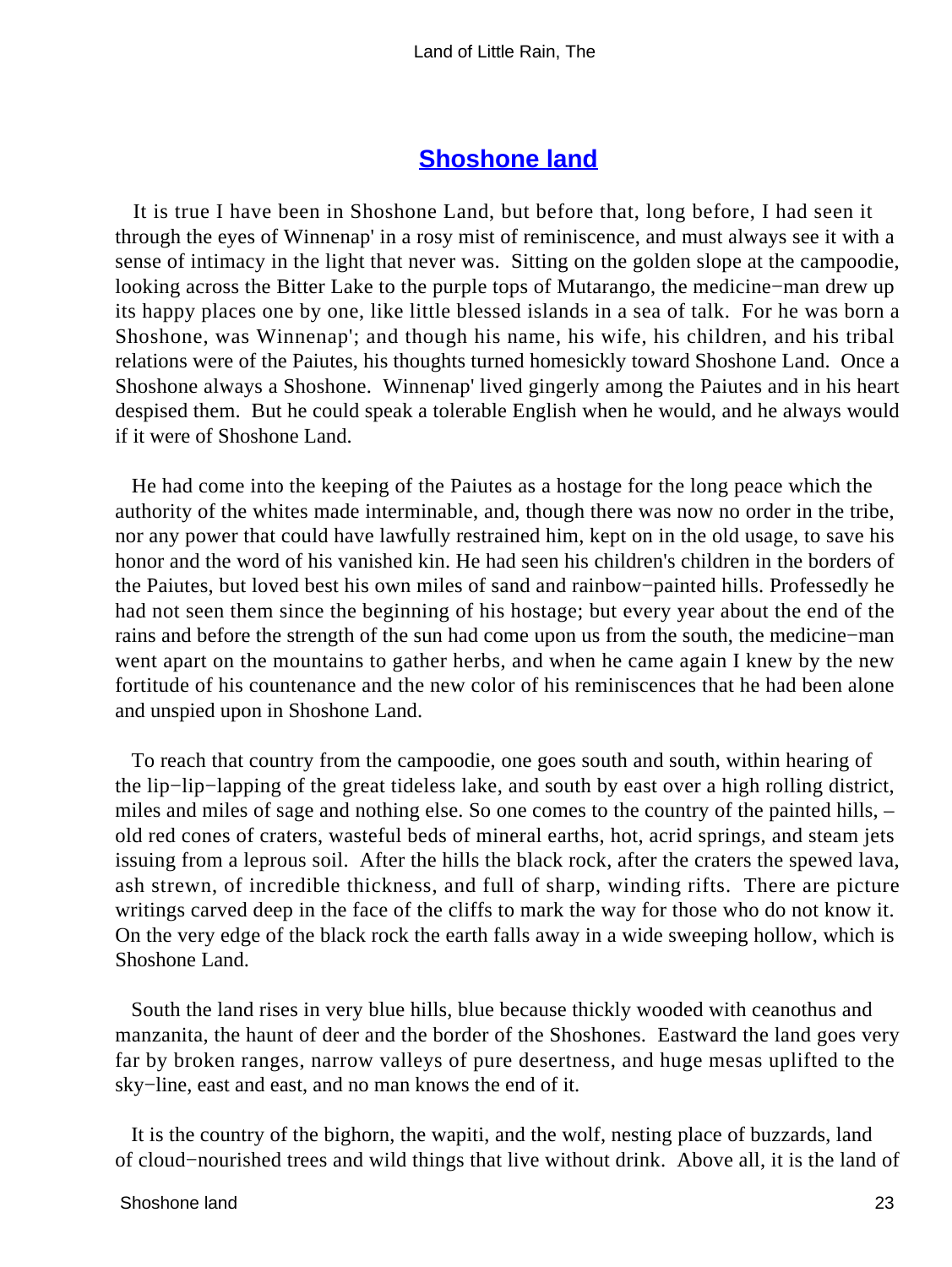## Shoshone land

It is true I have been in Shoshone Land, but before that, long before, I had seen it through the eyes of Winnenap' in a rosy mist of reminiscence, and must always see it with a sense of intimacy in the light that never was. Sitting on the golden slope at the campoodie, looking across the Bitter Lake to the purple tops of Mutarango, the medicine−man drew up its happy places one by one, like little blessed islands in a sea of talk. For he was born a Shoshone, was Winnenap'; and though his name, his wife, his children, and his tribal relations were of the Paiutes, his thoughts turned homesickly toward Shoshone Land. Once a Shoshone always a Shoshone. Winnenap' lived gingerly among the Paiutes and in his heart despised them. But he could speak a tolerable English when he would, and he always would if it were of Shoshone Land.

He had come into the keeping of the Paiutes as a hostage for the long peace which the authority of the whites made interminable, and, though there was now no order in the tribe, nor any power that could have lawfully restrained him, kept on in the old usage, to save his honor and the word of his vanished kin. He had seen his children's children in the borders of the Paiutes, but loved best his own miles of sand and rainbow−painted hills. Professedly he had not seen them since the beginning of his hostage; but every year about the end of the rains and before the strength of the sun had come upon us from the south, the medicine−man went apart on the mountains to gather herbs, and when he came again I knew by the new fortitude of his countenance and the new color of his reminiscences that he had been alone and unspied upon in Shoshone Land.

To reach that country from the campoodie, one goes south and south, within hearing of the lip−lip−lapping of the great tideless lake, and south by east over a high rolling district, miles and miles of sage and nothing else. So one comes to the country of the painted hills, – old red cones of craters, wasteful beds of mineral earths, hot, acrid springs, and steam jets issuing from a leprous soil. After the hills the black rock, after the craters the spewed lava, ash strewn, of incredible thickness, and full of sharp, winding rifts. There are picture writings carved deep in the face of the cliffs to mark the way for those who do not know it. On the very edge of the black rock the earth falls away in a wide sweeping hollow, which is Shoshone Land.

South the land rises in very blue hills, blue because thickly wooded with ceanothus and manzanita, the haunt of deer and the border of the Shoshones. Eastward the land goes very far by broken ranges, narrow valleys of pure desertness, and huge mesas uplifted to the sky−line, east and east, and no man knows the end of it.

It is the country of the bighorn, the wapiti, and the wolf, nesting place of buzzards, land of cloud−nourished trees and wild things that live without drink. Above all, it is the land of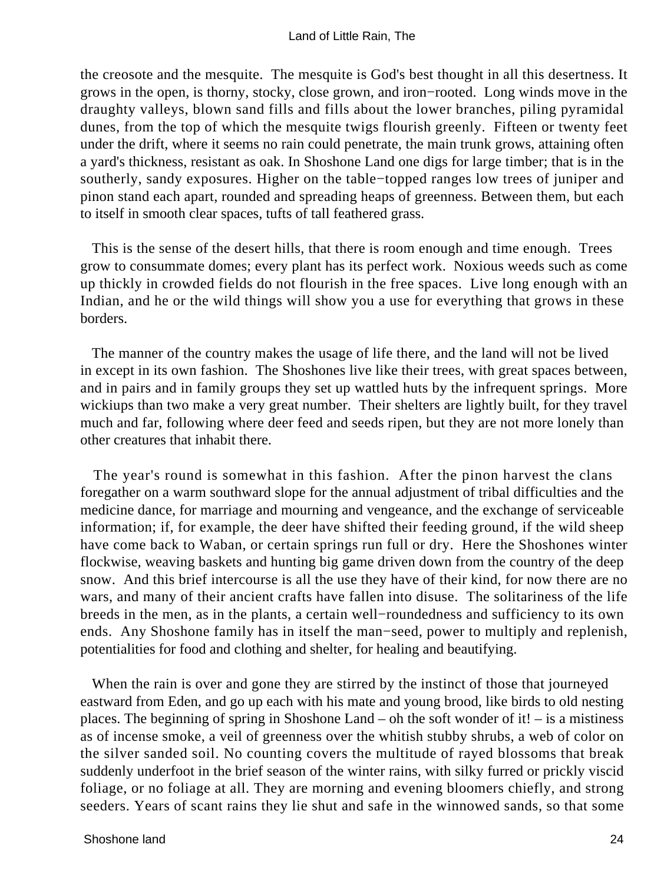the creosote and the mesquite. The mesquite is God's best thought in all this desertness. It grows in the open, is thorny, stocky, close grown, and iron−rooted. Long winds move in the draughty valleys, blown sand fills and fills about the lower branches, piling pyramidal dunes, from the top of which the mesquite twigs flourish greenly. Fifteen or twenty feet under the drift, where it seems no rain could penetrate, the main trunk grows, attaining often a yard's thickness, resistant as oak. In Shoshone Land one digs for large timber; that is in the southerly, sandy exposures. Higher on the table−topped ranges low trees of juniper and pinon stand each apart, rounded and spreading heaps of greenness. Between them, but each to itself in smooth clear spaces, tufts of tall feathered grass.

This is the sense of the desert hills, that there is room enough and time enough. Trees grow to consummate domes; every plant has its perfect work. Noxious weeds such as come up thickly in crowded fields do not flourish in the free spaces. Live long enough with an Indian, and he or the wild things will show you a use for everything that grows in these borders.

The manner of the country makes the usage of life there, and the land will not be lived in except in its own fashion. The Shoshones live like their trees, with great spaces between, and in pairs and in family groups they set up wattled huts by the infrequent springs. More wickiups than two make a very great number. Their shelters are lightly built, for they travel much and far, following where deer feed and seeds ripen, but they are not more lonely than other creatures that inhabit there.

The year's round is somewhat in this fashion. After the pinon harvest the clans foregather on a warm southward slope for the annual adjustment of tribal difficulties and the medicine dance, for marriage and mourning and vengeance, and the exchange of serviceable information; if, for example, the deer have shifted their feeding ground, if the wild sheep have come back to Waban, or certain springs run full or dry. Here the Shoshones winter flockwise, weaving baskets and hunting big game driven down from the country of the deep snow. And this brief intercourse is all the use they have of their kind, for now there are no wars, and many of their ancient crafts have fallen into disuse. The solitariness of the life breeds in the men, as in the plants, a certain well−roundedness and sufficiency to its own ends. Any Shoshone family has in itself the man−seed, power to multiply and replenish, potentialities for food and clothing and shelter, for healing and beautifying.

When the rain is over and gone they are stirred by the instinct of those that journeyed eastward from Eden, and go up each with his mate and young brood, like birds to old nesting places. The beginning of spring in Shoshone Land – oh the soft wonder of it! – is a mistiness as of incense smoke, a veil of greenness over the whitish stubby shrubs, a web of color on the silver sanded soil. No counting covers the multitude of rayed blossoms that break suddenly underfoot in the brief season of the winter rains, with silky furred or prickly viscid foliage, or no foliage at all. They are morning and evening bloomers chiefly, and strong seeders. Years of scant rains they lie shut and safe in the winnowed sands, so that some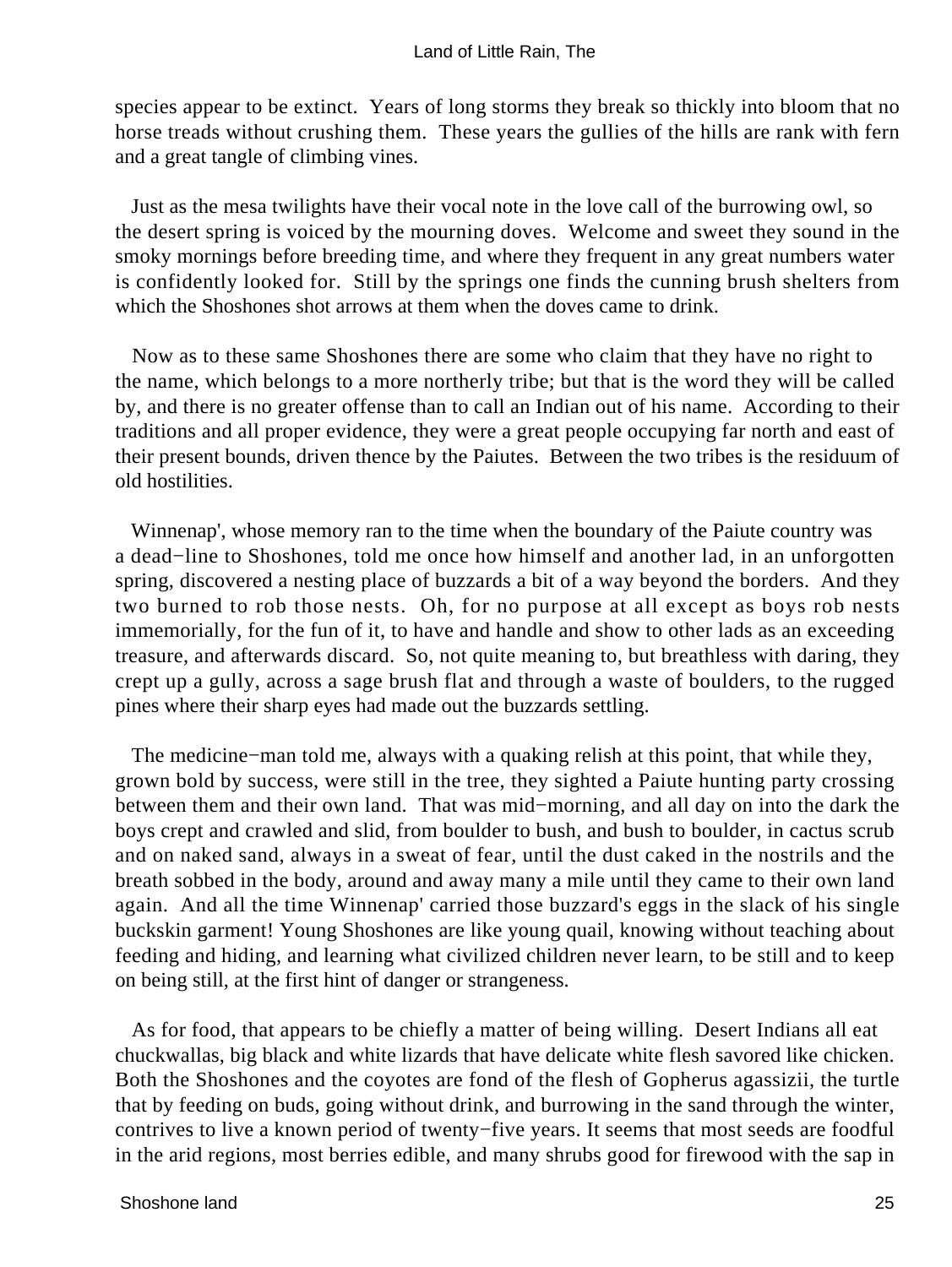species appear to be extinct. Years of long storms they break so thickly into bloom that no horse treads without crushing them. These years the gullies of the hills are rank with fern and a great tangle of climbing vines.

Just as the mesa twilights have their vocal note in the love call of the burrowing owl, so the desert spring is voiced by the mourning doves. Welcome and sweet they sound in the smoky mornings before breeding time, and where they frequent in any great numbers water is confidently looked for. Still by the springs one finds the cunning brush shelters from which the Shoshones shot arrows at them when the doves came to drink.

Now as to these same Shoshones there are some who claim that they have no right to the name, which belongs to a more northerly tribe; but that is the word they will be called by, and there is no greater offense than to call an Indian out of his name. According to their traditions and all proper evidence, they were a great people occupying far north and east of their present bounds, driven thence by the Paiutes. Between the two tribes is the residuum of old hostilities.

Winnenap', whose memory ran to the time when the boundary of the Paiute country was a dead−line to Shoshones, told me once how himself and another lad, in an unforgotten spring, discovered a nesting place of buzzards a bit of a way beyond the borders. And they two burned to rob those nests. Oh, for no purpose at all except as boys rob nests immemorially, for the fun of it, to have and handle and show to other lads as an exceeding treasure, and afterwards discard. So, not quite meaning to, but breathless with daring, they crept up a gully, across a sage brush flat and through a waste of boulders, to the rugged pines where their sharp eyes had made out the buzzards settling.

The medicine−man told me, always with a quaking relish at this point, that while they, grown bold by success, were still in the tree, they sighted a Paiute hunting party crossing between them and their own land. That was mid−morning, and all day on into the dark the boys crept and crawled and slid, from boulder to bush, and bush to boulder, in cactus scrub and on naked sand, always in a sweat of fear, until the dust caked in the nostrils and the breath sobbed in the body, around and away many a mile until they came to their own land again. And all the time Winnenap' carried those buzzard's eggs in the slack of his single buckskin garment! Young Shoshones are like young quail, knowing without teaching about feeding and hiding, and learning what civilized children never learn, to be still and to keep on being still, at the first hint of danger or strangeness.

As for food, that appears to be chiefly a matter of being willing. Desert Indians all eat chuckwallas, big black and white lizards that have delicate white flesh savored like chicken. Both the Shoshones and the coyotes are fond of the flesh of Gopherus agassizii, the turtle that by feeding on buds, going without drink, and burrowing in the sand through the winter, contrives to live a known period of twenty−five years. It seems that most seeds are foodful in the arid regions, most berries edible, and many shrubs good for firewood with the sap in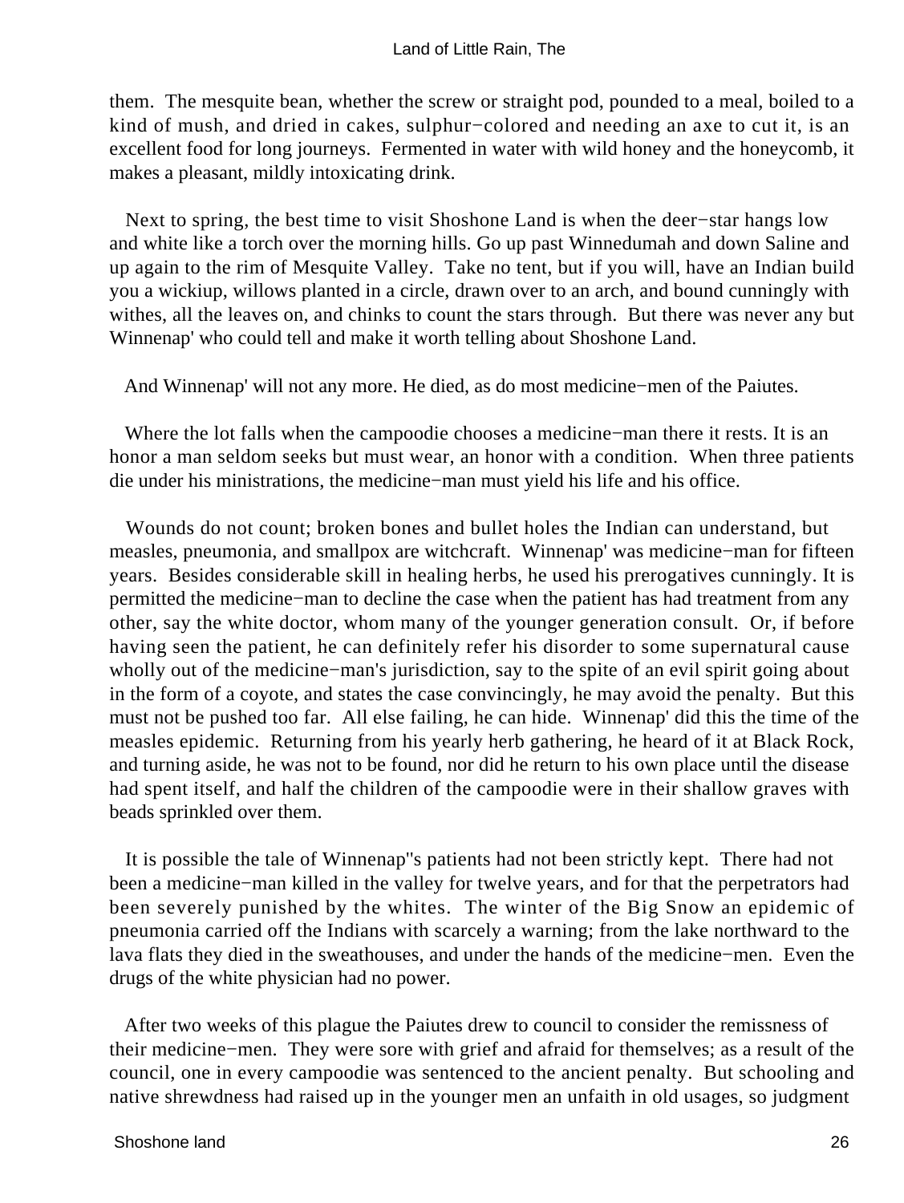them. The mesquite bean, whether the screw or straight pod, pounded to a meal, boiled to a kind of mush, and dried in cakes, sulphur−colored and needing an axe to cut it, is an excellent food for long journeys. Fermented in water with wild honey and the honeycomb, it makes a pleasant, mildly intoxicating drink.

Next to spring, the best time to visit Shoshone Land is when the deer−star hangs low and white like a torch over the morning hills. Go up past Winnedumah and down Saline and up again to the rim of Mesquite Valley. Take no tent, but if you will, have an Indian build you a wickiup, willows planted in a circle, drawn over to an arch, and bound cunningly with withes, all the leaves on, and chinks to count the stars through. But there was never any but Winnenap' who could tell and make it worth telling about Shoshone Land.

And Winnenap' will not any more. He died, as do most medicine−men of the Paiutes.

Where the lot falls when the campoodie chooses a medicine−man there it rests. It is an honor a man seldom seeks but must wear, an honor with a condition. When three patients die under his ministrations, the medicine−man must yield his life and his office.

Wounds do not count; broken bones and bullet holes the Indian can understand, but measles, pneumonia, and smallpox are witchcraft. Winnenap' was medicine−man for fifteen years. Besides considerable skill in healing herbs, he used his prerogatives cunningly. It is permitted the medicine−man to decline the case when the patient has had treatment from any other, say the white doctor, whom many of the younger generation consult. Or, if before having seen the patient, he can definitely refer his disorder to some supernatural cause wholly out of the medicine−man's jurisdiction, say to the spite of an evil spirit going about in the form of a coyote, and states the case convincingly, he may avoid the penalty. But this must not be pushed too far. All else failing, he can hide. Winnenap' did this the time of the measles epidemic. Returning from his yearly herb gathering, he heard of it at Black Rock, and turning aside, he was not to be found, nor did he return to his own place until the disease had spent itself, and half the children of the campoodie were in their shallow graves with beads sprinkled over them.

It is possible the tale of Winnenap''s patients had not been strictly kept. There had not been a medicine−man killed in the valley for twelve years, and for that the perpetrators had been severely punished by the whites. The winter of the Big Snow an epidemic of pneumonia carried off the Indians with scarcely a warning; from the lake northward to the lava flats they died in the sweathouses, and under the hands of the medicine−men. Even the drugs of the white physician had no power.

After two weeks of this plague the Paiutes drew to council to consider the remissness of their medicine−men. They were sore with grief and afraid for themselves; as a result of the council, one in every campoodie was sentenced to the ancient penalty. But schooling and native shrewdness had raised up in the younger men an unfaith in old usages, so judgment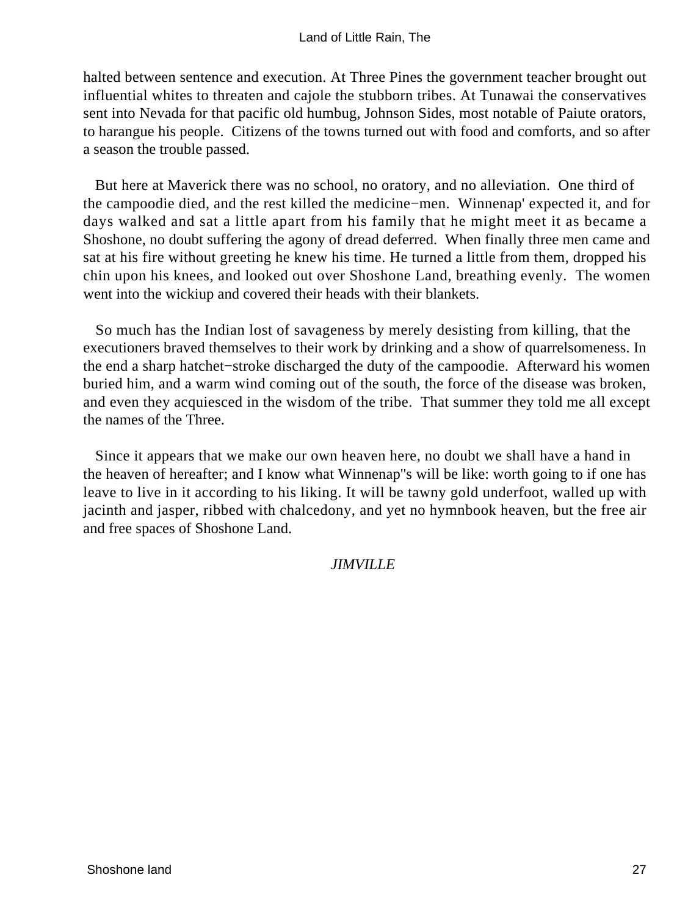halted between sentence and execution. At Three Pines the government teacher brought out influential whites to threaten and cajole the stubborn tribes. At Tunawai the conservatives sent into Nevada for that pacific old humbug, Johnson Sides, most notable of Paiute orators, to harangue his people. Citizens of the towns turned out with food and comforts, and so after a season the trouble passed.

But here at Maverick there was no school, no oratory, and no alleviation. One third of the campoodie died, and the rest killed the medicine−men. Winnenap' expected it, and for days walked and sat a little apart from his family that he might meet it as became a Shoshone, no doubt suffering the agony of dread deferred. When finally three men came and sat at his fire without greeting he knew his time. He turned a little from them, dropped his chin upon his knees, and looked out over Shoshone Land, breathing evenly. The women went into the wickiup and covered their heads with their blankets.

So much has the Indian lost of savageness by merely desisting from killing, that the executioners braved themselves to their work by drinking and a show of quarrelsomeness. In the end a sharp hatchet−stroke discharged the duty of the campoodie. Afterward his women buried him, and a warm wind coming out of the south, the force of the disease was broken, and even they acquiesced in the wisdom of the tribe. That summer they told me all except the names of the Three.

Since it appears that we make our own heaven here, no doubt we shall have a hand in the heaven of hereafter; and I know what Winnenap''s will be like: worth going to if one has leave to live in it according to his liking. It will be tawny gold underfoot, walled up with jacinth and jasper, ribbed with chalcedony, and yet no hymnbook heaven, but the free air and free spaces of Shoshone Land.

## *JIMVILLE*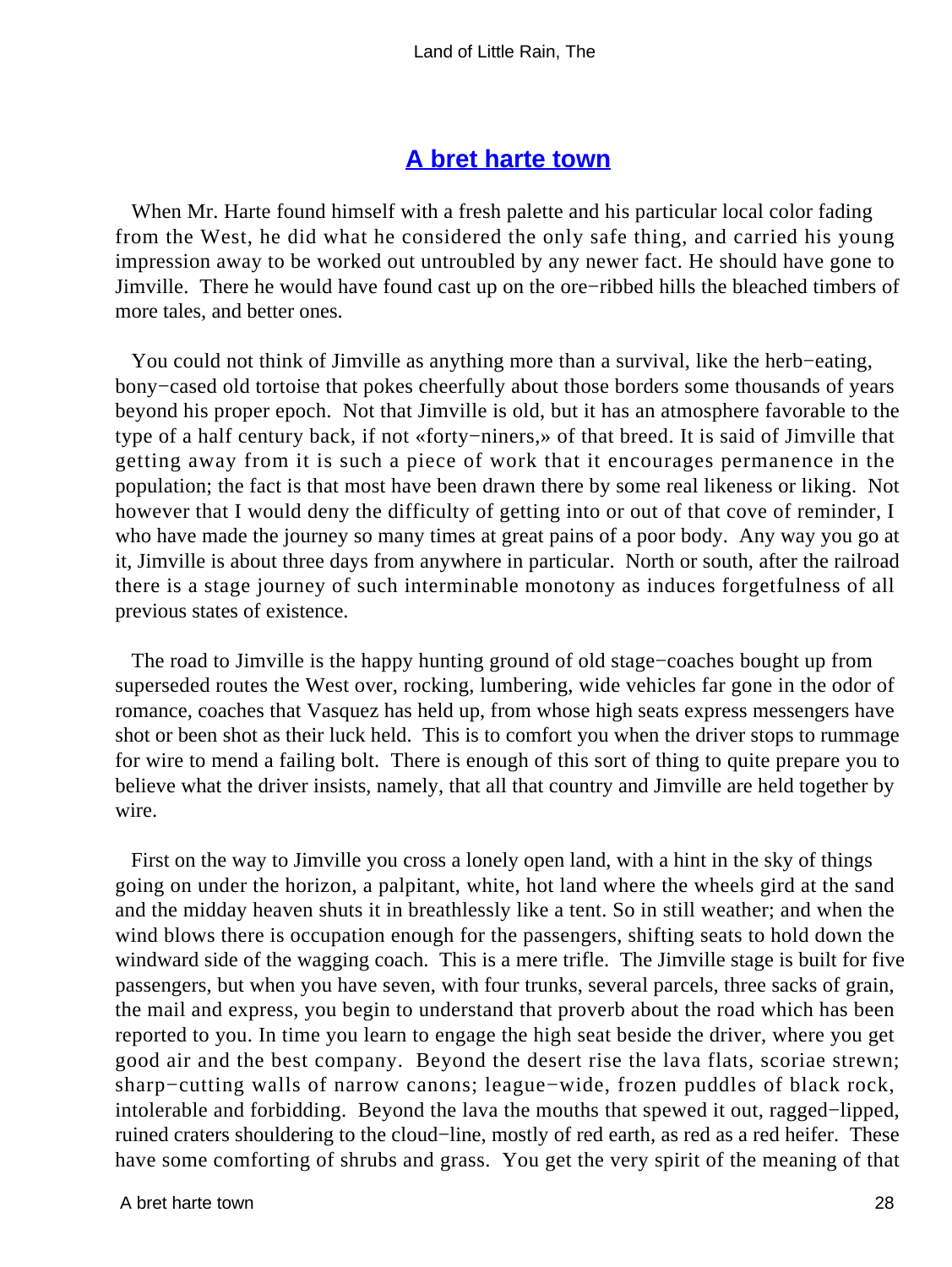## A bret harte town

When Mr. Harte found himself with a fresh palette and his particular local color fading from the West, he did what he considered the only safe thing, and carried his young impression away to be worked out untroubled by any newer fact. He should have gone to Jimville. There he would have found cast up on the ore−ribbed hills the bleached timbers of more tales, and better ones.

You could not think of Jimville as anything more than a survival, like the herb−eating, bony−cased old tortoise that pokes cheerfully about those borders some thousands of years beyond his proper epoch. Not that Jimville is old, but it has an atmosphere favorable to the type of a half century back, if not «forty−niners,» of that breed. It is said of Jimville that getting away from it is such a piece of work that it encourages permanence in the population; the fact is that most have been drawn there by some real likeness or liking. Not however that I would deny the difficulty of getting into or out of that cove of reminder, I who have made the journey so many times at great pains of a poor body. Any way you go at it, Jimville is about three days from anywhere in particular. North or south, after the railroad there is a stage journey of such interminable monotony as induces forgetfulness of all previous states of existence.

The road to Jimville is the happy hunting ground of old stage−coaches bought up from superseded routes the West over, rocking, lumbering, wide vehicles far gone in the odor of romance, coaches that Vasquez has held up, from whose high seats express messengers have shot or been shot as their luck held. This is to comfort you when the driver stops to rummage for wire to mend a failing bolt. There is enough of this sort of thing to quite prepare you to believe what the driver insists, namely, that all that country and Jimville are held together by wire.

First on the way to Jimville you cross a lonely open land, with a hint in the sky of things going on under the horizon, a palpitant, white, hot land where the wheels gird at the sand and the midday heaven shuts it in breathlessly like a tent. So in still weather; and when the wind blows there is occupation enough for the passengers, shifting seats to hold down the windward side of the wagging coach. This is a mere trifle. The Jimville stage is built for five passengers, but when you have seven, with four trunks, several parcels, three sacks of grain, the mail and express, you begin to understand that proverb about the road which has been reported to you. In time you learn to engage the high seat beside the driver, where you get good air and the best company. Beyond the desert rise the lava flats, scoriae strewn; sharp−cutting walls of narrow canons; league−wide, frozen puddles of black rock, intolerable and forbidding. Beyond the lava the mouths that spewed it out, ragged−lipped, ruined craters shouldering to the cloud−line, mostly of red earth, as red as a red heifer. These have some comforting of shrubs and grass. You get the very spirit of the meaning of that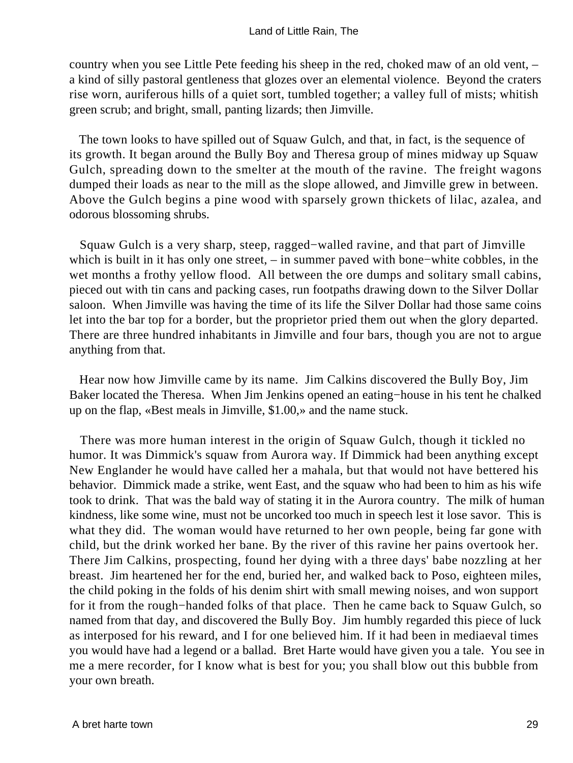country when you see Little Pete feeding his sheep in the red, choked maw of an old vent, – a kind of silly pastoral gentleness that glozes over an elemental violence. Beyond the craters rise worn, auriferous hills of a quiet sort, tumbled together; a valley full of mists; whitish green scrub; and bright, small, panting lizards; then Jimville.

The town looks to have spilled out of Squaw Gulch, and that, in fact, is the sequence of its growth. It began around the Bully Boy and Theresa group of mines midway up Squaw Gulch, spreading down to the smelter at the mouth of the ravine. The freight wagons dumped their loads as near to the mill as the slope allowed, and Jimville grew in between. Above the Gulch begins a pine wood with sparsely grown thickets of lilac, azalea, and odorous blossoming shrubs.

Squaw Gulch is a very sharp, steep, ragged−walled ravine, and that part of Jimville which is built in it has only one street, – in summer paved with bone−white cobbles, in the wet months a frothy yellow flood. All between the ore dumps and solitary small cabins, pieced out with tin cans and packing cases, run footpaths drawing down to the Silver Dollar saloon. When Jimville was having the time of its life the Silver Dollar had those same coins let into the bar top for a border, but the proprietor pried them out when the glory departed. There are three hundred inhabitants in Jimville and four bars, though you are not to argue anything from that.

Hear now how Jimville came by its name. Jim Calkins discovered the Bully Boy, Jim Baker located the Theresa. When Jim Jenkins opened an eating−house in his tent he chalked up on the flap, «Best meals in Jimville, $1.00,» and the name stuck.

There was more human interest in the origin of Squaw Gulch, though it tickled no humor. It was Dimmick's squaw from Aurora way. If Dimmick had been anything except New Englander he would have called her a mahala, but that would not have bettered his behavior. Dimmick made a strike, went East, and the squaw who had been to him as his wife took to drink. That was the bald way of stating it in the Aurora country. The milk of human kindness, like some wine, must not be uncorked too much in speech lest it lose savor. This is what they did. The woman would have returned to her own people, being far gone with child, but the drink worked her bane. By the river of this ravine her pains overtook her. There Jim Calkins, prospecting, found her dying with a three days' babe nozzling at her breast. Jim heartened her for the end, buried her, and walked back to Poso, eighteen miles, the child poking in the folds of his denim shirt with small mewing noises, and won support for it from the rough−handed folks of that place. Then he came back to Squaw Gulch, so named from that day, and discovered the Bully Boy. Jim humbly regarded this piece of luck as interposed for his reward, and I for one believed him. If it had been in mediaeval times you would have had a legend or a ballad. Bret Harte would have given you a tale. You see in me a mere recorder, for I know what is best for you; you shall blow out this bubble from your own breath.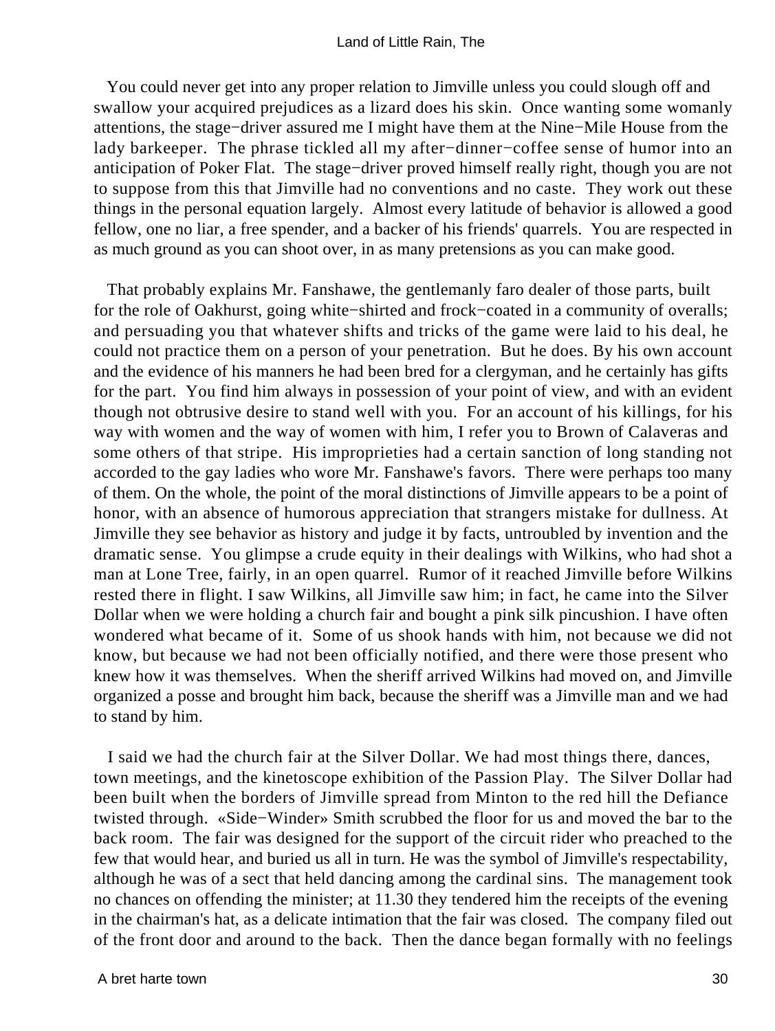You could never get into any proper relation to Jimville unless you could slough off and swallow your acquired prejudices as a lizard does his skin. Once wanting some womanly attentions, the stage−driver assured me I might have them at the Nine−Mile House from the lady barkeeper. The phrase tickled all my after−dinner−coffee sense of humor into an anticipation of Poker Flat. The stage−driver proved himself really right, though you are not to suppose from this that Jimville had no conventions and no caste. They work out these things in the personal equation largely. Almost every latitude of behavior is allowed a good fellow, one no liar, a free spender, and a backer of his friends' quarrels. You are respected in as much ground as you can shoot over, in as many pretensions as you can make good.

That probably explains Mr. Fanshawe, the gentlemanly faro dealer of those parts, built for the role of Oakhurst, going white−shirted and frock−coated in a community of overalls; and persuading you that whatever shifts and tricks of the game were laid to his deal, he could not practice them on a person of your penetration. But he does. By his own account and the evidence of his manners he had been bred for a clergyman, and he certainly has gifts for the part. You find him always in possession of your point of view, and with an evident though not obtrusive desire to stand well with you. For an account of his killings, for his way with women and the way of women with him, I refer you to Brown of Calaveras and some others of that stripe. His improprieties had a certain sanction of long standing not accorded to the gay ladies who wore Mr. Fanshawe's favors. There were perhaps too many of them. On the whole, the point of the moral distinctions of Jimville appears to be a point of honor, with an absence of humorous appreciation that strangers mistake for dullness. At Jimville they see behavior as history and judge it by facts, untroubled by invention and the dramatic sense. You glimpse a crude equity in their dealings with Wilkins, who had shot a man at Lone Tree, fairly, in an open quarrel. Rumor of it reached Jimville before Wilkins rested there in flight. I saw Wilkins, all Jimville saw him; in fact, he came into the Silver Dollar when we were holding a church fair and bought a pink silk pincushion. I have often wondered what became of it. Some of us shook hands with him, not because we did not know, but because we had not been officially notified, and there were those present who knew how it was themselves. When the sheriff arrived Wilkins had moved on, and Jimville organized a posse and brought him back, because the sheriff was a Jimville man and we had to stand by him.

I said we had the church fair at the Silver Dollar. We had most things there, dances, town meetings, and the kinetoscope exhibition of the Passion Play. The Silver Dollar had been built when the borders of Jimville spread from Minton to the red hill the Defiance twisted through. «Side−Winder» Smith scrubbed the floor for us and moved the bar to the back room. The fair was designed for the support of the circuit rider who preached to the few that would hear, and buried us all in turn. He was the symbol of Jimville's respectability, although he was of a sect that held dancing among the cardinal sins. The management took no chances on offending the minister; at 11.30 they tendered him the receipts of the evening in the chairman's hat, as a delicate intimation that the fair was closed. The company filed out of the front door and around to the back. Then the dance began formally with no feelings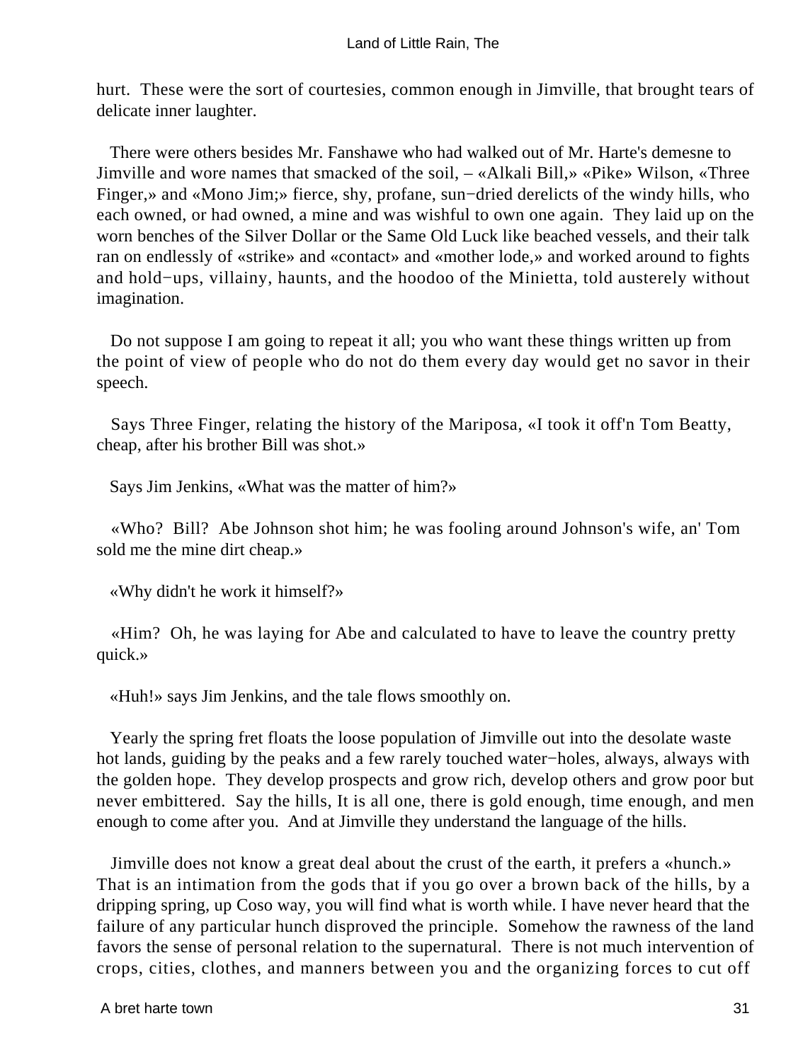hurt. These were the sort of courtesies, common enough in Jimville, that brought tears of delicate inner laughter.

There were others besides Mr. Fanshawe who had walked out of Mr. Harte's demesne to Jimville and wore names that smacked of the soil, – «Alkali Bill,» «Pike» Wilson, «Three Finger,» and «Mono Jim;» fierce, shy, profane, sun−dried derelicts of the windy hills, who each owned, or had owned, a mine and was wishful to own one again. They laid up on the worn benches of the Silver Dollar or the Same Old Luck like beached vessels, and their talk ran on endlessly of «strike» and «contact» and «mother lode,» and worked around to fights and hold−ups, villainy, haunts, and the hoodoo of the Minietta, told austerely without imagination.

Do not suppose I am going to repeat it all; you who want these things written up from the point of view of people who do not do them every day would get no savor in their speech.

Says Three Finger, relating the history of the Mariposa, «I took it off'n Tom Beatty, cheap, after his brother Bill was shot.»

Says Jim Jenkins, «What was the matter of him?»

«Who? Bill? Abe Johnson shot him; he was fooling around Johnson's wife, an' Tom sold me the mine dirt cheap.»

«Why didn't he work it himself?»

«Him? Oh, he was laying for Abe and calculated to have to leave the country pretty quick.»

«Huh!» says Jim Jenkins, and the tale flows smoothly on.

Yearly the spring fret floats the loose population of Jimville out into the desolate waste hot lands, guiding by the peaks and a few rarely touched water−holes, always, always with the golden hope. They develop prospects and grow rich, develop others and grow poor but never embittered. Say the hills, It is all one, there is gold enough, time enough, and men enough to come after you. And at Jimville they understand the language of the hills.

Jimville does not know a great deal about the crust of the earth, it prefers a «hunch.» That is an intimation from the gods that if you go over a brown back of the hills, by a dripping spring, up Coso way, you will find what is worth while. I have never heard that the failure of any particular hunch disproved the principle. Somehow the rawness of the land favors the sense of personal relation to the supernatural. There is not much intervention of crops, cities, clothes, and manners between you and the organizing forces to cut off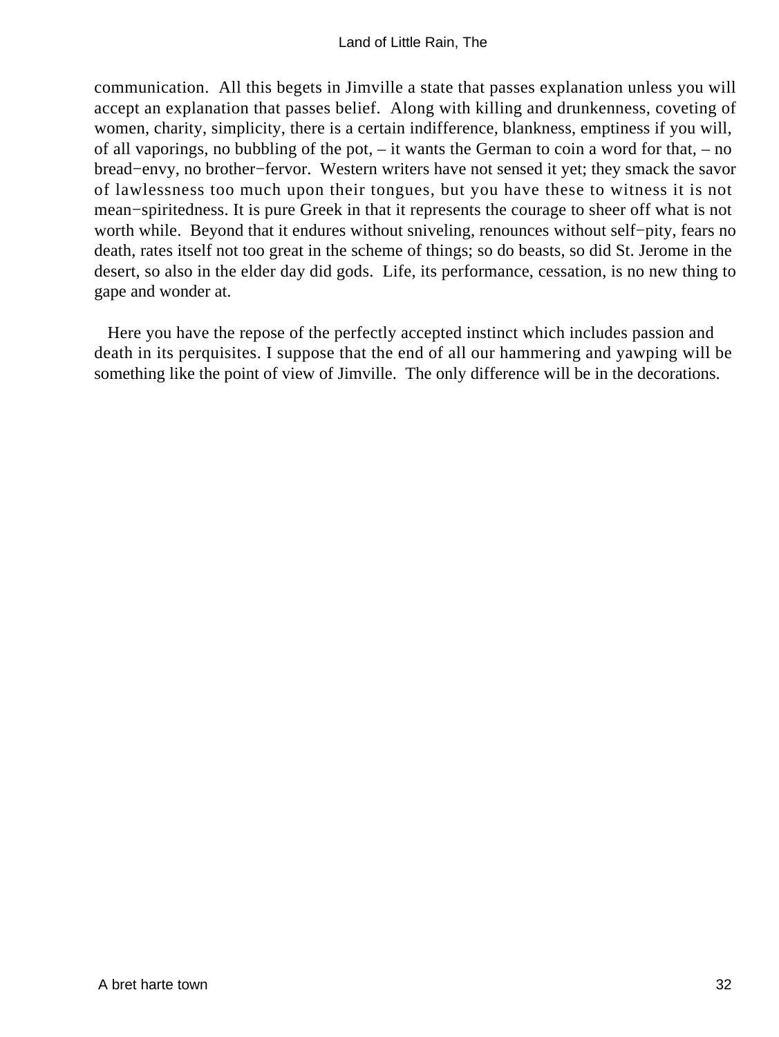communication.  All this begets in Jimville a state that passes explanation unless you will accept an explanation that passes belief.  Along with killing and drunkenness, coveting of women, charity, simplicity, there is a certain indifference, blankness, emptiness if you will, of all vaporings, no bubbling of the pot, – it wants the German to coin a word for that, – no bread−envy, no brother−fervor.  Western writers have not sensed it yet; they smack the savor of lawlessness too much upon their tongues, but you have these to witness it is not mean−spiritedness. It is pure Greek in that it represents the courage to sheer off what is not worth while.  Beyond that it endures without sniveling, renounces without self−pity, fears no death, rates itself not too great in the scheme of things; so do beasts, so did St. Jerome in the desert, so also in the elder day did gods.  Life, its performance, cessation, is no new thing to gape and wonder at.

Here you have the repose of the perfectly accepted instinct which includes passion and death in its perquisites. I suppose that the end of all our hammering and yawping will be something like the point of view of Jimville.  The only difference will be in the decorations.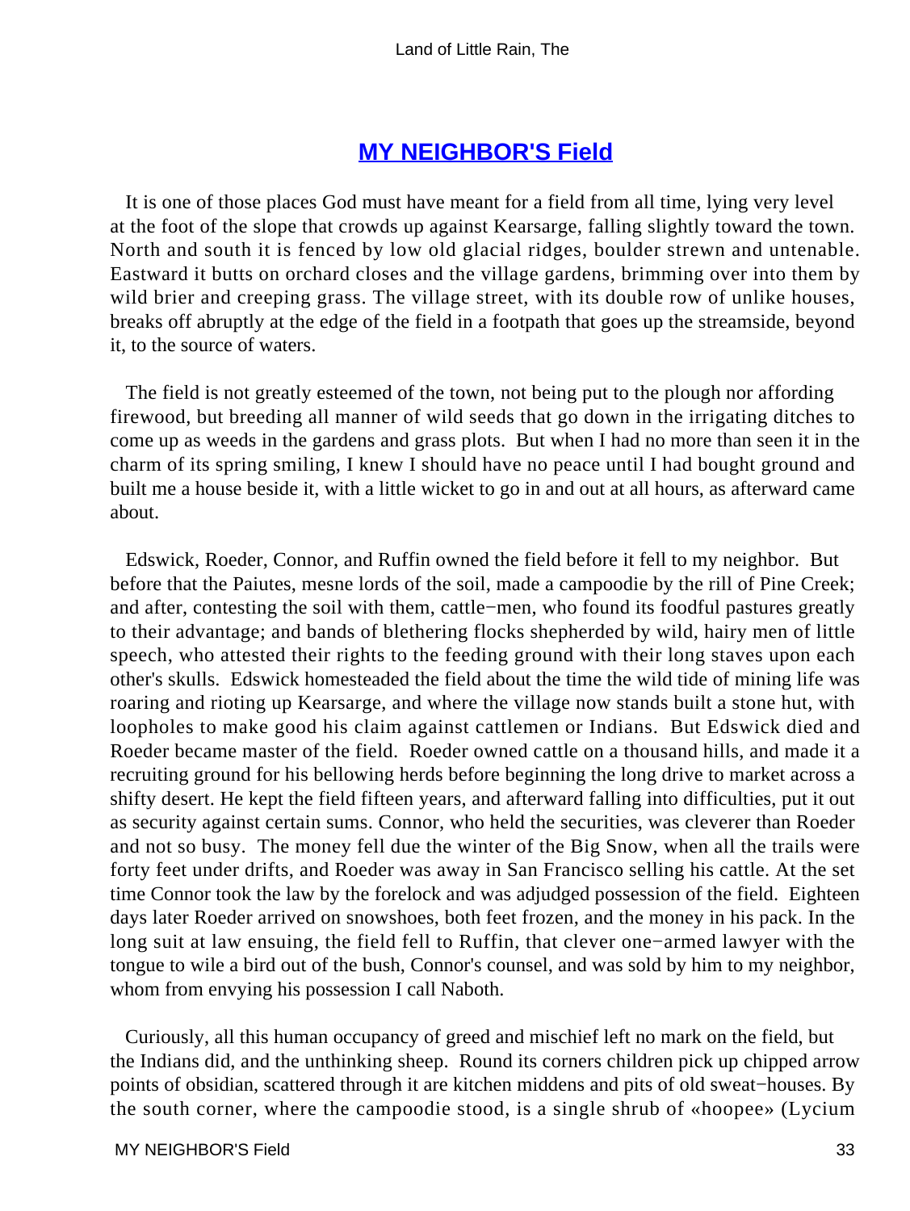## MY NEIGHBOR'S Field

It is one of those places God must have meant for a field from all time, lying very level at the foot of the slope that crowds up against Kearsarge, falling slightly toward the town. North and south it is fenced by low old glacial ridges, boulder strewn and untenable. Eastward it butts on orchard closes and the village gardens, brimming over into them by wild brier and creeping grass. The village street, with its double row of unlike houses, breaks off abruptly at the edge of the field in a footpath that goes up the streamside, beyond it, to the source of waters.

The field is not greatly esteemed of the town, not being put to the plough nor affording firewood, but breeding all manner of wild seeds that go down in the irrigating ditches to come up as weeds in the gardens and grass plots. But when I had no more than seen it in the charm of its spring smiling, I knew I should have no peace until I had bought ground and built me a house beside it, with a little wicket to go in and out at all hours, as afterward came about.

Edswick, Roeder, Connor, and Ruffin owned the field before it fell to my neighbor. But before that the Paiutes, mesne lords of the soil, made a campoodie by the rill of Pine Creek; and after, contesting the soil with them, cattle−men, who found its foodful pastures greatly to their advantage; and bands of blethering flocks shepherded by wild, hairy men of little speech, who attested their rights to the feeding ground with their long staves upon each other's skulls. Edswick homesteaded the field about the time the wild tide of mining life was roaring and rioting up Kearsarge, and where the village now stands built a stone hut, with loopholes to make good his claim against cattlemen or Indians. But Edswick died and Roeder became master of the field. Roeder owned cattle on a thousand hills, and made it a recruiting ground for his bellowing herds before beginning the long drive to market across a shifty desert. He kept the field fifteen years, and afterward falling into difficulties, put it out as security against certain sums. Connor, who held the securities, was cleverer than Roeder and not so busy. The money fell due the winter of the Big Snow, when all the trails were forty feet under drifts, and Roeder was away in San Francisco selling his cattle. At the set time Connor took the law by the forelock and was adjudged possession of the field. Eighteen days later Roeder arrived on snowshoes, both feet frozen, and the money in his pack. In the long suit at law ensuing, the field fell to Ruffin, that clever one−armed lawyer with the tongue to wile a bird out of the bush, Connor's counsel, and was sold by him to my neighbor, whom from envying his possession I call Naboth.

Curiously, all this human occupancy of greed and mischief left no mark on the field, but the Indians did, and the unthinking sheep. Round its corners children pick up chipped arrow points of obsidian, scattered through it are kitchen middens and pits of old sweat−houses. By the south corner, where the campoodie stood, is a single shrub of «hoopee» (Lycium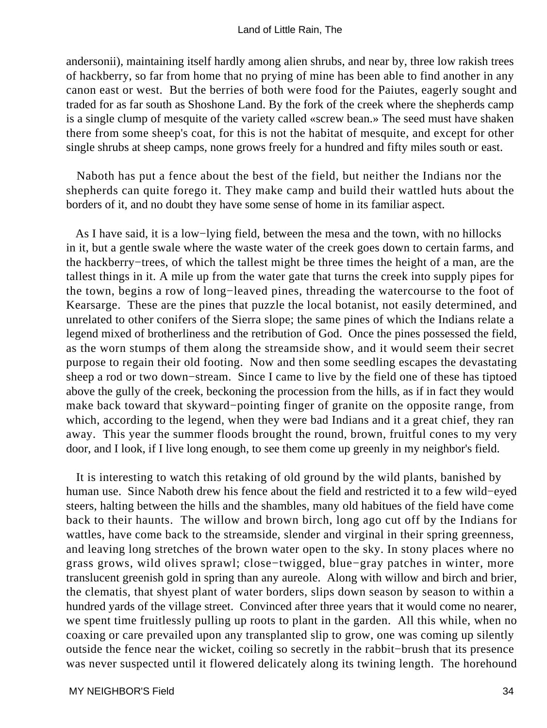andersonii), maintaining itself hardly among alien shrubs, and near by, three low rakish trees of hackberry, so far from home that no prying of mine has been able to find another in any canon east or west. But the berries of both were food for the Paiutes, eagerly sought and traded for as far south as Shoshone Land. By the fork of the creek where the shepherds camp is a single clump of mesquite of the variety called «screw bean.» The seed must have shaken there from some sheep's coat, for this is not the habitat of mesquite, and except for other single shrubs at sheep camps, none grows freely for a hundred and fifty miles south or east.

Naboth has put a fence about the best of the field, but neither the Indians nor the shepherds can quite forego it. They make camp and build their wattled huts about the borders of it, and no doubt they have some sense of home in its familiar aspect.

As I have said, it is a low−lying field, between the mesa and the town, with no hillocks in it, but a gentle swale where the waste water of the creek goes down to certain farms, and the hackberry−trees, of which the tallest might be three times the height of a man, are the tallest things in it. A mile up from the water gate that turns the creek into supply pipes for the town, begins a row of long−leaved pines, threading the watercourse to the foot of Kearsarge. These are the pines that puzzle the local botanist, not easily determined, and unrelated to other conifers of the Sierra slope; the same pines of which the Indians relate a legend mixed of brotherliness and the retribution of God. Once the pines possessed the field, as the worn stumps of them along the streamside show, and it would seem their secret purpose to regain their old footing. Now and then some seedling escapes the devastating sheep a rod or two down−stream. Since I came to live by the field one of these has tiptoed above the gully of the creek, beckoning the procession from the hills, as if in fact they would make back toward that skyward−pointing finger of granite on the opposite range, from which, according to the legend, when they were bad Indians and it a great chief, they ran away. This year the summer floods brought the round, brown, fruitful cones to my very door, and I look, if I live long enough, to see them come up greenly in my neighbor's field.

It is interesting to watch this retaking of old ground by the wild plants, banished by human use. Since Naboth drew his fence about the field and restricted it to a few wild−eyed steers, halting between the hills and the shambles, many old habitues of the field have come back to their haunts. The willow and brown birch, long ago cut off by the Indians for wattles, have come back to the streamside, slender and virginal in their spring greenness, and leaving long stretches of the brown water open to the sky. In stony places where no grass grows, wild olives sprawl; close−twigged, blue−gray patches in winter, more translucent greenish gold in spring than any aureole. Along with willow and birch and brier, the clematis, that shyest plant of water borders, slips down season by season to within a hundred yards of the village street. Convinced after three years that it would come no nearer, we spent time fruitlessly pulling up roots to plant in the garden. All this while, when no coaxing or care prevailed upon any transplanted slip to grow, one was coming up silently outside the fence near the wicket, coiling so secretly in the rabbit−brush that its presence was never suspected until it flowered delicately along its twining length. The horehound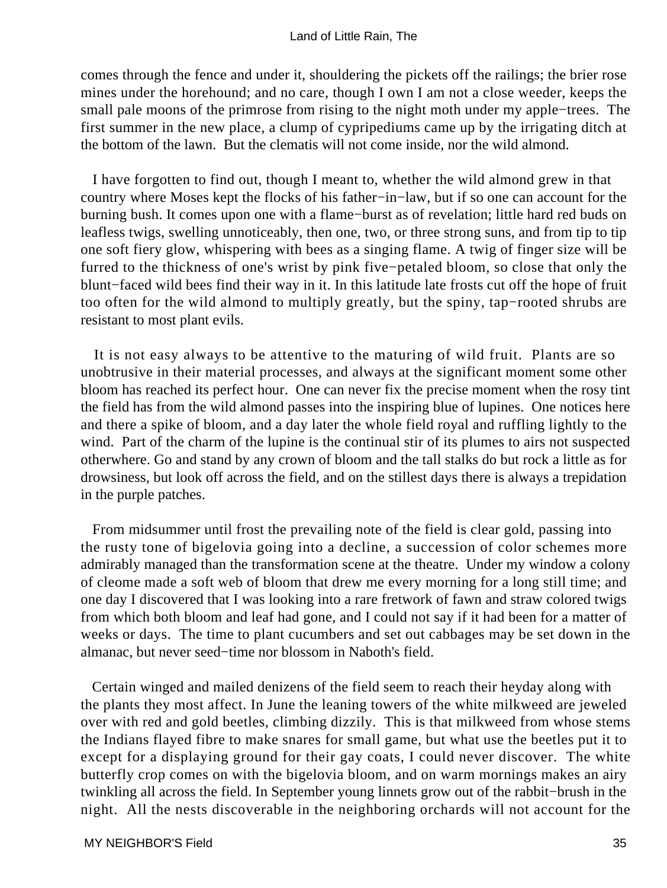comes through the fence and under it, shouldering the pickets off the railings; the brier rose mines under the horehound; and no care, though I own I am not a close weeder, keeps the small pale moons of the primrose from rising to the night moth under my apple−trees. The first summer in the new place, a clump of cypripediums came up by the irrigating ditch at the bottom of the lawn. But the clematis will not come inside, nor the wild almond.

I have forgotten to find out, though I meant to, whether the wild almond grew in that country where Moses kept the flocks of his father−in−law, but if so one can account for the burning bush. It comes upon one with a flame−burst as of revelation; little hard red buds on leafless twigs, swelling unnoticeably, then one, two, or three strong suns, and from tip to tip one soft fiery glow, whispering with bees as a singing flame. A twig of finger size will be furred to the thickness of one's wrist by pink five−petaled bloom, so close that only the blunt−faced wild bees find their way in it. In this latitude late frosts cut off the hope of fruit too often for the wild almond to multiply greatly, but the spiny, tap−rooted shrubs are resistant to most plant evils.

It is not easy always to be attentive to the maturing of wild fruit. Plants are so unobtrusive in their material processes, and always at the significant moment some other bloom has reached its perfect hour. One can never fix the precise moment when the rosy tint the field has from the wild almond passes into the inspiring blue of lupines. One notices here and there a spike of bloom, and a day later the whole field royal and ruffling lightly to the wind. Part of the charm of the lupine is the continual stir of its plumes to airs not suspected otherwhere. Go and stand by any crown of bloom and the tall stalks do but rock a little as for drowsiness, but look off across the field, and on the stillest days there is always a trepidation in the purple patches.

From midsummer until frost the prevailing note of the field is clear gold, passing into the rusty tone of bigelovia going into a decline, a succession of color schemes more admirably managed than the transformation scene at the theatre. Under my window a colony of cleome made a soft web of bloom that drew me every morning for a long still time; and one day I discovered that I was looking into a rare fretwork of fawn and straw colored twigs from which both bloom and leaf had gone, and I could not say if it had been for a matter of weeks or days. The time to plant cucumbers and set out cabbages may be set down in the almanac, but never seed−time nor blossom in Naboth's field.

Certain winged and mailed denizens of the field seem to reach their heyday along with the plants they most affect. In June the leaning towers of the white milkweed are jeweled over with red and gold beetles, climbing dizzily. This is that milkweed from whose stems the Indians flayed fibre to make snares for small game, but what use the beetles put it to except for a displaying ground for their gay coats, I could never discover. The white butterfly crop comes on with the bigelovia bloom, and on warm mornings makes an airy twinkling all across the field. In September young linnets grow out of the rabbit−brush in the night. All the nests discoverable in the neighboring orchards will not account for the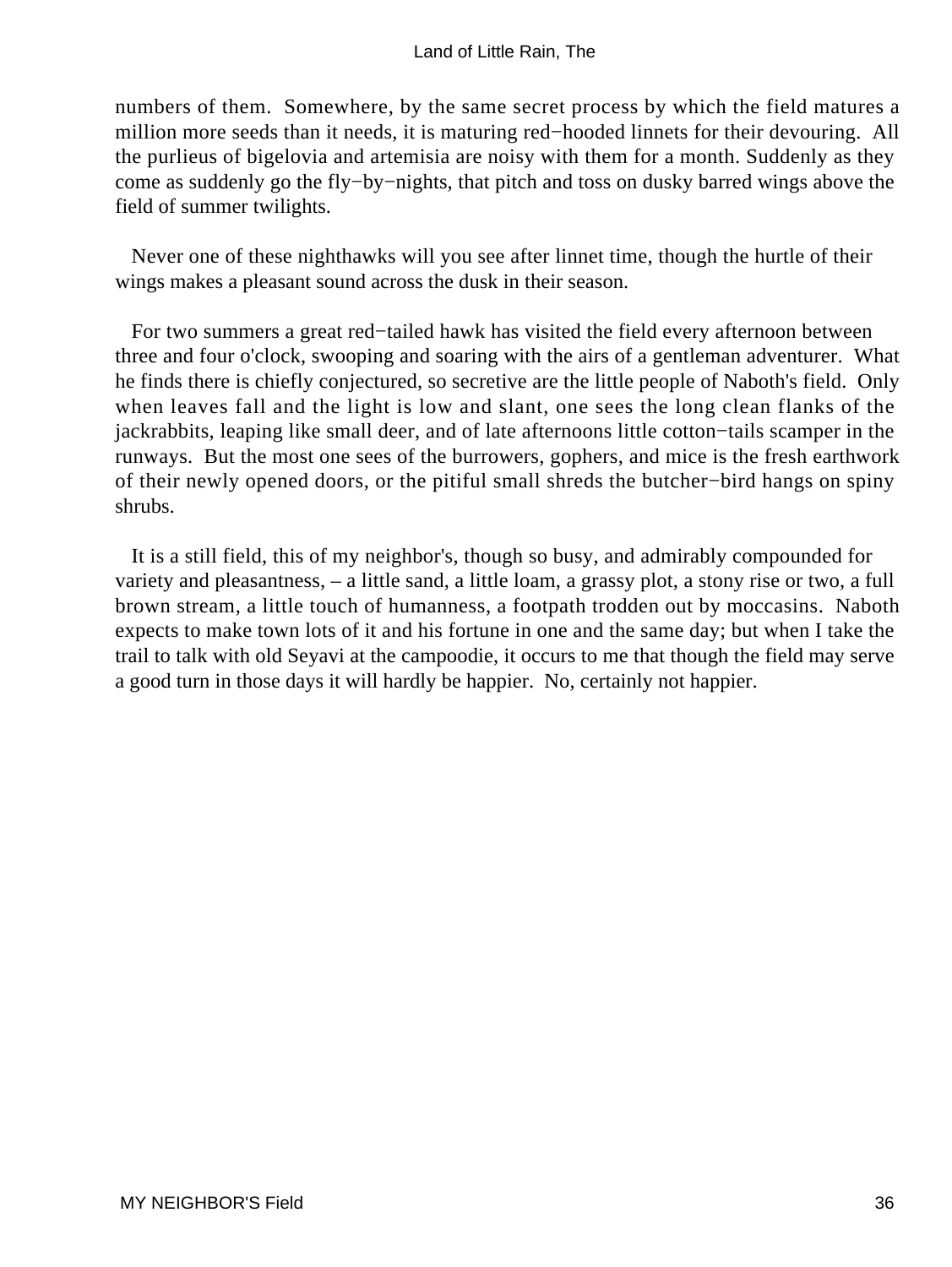numbers of them. Somewhere, by the same secret process by which the field matures a million more seeds than it needs, it is maturing red−hooded linnets for their devouring. All the purlieus of bigelovia and artemisia are noisy with them for a month. Suddenly as they come as suddenly go the fly−by−nights, that pitch and toss on dusky barred wings above the field of summer twilights.

Never one of these nighthawks will you see after linnet time, though the hurtle of their wings makes a pleasant sound across the dusk in their season.

For two summers a great red−tailed hawk has visited the field every afternoon between three and four o'clock, swooping and soaring with the airs of a gentleman adventurer. What he finds there is chiefly conjectured, so secretive are the little people of Naboth's field. Only when leaves fall and the light is low and slant, one sees the long clean flanks of the jackrabbits, leaping like small deer, and of late afternoons little cotton−tails scamper in the runways. But the most one sees of the burrowers, gophers, and mice is the fresh earthwork of their newly opened doors, or the pitiful small shreds the butcher−bird hangs on spiny shrubs.

It is a still field, this of my neighbor's, though so busy, and admirably compounded for variety and pleasantness, – a little sand, a little loam, a grassy plot, a stony rise or two, a full brown stream, a little touch of humanness, a footpath trodden out by moccasins. Naboth expects to make town lots of it and his fortune in one and the same day; but when I take the trail to talk with old Seyavi at the campoodie, it occurs to me that though the field may serve a good turn in those days it will hardly be happier. No, certainly not happier.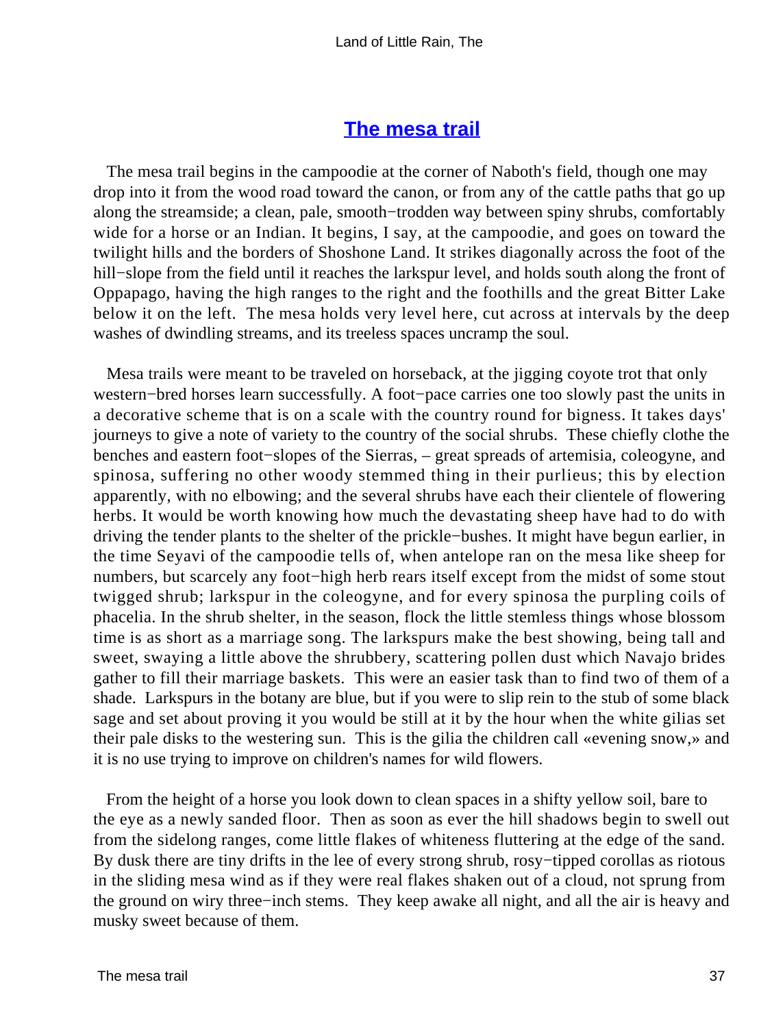## The mesa trail

The mesa trail begins in the campoodie at the corner of Naboth's field, though one may drop into it from the wood road toward the canon, or from any of the cattle paths that go up along the streamside; a clean, pale, smooth−trodden way between spiny shrubs, comfortably wide for a horse or an Indian. It begins, I say, at the campoodie, and goes on toward the twilight hills and the borders of Shoshone Land. It strikes diagonally across the foot of the hill−slope from the field until it reaches the larkspur level, and holds south along the front of Oppapago, having the high ranges to the right and the foothills and the great Bitter Lake below it on the left. The mesa holds very level here, cut across at intervals by the deep washes of dwindling streams, and its treeless spaces uncramp the soul.

Mesa trails were meant to be traveled on horseback, at the jigging coyote trot that only western−bred horses learn successfully. A foot−pace carries one too slowly past the units in a decorative scheme that is on a scale with the country round for bigness. It takes days' journeys to give a note of variety to the country of the social shrubs. These chiefly clothe the benches and eastern foot−slopes of the Sierras, – great spreads of artemisia, coleogyne, and spinosa, suffering no other woody stemmed thing in their purlieus; this by election apparently, with no elbowing; and the several shrubs have each their clientele of flowering herbs. It would be worth knowing how much the devastating sheep have had to do with driving the tender plants to the shelter of the prickle−bushes. It might have begun earlier, in the time Seyavi of the campoodie tells of, when antelope ran on the mesa like sheep for numbers, but scarcely any foot−high herb rears itself except from the midst of some stout twigged shrub; larkspur in the coleogyne, and for every spinosa the purpling coils of phacelia. In the shrub shelter, in the season, flock the little stemless things whose blossom time is as short as a marriage song. The larkspurs make the best showing, being tall and sweet, swaying a little above the shrubbery, scattering pollen dust which Navajo brides gather to fill their marriage baskets. This were an easier task than to find two of them of a shade. Larkspurs in the botany are blue, but if you were to slip rein to the stub of some black sage and set about proving it you would be still at it by the hour when the white gilias set their pale disks to the westering sun. This is the gilia the children call «evening snow,» and it is no use trying to improve on children's names for wild flowers.

From the height of a horse you look down to clean spaces in a shifty yellow soil, bare to the eye as a newly sanded floor. Then as soon as ever the hill shadows begin to swell out from the sidelong ranges, come little flakes of whiteness fluttering at the edge of the sand. By dusk there are tiny drifts in the lee of every strong shrub, rosy−tipped corollas as riotous in the sliding mesa wind as if they were real flakes shaken out of a cloud, not sprung from the ground on wiry three−inch stems. They keep awake all night, and all the air is heavy and musky sweet because of them.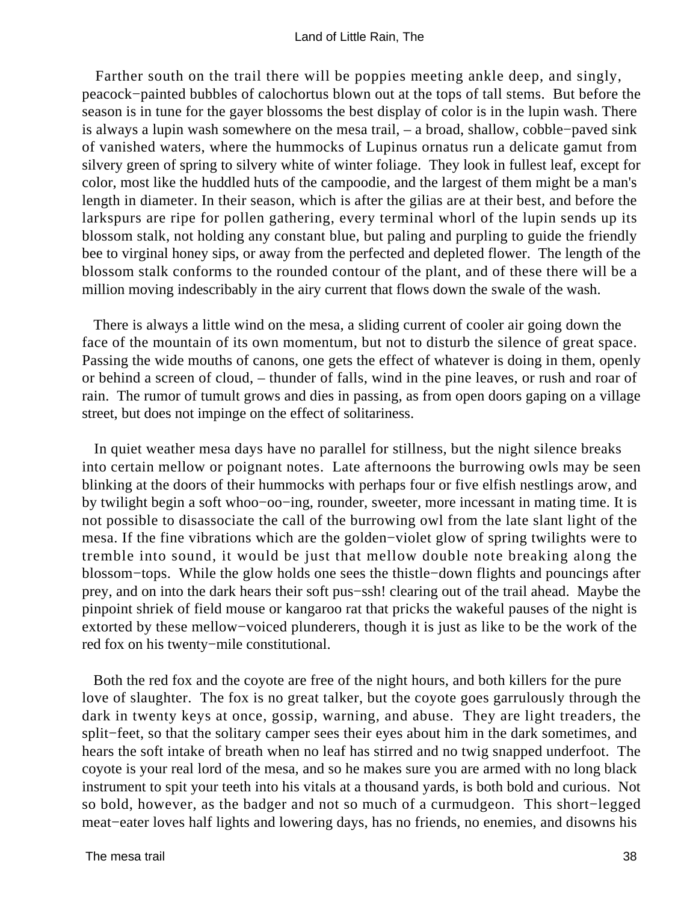Farther south on the trail there will be poppies meeting ankle deep, and singly, peacock−painted bubbles of calochortus blown out at the tops of tall stems. But before the season is in tune for the gayer blossoms the best display of color is in the lupin wash. There is always a lupin wash somewhere on the mesa trail, – a broad, shallow, cobble−paved sink of vanished waters, where the hummocks of Lupinus ornatus run a delicate gamut from silvery green of spring to silvery white of winter foliage. They look in fullest leaf, except for color, most like the huddled huts of the campoodie, and the largest of them might be a man's length in diameter. In their season, which is after the gilias are at their best, and before the larkspurs are ripe for pollen gathering, every terminal whorl of the lupin sends up its blossom stalk, not holding any constant blue, but paling and purpling to guide the friendly bee to virginal honey sips, or away from the perfected and depleted flower. The length of the blossom stalk conforms to the rounded contour of the plant, and of these there will be a million moving indescribably in the airy current that flows down the swale of the wash.

There is always a little wind on the mesa, a sliding current of cooler air going down the face of the mountain of its own momentum, but not to disturb the silence of great space. Passing the wide mouths of canons, one gets the effect of whatever is doing in them, openly or behind a screen of cloud, – thunder of falls, wind in the pine leaves, or rush and roar of rain. The rumor of tumult grows and dies in passing, as from open doors gaping on a village street, but does not impinge on the effect of solitariness.

In quiet weather mesa days have no parallel for stillness, but the night silence breaks into certain mellow or poignant notes. Late afternoons the burrowing owls may be seen blinking at the doors of their hummocks with perhaps four or five elfish nestlings arow, and by twilight begin a soft whoo−oo−ing, rounder, sweeter, more incessant in mating time. It is not possible to disassociate the call of the burrowing owl from the late slant light of the mesa. If the fine vibrations which are the golden−violet glow of spring twilights were to tremble into sound, it would be just that mellow double note breaking along the blossom−tops. While the glow holds one sees the thistle−down flights and pouncings after prey, and on into the dark hears their soft pus−ssh! clearing out of the trail ahead. Maybe the pinpoint shriek of field mouse or kangaroo rat that pricks the wakeful pauses of the night is extorted by these mellow−voiced plunderers, though it is just as like to be the work of the red fox on his twenty−mile constitutional.

Both the red fox and the coyote are free of the night hours, and both killers for the pure love of slaughter. The fox is no great talker, but the coyote goes garrulously through the dark in twenty keys at once, gossip, warning, and abuse. They are light treaders, the split−feet, so that the solitary camper sees their eyes about him in the dark sometimes, and hears the soft intake of breath when no leaf has stirred and no twig snapped underfoot. The coyote is your real lord of the mesa, and so he makes sure you are armed with no long black instrument to spit your teeth into his vitals at a thousand yards, is both bold and curious. Not so bold, however, as the badger and not so much of a curmudgeon. This short−legged meat−eater loves half lights and lowering days, has no friends, no enemies, and disowns his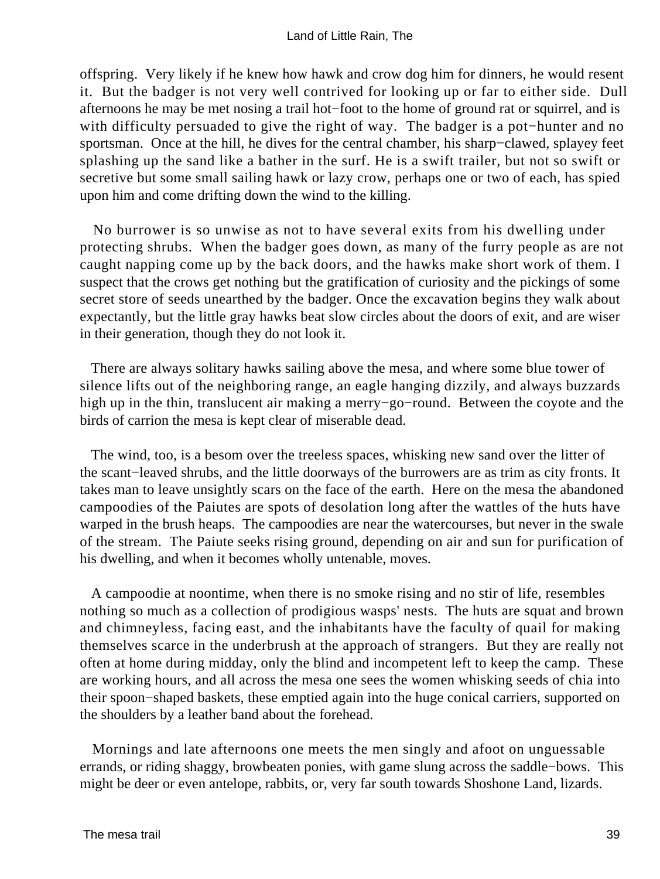offspring. Very likely if he knew how hawk and crow dog him for dinners, he would resent it. But the badger is not very well contrived for looking up or far to either side. Dull afternoons he may be met nosing a trail hot−foot to the home of ground rat or squirrel, and is with difficulty persuaded to give the right of way. The badger is a pot−hunter and no sportsman. Once at the hill, he dives for the central chamber, his sharp−clawed, splayey feet splashing up the sand like a bather in the surf. He is a swift trailer, but not so swift or secretive but some small sailing hawk or lazy crow, perhaps one or two of each, has spied upon him and come drifting down the wind to the killing.

No burrower is so unwise as not to have several exits from his dwelling under protecting shrubs. When the badger goes down, as many of the furry people as are not caught napping come up by the back doors, and the hawks make short work of them. I suspect that the crows get nothing but the gratification of curiosity and the pickings of some secret store of seeds unearthed by the badger. Once the excavation begins they walk about expectantly, but the little gray hawks beat slow circles about the doors of exit, and are wiser in their generation, though they do not look it.

There are always solitary hawks sailing above the mesa, and where some blue tower of silence lifts out of the neighboring range, an eagle hanging dizzily, and always buzzards high up in the thin, translucent air making a merry−go−round. Between the coyote and the birds of carrion the mesa is kept clear of miserable dead.

The wind, too, is a besom over the treeless spaces, whisking new sand over the litter of the scant−leaved shrubs, and the little doorways of the burrowers are as trim as city fronts. It takes man to leave unsightly scars on the face of the earth. Here on the mesa the abandoned campoodies of the Paiutes are spots of desolation long after the wattles of the huts have warped in the brush heaps. The campoodies are near the watercourses, but never in the swale of the stream. The Paiute seeks rising ground, depending on air and sun for purification of his dwelling, and when it becomes wholly untenable, moves.

A campoodie at noontime, when there is no smoke rising and no stir of life, resembles nothing so much as a collection of prodigious wasps' nests. The huts are squat and brown and chimneyless, facing east, and the inhabitants have the faculty of quail for making themselves scarce in the underbrush at the approach of strangers. But they are really not often at home during midday, only the blind and incompetent left to keep the camp. These are working hours, and all across the mesa one sees the women whisking seeds of chia into their spoon−shaped baskets, these emptied again into the huge conical carriers, supported on the shoulders by a leather band about the forehead.

Mornings and late afternoons one meets the men singly and afoot on unguessable errands, or riding shaggy, browbeaten ponies, with game slung across the saddle−bows. This might be deer or even antelope, rabbits, or, very far south towards Shoshone Land, lizards.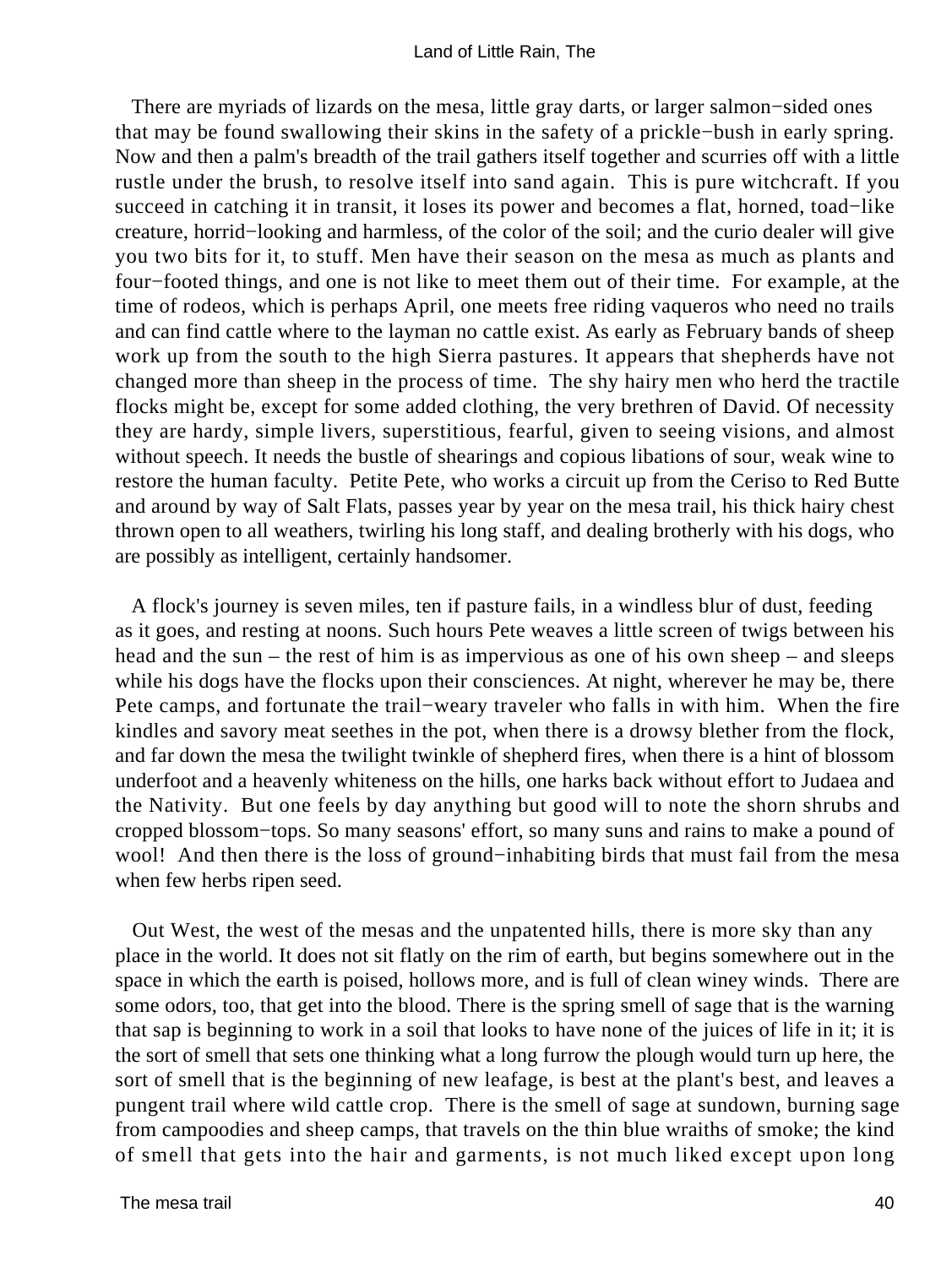There are myriads of lizards on the mesa, little gray darts, or larger salmon−sided ones that may be found swallowing their skins in the safety of a prickle−bush in early spring. Now and then a palm's breadth of the trail gathers itself together and scurries off with a little rustle under the brush, to resolve itself into sand again. This is pure witchcraft. If you succeed in catching it in transit, it loses its power and becomes a flat, horned, toad−like creature, horrid−looking and harmless, of the color of the soil; and the curio dealer will give you two bits for it, to stuff. Men have their season on the mesa as much as plants and four−footed things, and one is not like to meet them out of their time. For example, at the time of rodeos, which is perhaps April, one meets free riding vaqueros who need no trails and can find cattle where to the layman no cattle exist. As early as February bands of sheep work up from the south to the high Sierra pastures. It appears that shepherds have not changed more than sheep in the process of time. The shy hairy men who herd the tractile flocks might be, except for some added clothing, the very brethren of David. Of necessity they are hardy, simple livers, superstitious, fearful, given to seeing visions, and almost without speech. It needs the bustle of shearings and copious libations of sour, weak wine to restore the human faculty. Petite Pete, who works a circuit up from the Ceriso to Red Butte and around by way of Salt Flats, passes year by year on the mesa trail, his thick hairy chest thrown open to all weathers, twirling his long staff, and dealing brotherly with his dogs, who are possibly as intelligent, certainly handsomer.

A flock's journey is seven miles, ten if pasture fails, in a windless blur of dust, feeding as it goes, and resting at noons. Such hours Pete weaves a little screen of twigs between his head and the sun – the rest of him is as impervious as one of his own sheep – and sleeps while his dogs have the flocks upon their consciences. At night, wherever he may be, there Pete camps, and fortunate the trail−weary traveler who falls in with him. When the fire kindles and savory meat seethes in the pot, when there is a drowsy blether from the flock, and far down the mesa the twilight twinkle of shepherd fires, when there is a hint of blossom underfoot and a heavenly whiteness on the hills, one harks back without effort to Judaea and the Nativity. But one feels by day anything but good will to note the shorn shrubs and cropped blossom−tops. So many seasons' effort, so many suns and rains to make a pound of wool! And then there is the loss of ground−inhabiting birds that must fail from the mesa when few herbs ripen seed.

Out West, the west of the mesas and the unpatented hills, there is more sky than any place in the world. It does not sit flatly on the rim of earth, but begins somewhere out in the space in which the earth is poised, hollows more, and is full of clean winey winds. There are some odors, too, that get into the blood. There is the spring smell of sage that is the warning that sap is beginning to work in a soil that looks to have none of the juices of life in it; it is the sort of smell that sets one thinking what a long furrow the plough would turn up here, the sort of smell that is the beginning of new leafage, is best at the plant's best, and leaves a pungent trail where wild cattle crop. There is the smell of sage at sundown, burning sage from campoodies and sheep camps, that travels on the thin blue wraiths of smoke; the kind of smell that gets into the hair and garments, is not much liked except upon long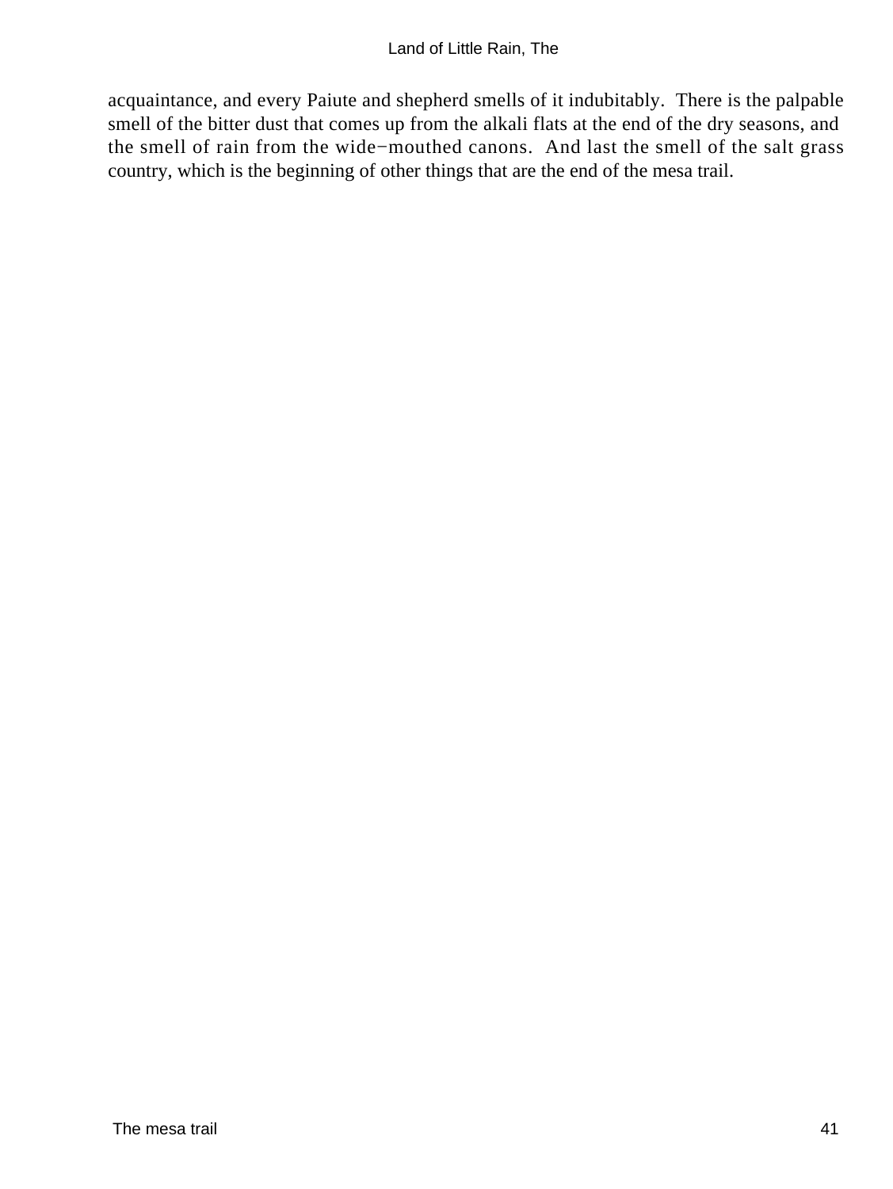acquaintance, and every Paiute and shepherd smells of it indubitably. There is the palpable smell of the bitter dust that comes up from the alkali flats at the end of the dry seasons, and the smell of rain from the wide−mouthed canons. And last the smell of the salt grass country, which is the beginning of other things that are the end of the mesa trail.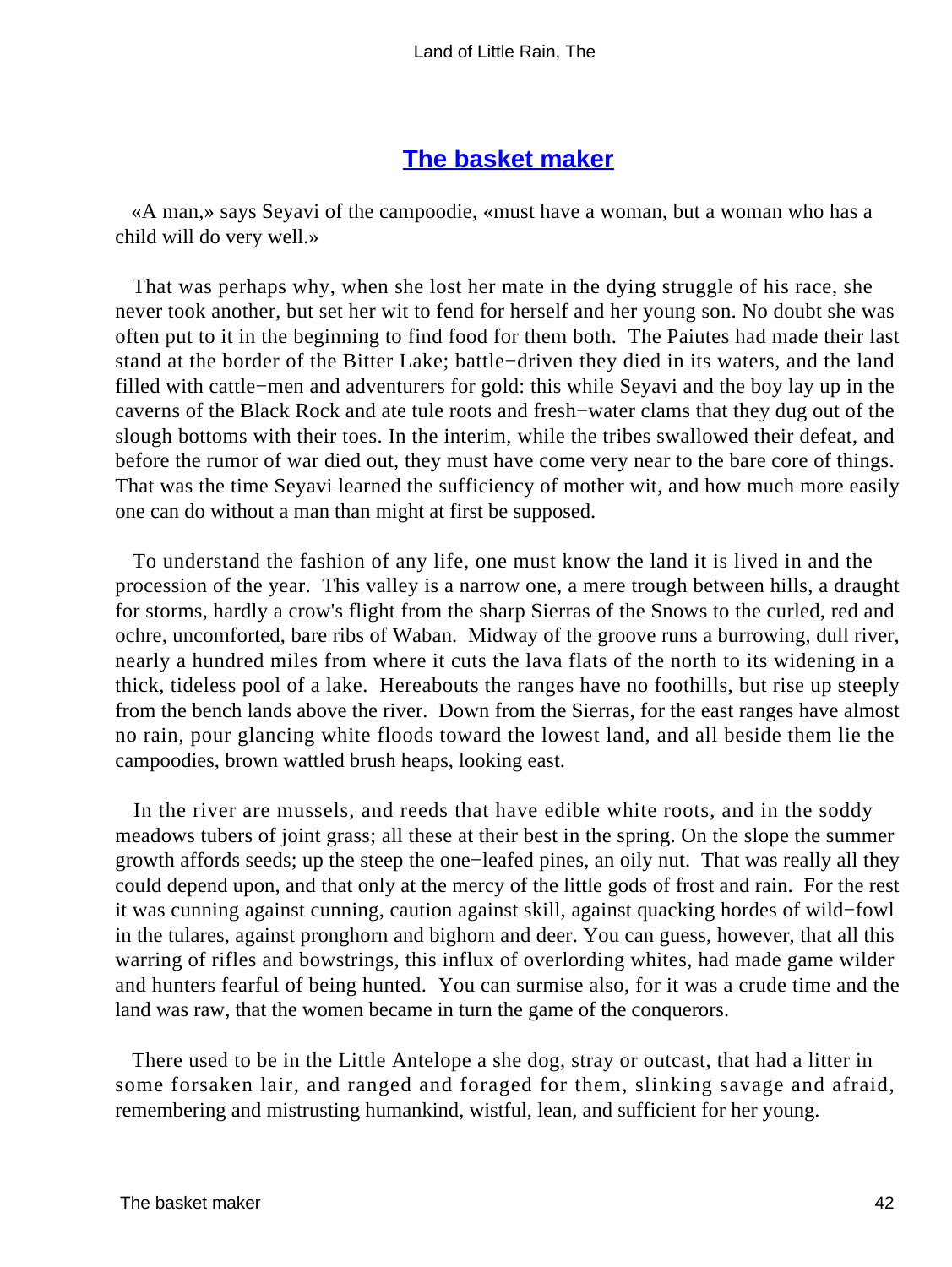## The basket maker

«A man,» says Seyavi of the campoodie, «must have a woman, but a woman who has a child will do very well.»

That was perhaps why, when she lost her mate in the dying struggle of his race, she never took another, but set her wit to fend for herself and her young son. No doubt she was often put to it in the beginning to find food for them both. The Paiutes had made their last stand at the border of the Bitter Lake; battle−driven they died in its waters, and the land filled with cattle−men and adventurers for gold: this while Seyavi and the boy lay up in the caverns of the Black Rock and ate tule roots and fresh−water clams that they dug out of the slough bottoms with their toes. In the interim, while the tribes swallowed their defeat, and before the rumor of war died out, they must have come very near to the bare core of things. That was the time Seyavi learned the sufficiency of mother wit, and how much more easily one can do without a man than might at first be supposed.

To understand the fashion of any life, one must know the land it is lived in and the procession of the year. This valley is a narrow one, a mere trough between hills, a draught for storms, hardly a crow's flight from the sharp Sierras of the Snows to the curled, red and ochre, uncomforted, bare ribs of Waban. Midway of the groove runs a burrowing, dull river, nearly a hundred miles from where it cuts the lava flats of the north to its widening in a thick, tideless pool of a lake. Hereabouts the ranges have no foothills, but rise up steeply from the bench lands above the river. Down from the Sierras, for the east ranges have almost no rain, pour glancing white floods toward the lowest land, and all beside them lie the campoodies, brown wattled brush heaps, looking east.

In the river are mussels, and reeds that have edible white roots, and in the soddy meadows tubers of joint grass; all these at their best in the spring. On the slope the summer growth affords seeds; up the steep the one−leafed pines, an oily nut. That was really all they could depend upon, and that only at the mercy of the little gods of frost and rain. For the rest it was cunning against cunning, caution against skill, against quacking hordes of wild−fowl in the tulares, against pronghorn and bighorn and deer. You can guess, however, that all this warring of rifles and bowstrings, this influx of overlording whites, had made game wilder and hunters fearful of being hunted. You can surmise also, for it was a crude time and the land was raw, that the women became in turn the game of the conquerors.

There used to be in the Little Antelope a she dog, stray or outcast, that had a litter in some forsaken lair, and ranged and foraged for them, slinking savage and afraid, remembering and mistrusting humankind, wistful, lean, and sufficient for her young.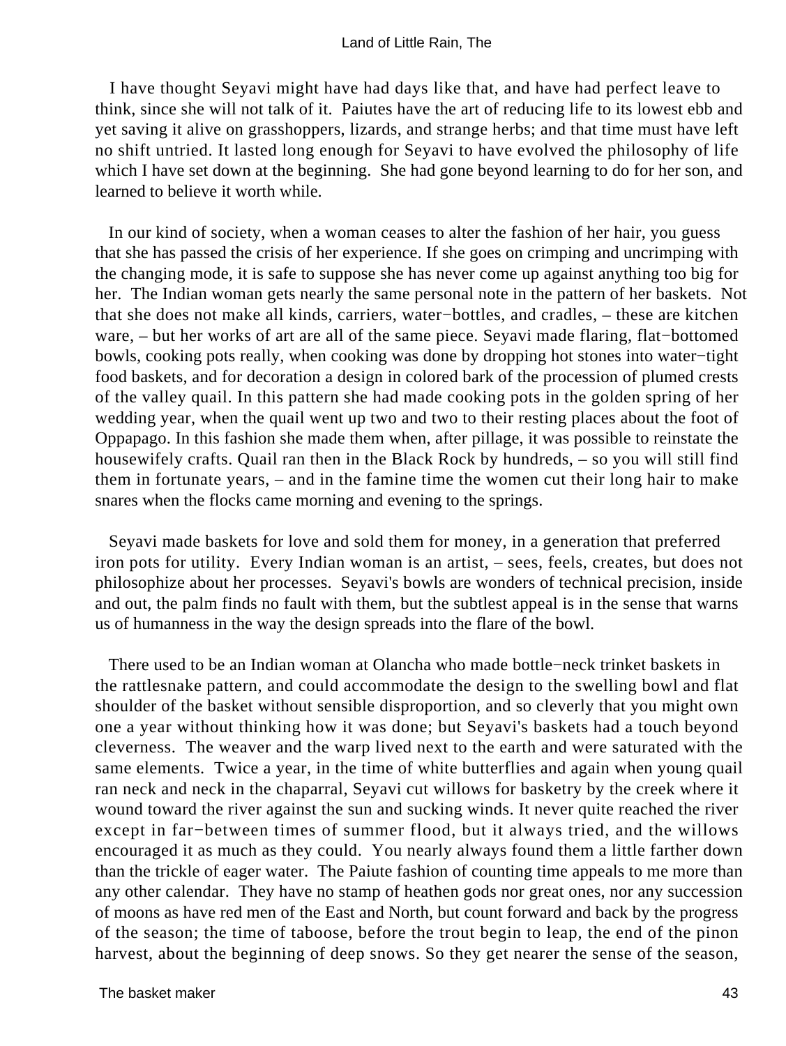I have thought Seyavi might have had days like that, and have had perfect leave to think, since she will not talk of it. Paiutes have the art of reducing life to its lowest ebb and yet saving it alive on grasshoppers, lizards, and strange herbs; and that time must have left no shift untried. It lasted long enough for Seyavi to have evolved the philosophy of life which I have set down at the beginning. She had gone beyond learning to do for her son, and learned to believe it worth while.

In our kind of society, when a woman ceases to alter the fashion of her hair, you guess that she has passed the crisis of her experience. If she goes on crimping and uncrimping with the changing mode, it is safe to suppose she has never come up against anything too big for her. The Indian woman gets nearly the same personal note in the pattern of her baskets. Not that she does not make all kinds, carriers, water−bottles, and cradles, – these are kitchen ware, – but her works of art are all of the same piece. Seyavi made flaring, flat−bottomed bowls, cooking pots really, when cooking was done by dropping hot stones into water−tight food baskets, and for decoration a design in colored bark of the procession of plumed crests of the valley quail. In this pattern she had made cooking pots in the golden spring of her wedding year, when the quail went up two and two to their resting places about the foot of Oppapago. In this fashion she made them when, after pillage, it was possible to reinstate the housewifely crafts. Quail ran then in the Black Rock by hundreds, – so you will still find them in fortunate years, – and in the famine time the women cut their long hair to make snares when the flocks came morning and evening to the springs.

Seyavi made baskets for love and sold them for money, in a generation that preferred iron pots for utility. Every Indian woman is an artist, – sees, feels, creates, but does not philosophize about her processes. Seyavi's bowls are wonders of technical precision, inside and out, the palm finds no fault with them, but the subtlest appeal is in the sense that warns us of humanness in the way the design spreads into the flare of the bowl.

There used to be an Indian woman at Olancha who made bottle−neck trinket baskets in the rattlesnake pattern, and could accommodate the design to the swelling bowl and flat shoulder of the basket without sensible disproportion, and so cleverly that you might own one a year without thinking how it was done; but Seyavi's baskets had a touch beyond cleverness. The weaver and the warp lived next to the earth and were saturated with the same elements. Twice a year, in the time of white butterflies and again when young quail ran neck and neck in the chaparral, Seyavi cut willows for basketry by the creek where it wound toward the river against the sun and sucking winds. It never quite reached the river except in far−between times of summer flood, but it always tried, and the willows encouraged it as much as they could. You nearly always found them a little farther down than the trickle of eager water. The Paiute fashion of counting time appeals to me more than any other calendar. They have no stamp of heathen gods nor great ones, nor any succession of moons as have red men of the East and North, but count forward and back by the progress of the season; the time of taboose, before the trout begin to leap, the end of the pinon harvest, about the beginning of deep snows. So they get nearer the sense of the season,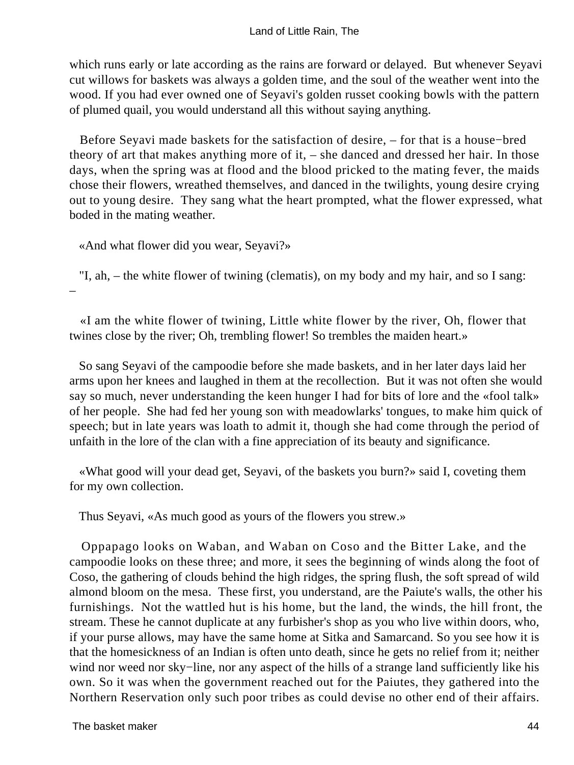which runs early or late according as the rains are forward or delayed. But whenever Seyavi cut willows for baskets was always a golden time, and the soul of the weather went into the wood. If you had ever owned one of Seyavi's golden russet cooking bowls with the pattern of plumed quail, you would understand all this without saying anything.

Before Seyavi made baskets for the satisfaction of desire, – for that is a house−bred theory of art that makes anything more of it, – she danced and dressed her hair. In those days, when the spring was at flood and the blood pricked to the mating fever, the maids chose their flowers, wreathed themselves, and danced in the twilights, young desire crying out to young desire. They sang what the heart prompted, what the flower expressed, what boded in the mating weather.

«And what flower did you wear, Seyavi?»

"I, ah, – the white flower of twining (clematis), on my body and my hair, and so I sang: –

«I am the white flower of twining, Little white flower by the river, Oh, flower that twines close by the river; Oh, trembling flower! So trembles the maiden heart.»

So sang Seyavi of the campoodie before she made baskets, and in her later days laid her arms upon her knees and laughed in them at the recollection. But it was not often she would say so much, never understanding the keen hunger I had for bits of lore and the «fool talk» of her people. She had fed her young son with meadowlarks' tongues, to make him quick of speech; but in late years was loath to admit it, though she had come through the period of unfaith in the lore of the clan with a fine appreciation of its beauty and significance.

«What good will your dead get, Seyavi, of the baskets you burn?» said I, coveting them for my own collection.

Thus Seyavi, «As much good as yours of the flowers you strew.»

Oppapago looks on Waban, and Waban on Coso and the Bitter Lake, and the campoodie looks on these three; and more, it sees the beginning of winds along the foot of Coso, the gathering of clouds behind the high ridges, the spring flush, the soft spread of wild almond bloom on the mesa. These first, you understand, are the Paiute's walls, the other his furnishings. Not the wattled hut is his home, but the land, the winds, the hill front, the stream. These he cannot duplicate at any furbisher's shop as you who live within doors, who, if your purse allows, may have the same home at Sitka and Samarcand. So you see how it is that the homesickness of an Indian is often unto death, since he gets no relief from it; neither wind nor weed nor sky−line, nor any aspect of the hills of a strange land sufficiently like his own. So it was when the government reached out for the Paiutes, they gathered into the Northern Reservation only such poor tribes as could devise no other end of their affairs.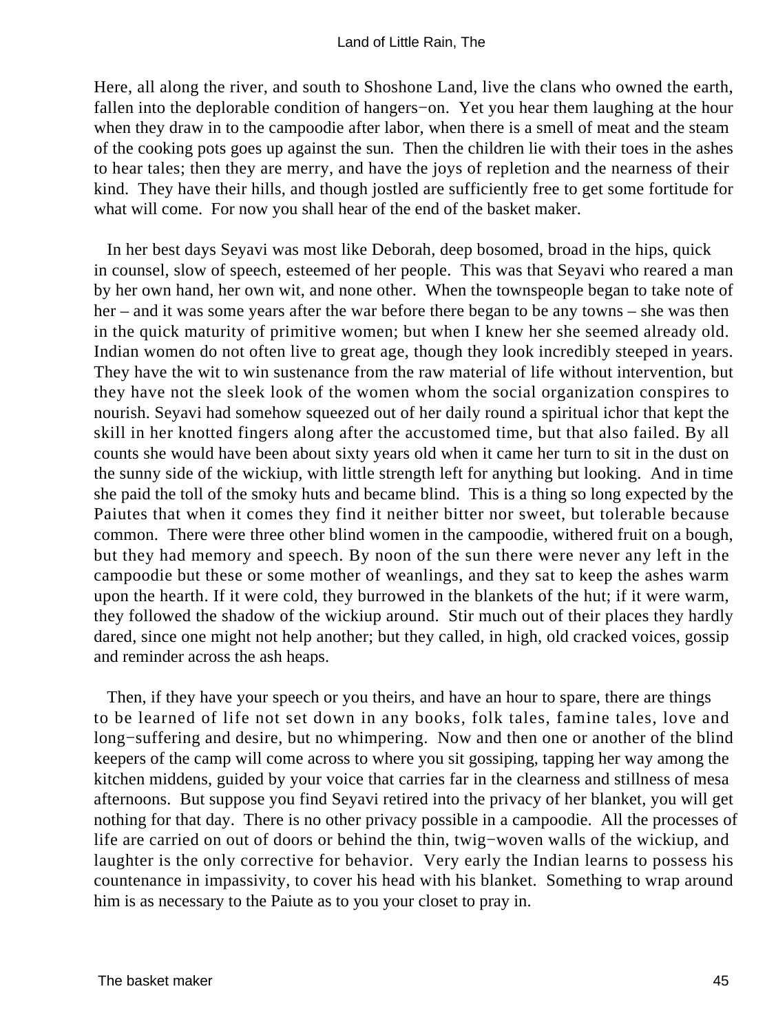Here, all along the river, and south to Shoshone Land, live the clans who owned the earth, fallen into the deplorable condition of hangers−on. Yet you hear them laughing at the hour when they draw in to the campoodie after labor, when there is a smell of meat and the steam of the cooking pots goes up against the sun. Then the children lie with their toes in the ashes to hear tales; then they are merry, and have the joys of repletion and the nearness of their kind. They have their hills, and though jostled are sufficiently free to get some fortitude for what will come. For now you shall hear of the end of the basket maker.

In her best days Seyavi was most like Deborah, deep bosomed, broad in the hips, quick in counsel, slow of speech, esteemed of her people. This was that Seyavi who reared a man by her own hand, her own wit, and none other. When the townspeople began to take note of her – and it was some years after the war before there began to be any towns – she was then in the quick maturity of primitive women; but when I knew her she seemed already old. Indian women do not often live to great age, though they look incredibly steeped in years. They have the wit to win sustenance from the raw material of life without intervention, but they have not the sleek look of the women whom the social organization conspires to nourish. Seyavi had somehow squeezed out of her daily round a spiritual ichor that kept the skill in her knotted fingers along after the accustomed time, but that also failed. By all counts she would have been about sixty years old when it came her turn to sit in the dust on the sunny side of the wickiup, with little strength left for anything but looking. And in time she paid the toll of the smoky huts and became blind. This is a thing so long expected by the Paiutes that when it comes they find it neither bitter nor sweet, but tolerable because common. There were three other blind women in the campoodie, withered fruit on a bough, but they had memory and speech. By noon of the sun there were never any left in the campoodie but these or some mother of weanlings, and they sat to keep the ashes warm upon the hearth. If it were cold, they burrowed in the blankets of the hut; if it were warm, they followed the shadow of the wickiup around. Stir much out of their places they hardly dared, since one might not help another; but they called, in high, old cracked voices, gossip and reminder across the ash heaps.

Then, if they have your speech or you theirs, and have an hour to spare, there are things to be learned of life not set down in any books, folk tales, famine tales, love and long−suffering and desire, but no whimpering. Now and then one or another of the blind keepers of the camp will come across to where you sit gossiping, tapping her way among the kitchen middens, guided by your voice that carries far in the clearness and stillness of mesa afternoons. But suppose you find Seyavi retired into the privacy of her blanket, you will get nothing for that day. There is no other privacy possible in a campoodie. All the processes of life are carried on out of doors or behind the thin, twig−woven walls of the wickiup, and laughter is the only corrective for behavior. Very early the Indian learns to possess his countenance in impassivity, to cover his head with his blanket. Something to wrap around him is as necessary to the Paiute as to you your closet to pray in.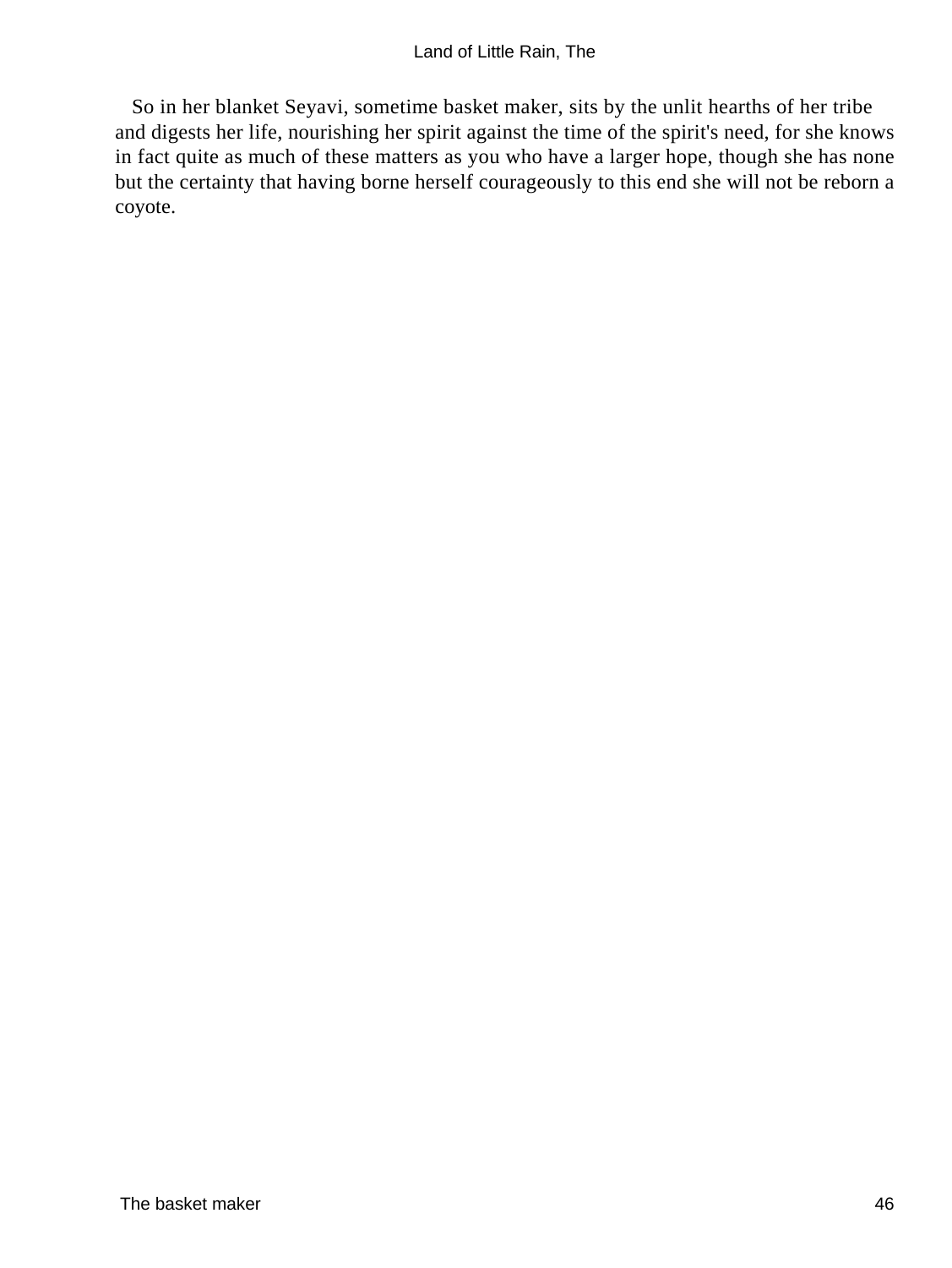So in her blanket Seyavi, sometime basket maker, sits by the unlit hearths of her tribe and digests her life, nourishing her spirit against the time of the spirit's need, for she knows in fact quite as much of these matters as you who have a larger hope, though she has none but the certainty that having borne herself courageously to this end she will not be reborn a coyote.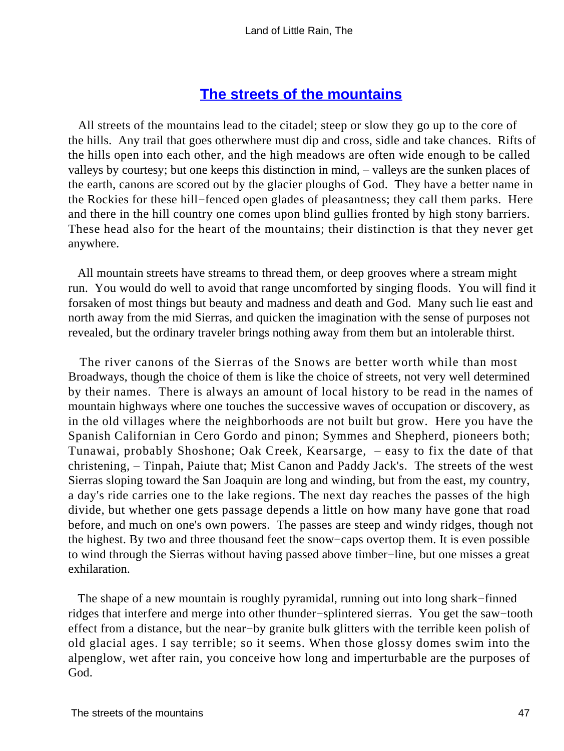## [The streets of the mountains]()

All streets of the mountains lead to the citadel; steep or slow they go up to the core of the hills. Any trail that goes otherwhere must dip and cross, sidle and take chances. Rifts of the hills open into each other, and the high meadows are often wide enough to be called valleys by courtesy; but one keeps this distinction in mind, – valleys are the sunken places of the earth, canons are scored out by the glacier ploughs of God. They have a better name in the Rockies for these hill−fenced open glades of pleasantness; they call them parks. Here and there in the hill country one comes upon blind gullies fronted by high stony barriers. These head also for the heart of the mountains; their distinction is that they never get anywhere.

All mountain streets have streams to thread them, or deep grooves where a stream might run. You would do well to avoid that range uncomforted by singing floods. You will find it forsaken of most things but beauty and madness and death and God. Many such lie east and north away from the mid Sierras, and quicken the imagination with the sense of purposes not revealed, but the ordinary traveler brings nothing away from them but an intolerable thirst.

The river canons of the Sierras of the Snows are better worth while than most Broadways, though the choice of them is like the choice of streets, not very well determined by their names. There is always an amount of local history to be read in the names of mountain highways where one touches the successive waves of occupation or discovery, as in the old villages where the neighborhoods are not built but grow. Here you have the Spanish Californian in Cero Gordo and pinon; Symmes and Shepherd, pioneers both; Tunawai, probably Shoshone; Oak Creek, Kearsarge, – easy to fix the date of that christening, – Tinpah, Paiute that; Mist Canon and Paddy Jack's. The streets of the west Sierras sloping toward the San Joaquin are long and winding, but from the east, my country, a day's ride carries one to the lake regions. The next day reaches the passes of the high divide, but whether one gets passage depends a little on how many have gone that road before, and much on one's own powers. The passes are steep and windy ridges, though not the highest. By two and three thousand feet the snow−caps overtop them. It is even possible to wind through the Sierras without having passed above timber−line, but one misses a great exhilaration.

The shape of a new mountain is roughly pyramidal, running out into long shark−finned ridges that interfere and merge into other thunder−splintered sierras. You get the saw−tooth effect from a distance, but the near−by granite bulk glitters with the terrible keen polish of old glacial ages. I say terrible; so it seems. When those glossy domes swim into the alpenglow, wet after rain, you conceive how long and imperturbable are the purposes of God.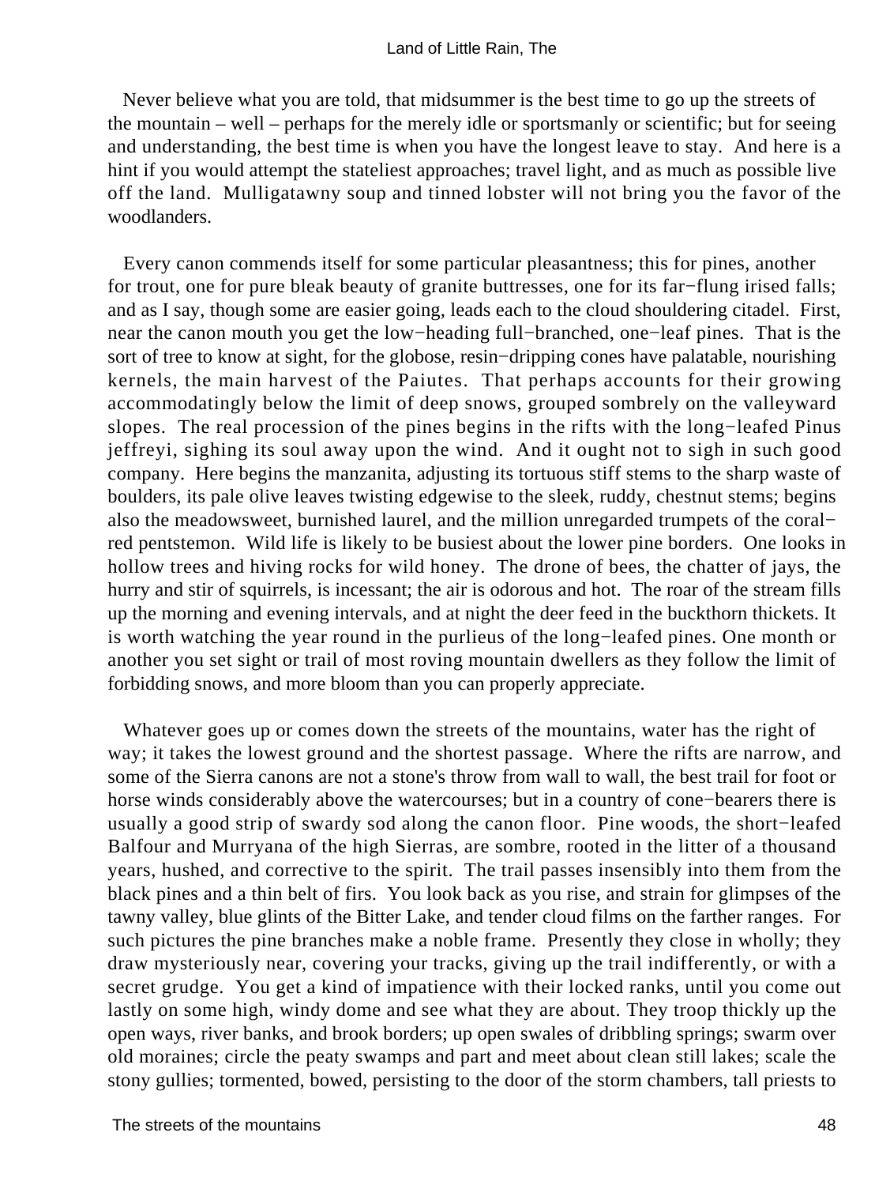Never believe what you are told, that midsummer is the best time to go up the streets of the mountain – well – perhaps for the merely idle or sportsmanly or scientific; but for seeing and understanding, the best time is when you have the longest leave to stay. And here is a hint if you would attempt the stateliest approaches; travel light, and as much as possible live off the land. Mulligatawny soup and tinned lobster will not bring you the favor of the woodlanders.

Every canon commends itself for some particular pleasantness; this for pines, another for trout, one for pure bleak beauty of granite buttresses, one for its far−flung irised falls; and as I say, though some are easier going, leads each to the cloud shouldering citadel. First, near the canon mouth you get the low−heading full−branched, one−leaf pines. That is the sort of tree to know at sight, for the globose, resin−dripping cones have palatable, nourishing kernels, the main harvest of the Paiutes. That perhaps accounts for their growing accommodatingly below the limit of deep snows, grouped sombrely on the valleyward slopes. The real procession of the pines begins in the rifts with the long−leafed Pinus jeffreyi, sighing its soul away upon the wind. And it ought not to sigh in such good company. Here begins the manzanita, adjusting its tortuous stiff stems to the sharp waste of boulders, its pale olive leaves twisting edgewise to the sleek, ruddy, chestnut stems; begins also the meadowsweet, burnished laurel, and the million unregarded trumpets of the coral−red pentstemon. Wild life is likely to be busiest about the lower pine borders. One looks in hollow trees and hiving rocks for wild honey. The drone of bees, the chatter of jays, the hurry and stir of squirrels, is incessant; the air is odorous and hot. The roar of the stream fills up the morning and evening intervals, and at night the deer feed in the buckthorn thickets. It is worth watching the year round in the purlieus of the long−leafed pines. One month or another you set sight or trail of most roving mountain dwellers as they follow the limit of forbidding snows, and more bloom than you can properly appreciate.

Whatever goes up or comes down the streets of the mountains, water has the right of way; it takes the lowest ground and the shortest passage. Where the rifts are narrow, and some of the Sierra canons are not a stone's throw from wall to wall, the best trail for foot or horse winds considerably above the watercourses; but in a country of cone−bearers there is usually a good strip of swardy sod along the canon floor. Pine woods, the short−leafed Balfour and Murryana of the high Sierras, are sombre, rooted in the litter of a thousand years, hushed, and corrective to the spirit. The trail passes insensibly into them from the black pines and a thin belt of firs. You look back as you rise, and strain for glimpses of the tawny valley, blue glints of the Bitter Lake, and tender cloud films on the farther ranges. For such pictures the pine branches make a noble frame. Presently they close in wholly; they draw mysteriously near, covering your tracks, giving up the trail indifferently, or with a secret grudge. You get a kind of impatience with their locked ranks, until you come out lastly on some high, windy dome and see what they are about. They troop thickly up the open ways, river banks, and brook borders; up open swales of dribbling springs; swarm over old moraines; circle the peaty swamps and part and meet about clean still lakes; scale the stony gullies; tormented, bowed, persisting to the door of the storm chambers, tall priests to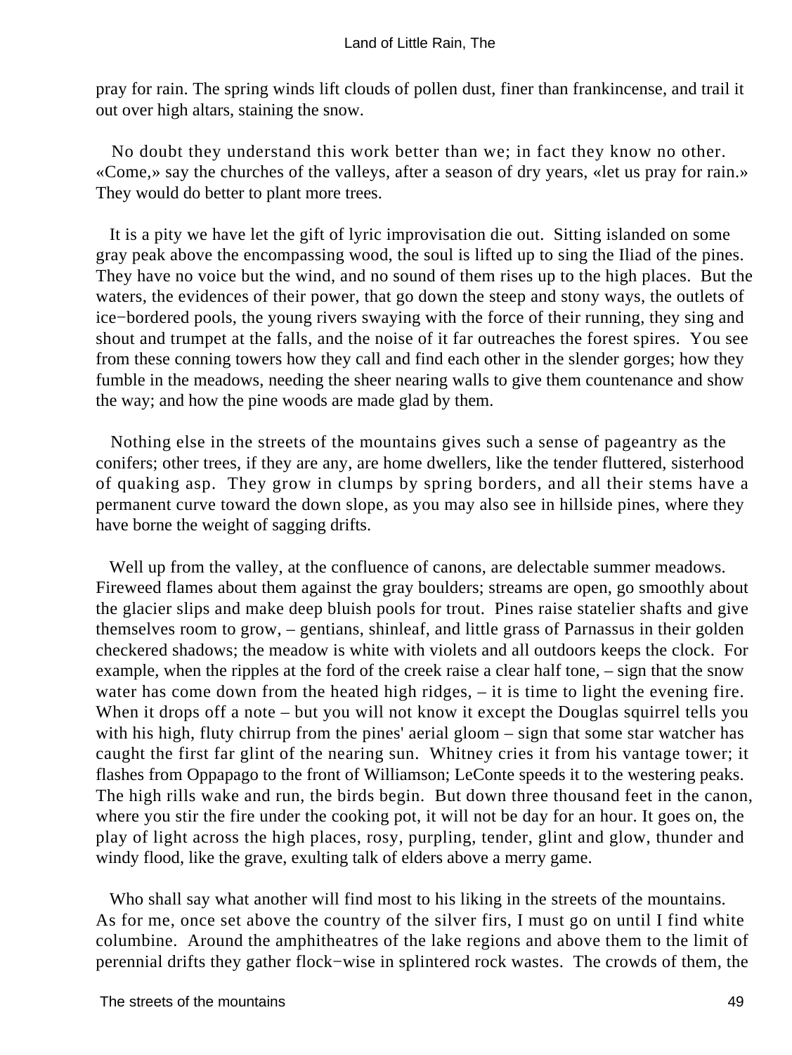pray for rain. The spring winds lift clouds of pollen dust, finer than frankincense, and trail it out over high altars, staining the snow.

No doubt they understand this work better than we; in fact they know no other. «Come,» say the churches of the valleys, after a season of dry years, «let us pray for rain.» They would do better to plant more trees.

It is a pity we have let the gift of lyric improvisation die out. Sitting islanded on some gray peak above the encompassing wood, the soul is lifted up to sing the Iliad of the pines. They have no voice but the wind, and no sound of them rises up to the high places. But the waters, the evidences of their power, that go down the steep and stony ways, the outlets of ice−bordered pools, the young rivers swaying with the force of their running, they sing and shout and trumpet at the falls, and the noise of it far outreaches the forest spires. You see from these conning towers how they call and find each other in the slender gorges; how they fumble in the meadows, needing the sheer nearing walls to give them countenance and show the way; and how the pine woods are made glad by them.

Nothing else in the streets of the mountains gives such a sense of pageantry as the conifers; other trees, if they are any, are home dwellers, like the tender fluttered, sisterhood of quaking asp. They grow in clumps by spring borders, and all their stems have a permanent curve toward the down slope, as you may also see in hillside pines, where they have borne the weight of sagging drifts.

Well up from the valley, at the confluence of canons, are delectable summer meadows. Fireweed flames about them against the gray boulders; streams are open, go smoothly about the glacier slips and make deep bluish pools for trout. Pines raise statelier shafts and give themselves room to grow, – gentians, shinleaf, and little grass of Parnassus in their golden checkered shadows; the meadow is white with violets and all outdoors keeps the clock. For example, when the ripples at the ford of the creek raise a clear half tone, – sign that the snow water has come down from the heated high ridges, – it is time to light the evening fire. When it drops off a note – but you will not know it except the Douglas squirrel tells you with his high, fluty chirrup from the pines' aerial gloom – sign that some star watcher has caught the first far glint of the nearing sun. Whitney cries it from his vantage tower; it flashes from Oppapago to the front of Williamson; LeConte speeds it to the westering peaks. The high rills wake and run, the birds begin. But down three thousand feet in the canon, where you stir the fire under the cooking pot, it will not be day for an hour. It goes on, the play of light across the high places, rosy, purpling, tender, glint and glow, thunder and windy flood, like the grave, exulting talk of elders above a merry game.

Who shall say what another will find most to his liking in the streets of the mountains. As for me, once set above the country of the silver firs, I must go on until I find white columbine. Around the amphitheatres of the lake regions and above them to the limit of perennial drifts they gather flock−wise in splintered rock wastes. The crowds of them, the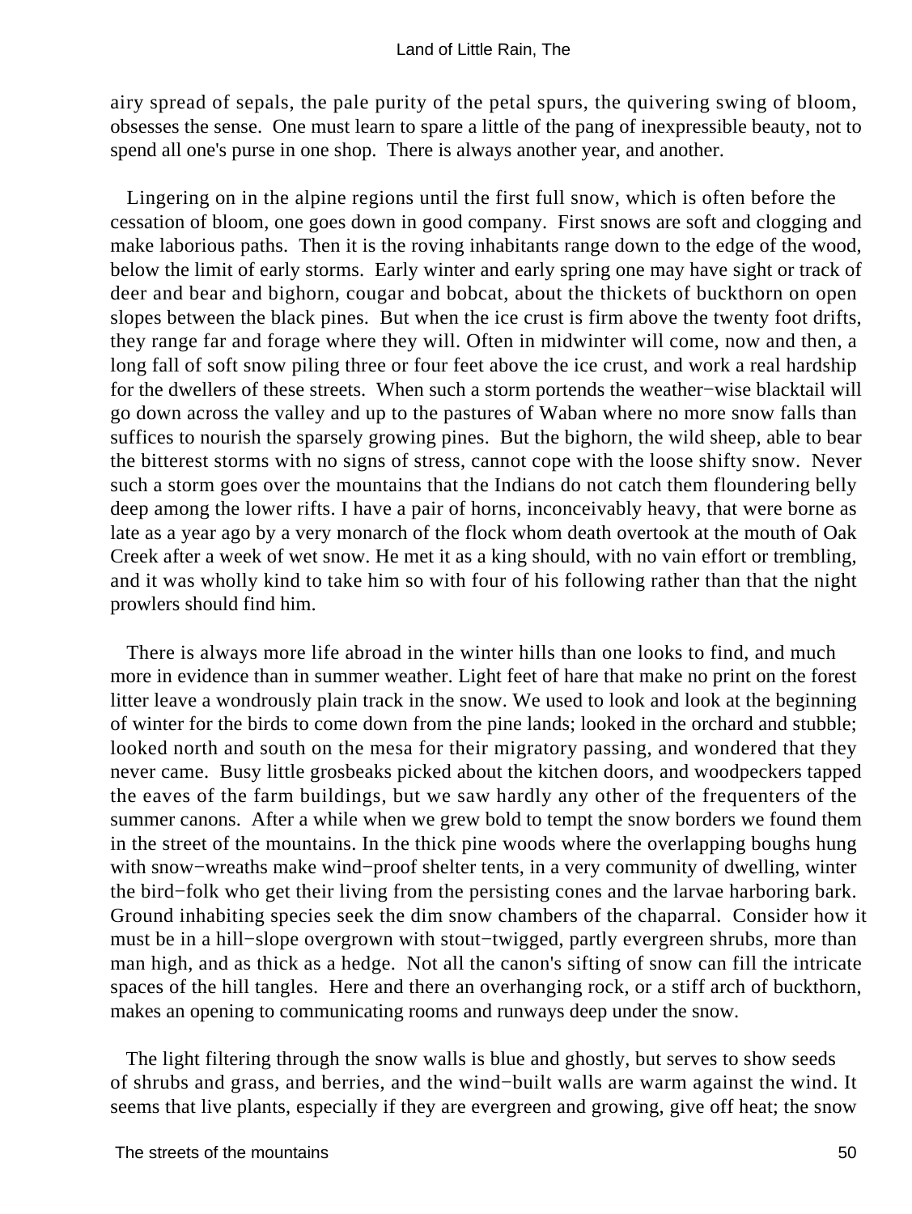airy spread of sepals, the pale purity of the petal spurs, the quivering swing of bloom, obsesses the sense. One must learn to spare a little of the pang of inexpressible beauty, not to spend all one's purse in one shop. There is always another year, and another.

Lingering on in the alpine regions until the first full snow, which is often before the cessation of bloom, one goes down in good company. First snows are soft and clogging and make laborious paths. Then it is the roving inhabitants range down to the edge of the wood, below the limit of early storms. Early winter and early spring one may have sight or track of deer and bear and bighorn, cougar and bobcat, about the thickets of buckthorn on open slopes between the black pines. But when the ice crust is firm above the twenty foot drifts, they range far and forage where they will. Often in midwinter will come, now and then, a long fall of soft snow piling three or four feet above the ice crust, and work a real hardship for the dwellers of these streets. When such a storm portends the weather−wise blacktail will go down across the valley and up to the pastures of Waban where no more snow falls than suffices to nourish the sparsely growing pines. But the bighorn, the wild sheep, able to bear the bitterest storms with no signs of stress, cannot cope with the loose shifty snow. Never such a storm goes over the mountains that the Indians do not catch them floundering belly deep among the lower rifts. I have a pair of horns, inconceivably heavy, that were borne as late as a year ago by a very monarch of the flock whom death overtook at the mouth of Oak Creek after a week of wet snow. He met it as a king should, with no vain effort or trembling, and it was wholly kind to take him so with four of his following rather than that the night prowlers should find him.

There is always more life abroad in the winter hills than one looks to find, and much more in evidence than in summer weather. Light feet of hare that make no print on the forest litter leave a wondrously plain track in the snow. We used to look and look at the beginning of winter for the birds to come down from the pine lands; looked in the orchard and stubble; looked north and south on the mesa for their migratory passing, and wondered that they never came. Busy little grosbeaks picked about the kitchen doors, and woodpeckers tapped the eaves of the farm buildings, but we saw hardly any other of the frequenters of the summer canons. After a while when we grew bold to tempt the snow borders we found them in the street of the mountains. In the thick pine woods where the overlapping boughs hung with snow−wreaths make wind−proof shelter tents, in a very community of dwelling, winter the bird−folk who get their living from the persisting cones and the larvae harboring bark. Ground inhabiting species seek the dim snow chambers of the chaparral. Consider how it must be in a hill−slope overgrown with stout−twigged, partly evergreen shrubs, more than man high, and as thick as a hedge. Not all the canon's sifting of snow can fill the intricate spaces of the hill tangles. Here and there an overhanging rock, or a stiff arch of buckthorn, makes an opening to communicating rooms and runways deep under the snow.

The light filtering through the snow walls is blue and ghostly, but serves to show seeds of shrubs and grass, and berries, and the wind−built walls are warm against the wind. It seems that live plants, especially if they are evergreen and growing, give off heat; the snow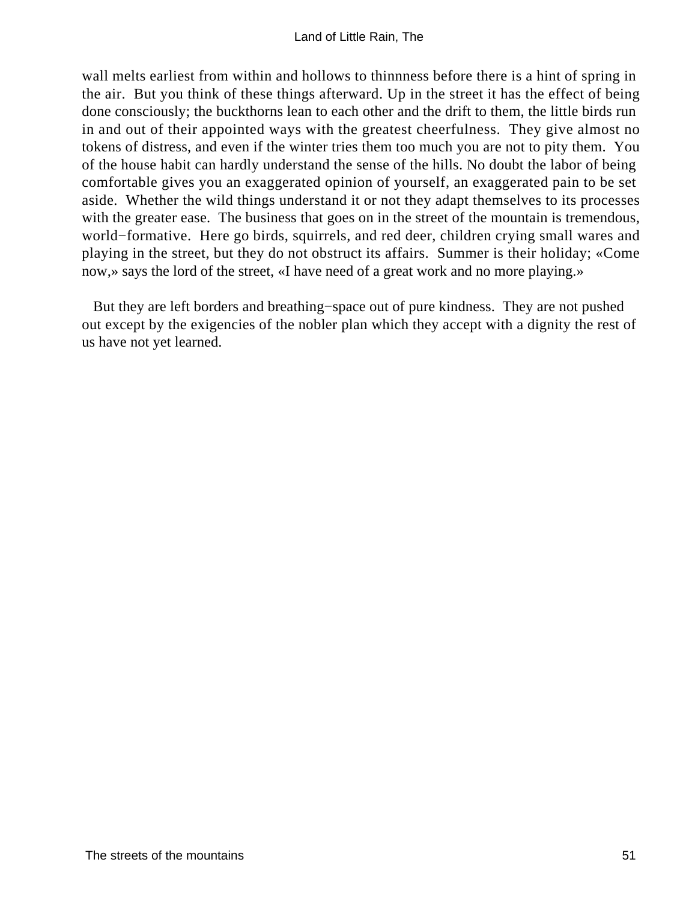wall melts earliest from within and hollows to thinnness before there is a hint of spring in the air. But you think of these things afterward. Up in the street it has the effect of being done consciously; the buckthorns lean to each other and the drift to them, the little birds run in and out of their appointed ways with the greatest cheerfulness. They give almost no tokens of distress, and even if the winter tries them too much you are not to pity them. You of the house habit can hardly understand the sense of the hills. No doubt the labor of being comfortable gives you an exaggerated opinion of yourself, an exaggerated pain to be set aside. Whether the wild things understand it or not they adapt themselves to its processes with the greater ease. The business that goes on in the street of the mountain is tremendous, world−formative. Here go birds, squirrels, and red deer, children crying small wares and playing in the street, but they do not obstruct its affairs. Summer is their holiday; «Come now,» says the lord of the street, «I have need of a great work and no more playing.»

But they are left borders and breathing−space out of pure kindness. They are not pushed out except by the exigencies of the nobler plan which they accept with a dignity the rest of us have not yet learned.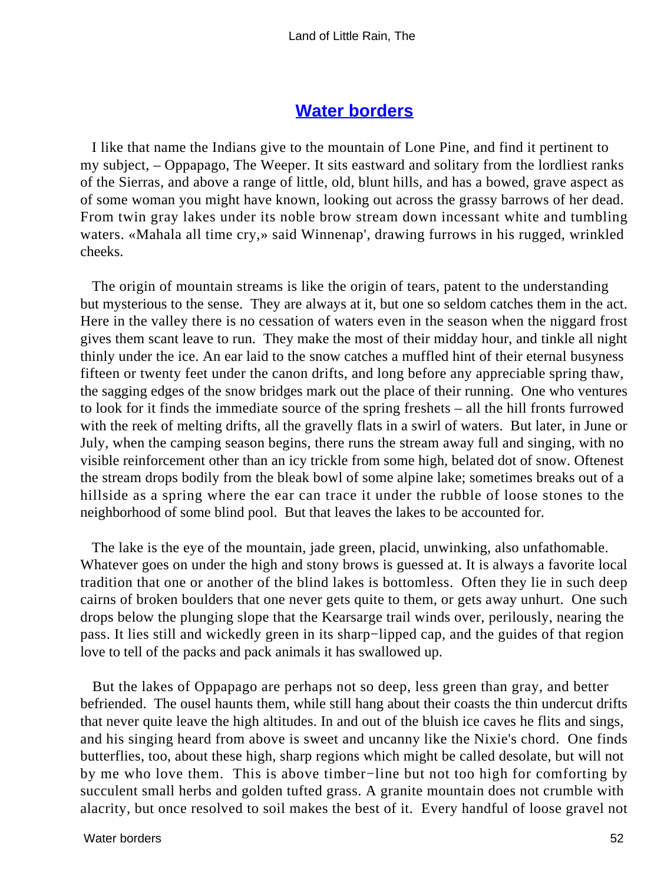## Water borders

I like that name the Indians give to the mountain of Lone Pine, and find it pertinent to my subject, – Oppapago, The Weeper. It sits eastward and solitary from the lordliest ranks of the Sierras, and above a range of little, old, blunt hills, and has a bowed, grave aspect as of some woman you might have known, looking out across the grassy barrows of her dead. From twin gray lakes under its noble brow stream down incessant white and tumbling waters. «Mahala all time cry,» said Winnenap', drawing furrows in his rugged, wrinkled cheeks.

The origin of mountain streams is like the origin of tears, patent to the understanding but mysterious to the sense. They are always at it, but one so seldom catches them in the act. Here in the valley there is no cessation of waters even in the season when the niggard frost gives them scant leave to run. They make the most of their midday hour, and tinkle all night thinly under the ice. An ear laid to the snow catches a muffled hint of their eternal busyness fifteen or twenty feet under the canon drifts, and long before any appreciable spring thaw, the sagging edges of the snow bridges mark out the place of their running. One who ventures to look for it finds the immediate source of the spring freshets – all the hill fronts furrowed with the reek of melting drifts, all the gravelly flats in a swirl of waters. But later, in June or July, when the camping season begins, there runs the stream away full and singing, with no visible reinforcement other than an icy trickle from some high, belated dot of snow. Oftenest the stream drops bodily from the bleak bowl of some alpine lake; sometimes breaks out of a hillside as a spring where the ear can trace it under the rubble of loose stones to the neighborhood of some blind pool. But that leaves the lakes to be accounted for.

The lake is the eye of the mountain, jade green, placid, unwinking, also unfathomable. Whatever goes on under the high and stony brows is guessed at. It is always a favorite local tradition that one or another of the blind lakes is bottomless. Often they lie in such deep cairns of broken boulders that one never gets quite to them, or gets away unhurt. One such drops below the plunging slope that the Kearsarge trail winds over, perilously, nearing the pass. It lies still and wickedly green in its sharp−lipped cap, and the guides of that region love to tell of the packs and pack animals it has swallowed up.

But the lakes of Oppapago are perhaps not so deep, less green than gray, and better befriended. The ousel haunts them, while still hang about their coasts the thin undercut drifts that never quite leave the high altitudes. In and out of the bluish ice caves he flits and sings, and his singing heard from above is sweet and uncanny like the Nixie's chord. One finds butterflies, too, about these high, sharp regions which might be called desolate, but will not by me who love them. This is above timber−line but not too high for comforting by succulent small herbs and golden tufted grass. A granite mountain does not crumble with alacrity, but once resolved to soil makes the best of it. Every handful of loose gravel not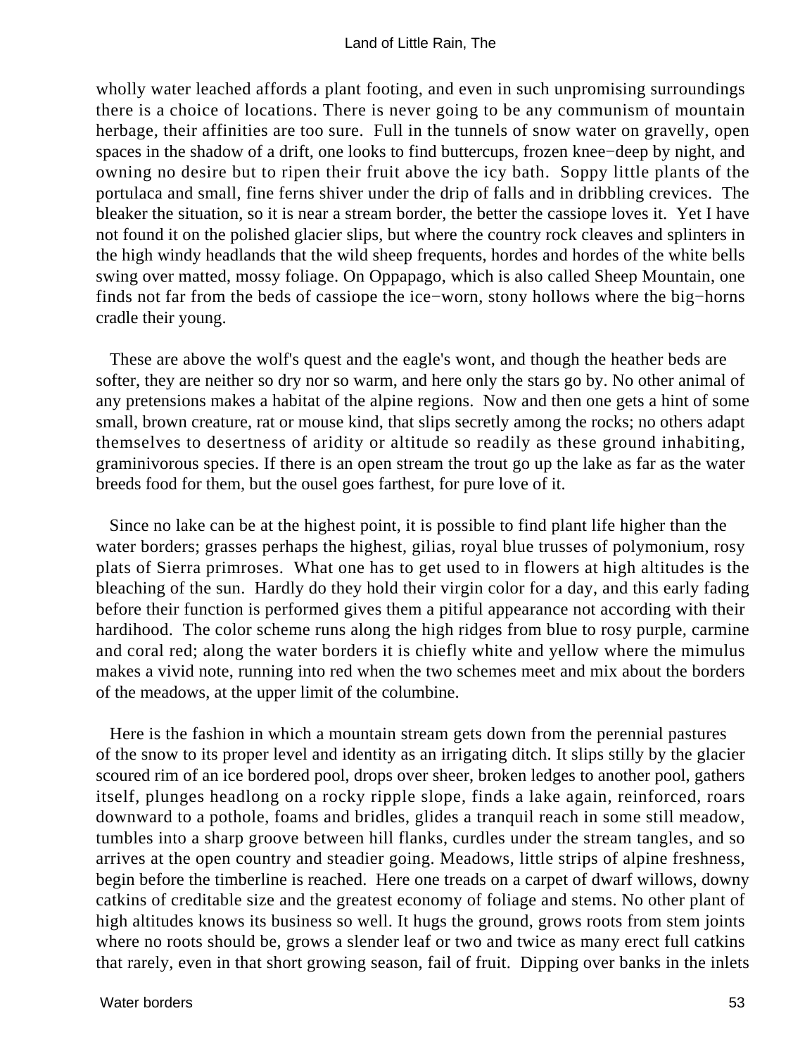wholly water leached affords a plant footing, and even in such unpromising surroundings there is a choice of locations. There is never going to be any communism of mountain herbage, their affinities are too sure. Full in the tunnels of snow water on gravelly, open spaces in the shadow of a drift, one looks to find buttercups, frozen knee−deep by night, and owning no desire but to ripen their fruit above the icy bath. Soppy little plants of the portulaca and small, fine ferns shiver under the drip of falls and in dribbling crevices. The bleaker the situation, so it is near a stream border, the better the cassiope loves it. Yet I have not found it on the polished glacier slips, but where the country rock cleaves and splinters in the high windy headlands that the wild sheep frequents, hordes and hordes of the white bells swing over matted, mossy foliage. On Oppapago, which is also called Sheep Mountain, one finds not far from the beds of cassiope the ice−worn, stony hollows where the big−horns cradle their young.

These are above the wolf's quest and the eagle's wont, and though the heather beds are softer, they are neither so dry nor so warm, and here only the stars go by. No other animal of any pretensions makes a habitat of the alpine regions. Now and then one gets a hint of some small, brown creature, rat or mouse kind, that slips secretly among the rocks; no others adapt themselves to desertness of aridity or altitude so readily as these ground inhabiting, graminivorous species. If there is an open stream the trout go up the lake as far as the water breeds food for them, but the ousel goes farthest, for pure love of it.

Since no lake can be at the highest point, it is possible to find plant life higher than the water borders; grasses perhaps the highest, gilias, royal blue trusses of polymonium, rosy plats of Sierra primroses. What one has to get used to in flowers at high altitudes is the bleaching of the sun. Hardly do they hold their virgin color for a day, and this early fading before their function is performed gives them a pitiful appearance not according with their hardihood. The color scheme runs along the high ridges from blue to rosy purple, carmine and coral red; along the water borders it is chiefly white and yellow where the mimulus makes a vivid note, running into red when the two schemes meet and mix about the borders of the meadows, at the upper limit of the columbine.

Here is the fashion in which a mountain stream gets down from the perennial pastures of the snow to its proper level and identity as an irrigating ditch. It slips stilly by the glacier scoured rim of an ice bordered pool, drops over sheer, broken ledges to another pool, gathers itself, plunges headlong on a rocky ripple slope, finds a lake again, reinforced, roars downward to a pothole, foams and bridles, glides a tranquil reach in some still meadow, tumbles into a sharp groove between hill flanks, curdles under the stream tangles, and so arrives at the open country and steadier going. Meadows, little strips of alpine freshness, begin before the timberline is reached. Here one treads on a carpet of dwarf willows, downy catkins of creditable size and the greatest economy of foliage and stems. No other plant of high altitudes knows its business so well. It hugs the ground, grows roots from stem joints where no roots should be, grows a slender leaf or two and twice as many erect full catkins that rarely, even in that short growing season, fail of fruit. Dipping over banks in the inlets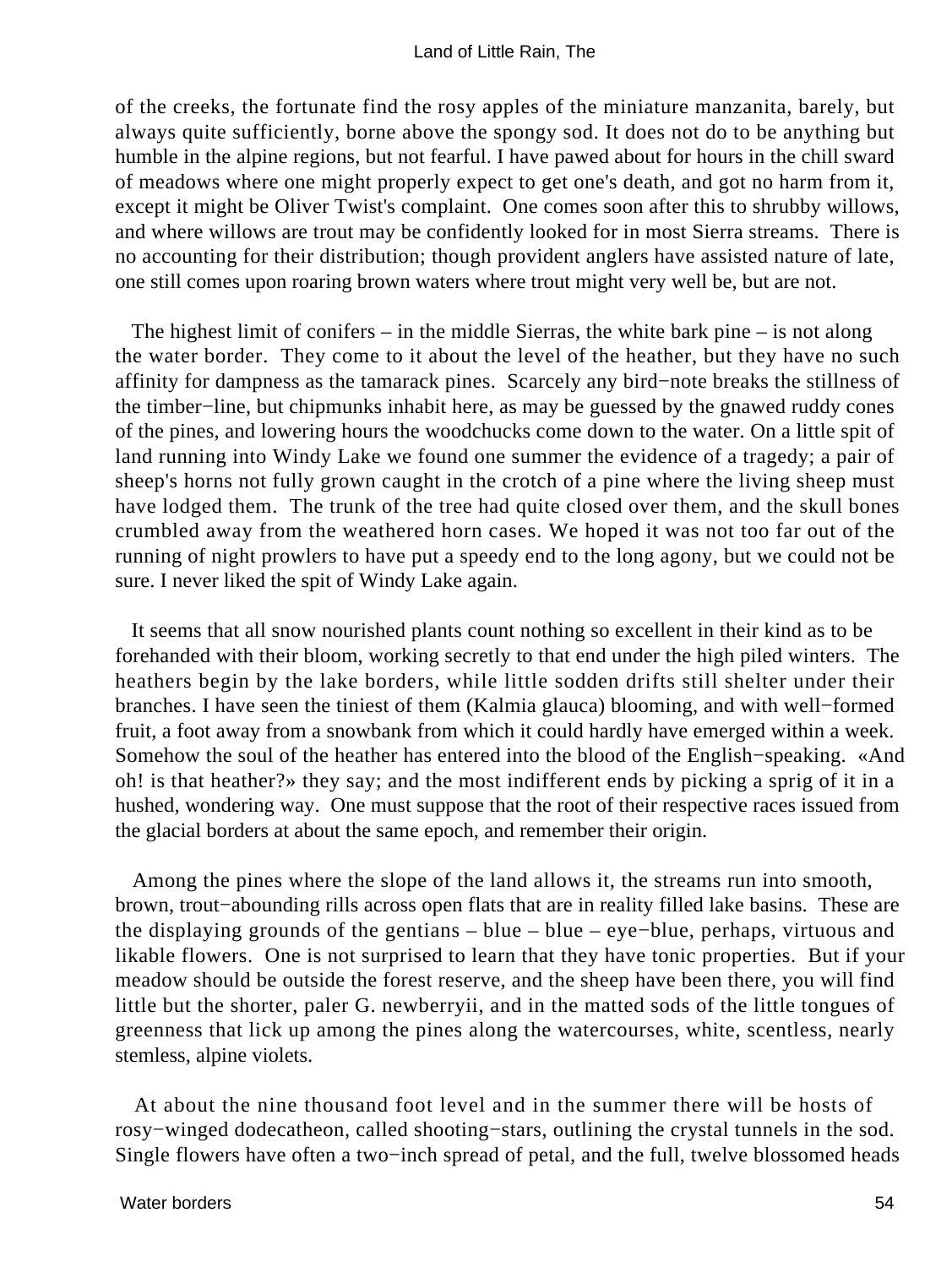of the creeks, the fortunate find the rosy apples of the miniature manzanita, barely, but always quite sufficiently, borne above the spongy sod. It does not do to be anything but humble in the alpine regions, but not fearful. I have pawed about for hours in the chill sward of meadows where one might properly expect to get one's death, and got no harm from it, except it might be Oliver Twist's complaint. One comes soon after this to shrubby willows, and where willows are trout may be confidently looked for in most Sierra streams. There is no accounting for their distribution; though provident anglers have assisted nature of late, one still comes upon roaring brown waters where trout might very well be, but are not.

The highest limit of conifers – in the middle Sierras, the white bark pine – is not along the water border. They come to it about the level of the heather, but they have no such affinity for dampness as the tamarack pines. Scarcely any bird−note breaks the stillness of the timber−line, but chipmunks inhabit here, as may be guessed by the gnawed ruddy cones of the pines, and lowering hours the woodchucks come down to the water. On a little spit of land running into Windy Lake we found one summer the evidence of a tragedy; a pair of sheep's horns not fully grown caught in the crotch of a pine where the living sheep must have lodged them. The trunk of the tree had quite closed over them, and the skull bones crumbled away from the weathered horn cases. We hoped it was not too far out of the running of night prowlers to have put a speedy end to the long agony, but we could not be sure. I never liked the spit of Windy Lake again.

It seems that all snow nourished plants count nothing so excellent in their kind as to be forehanded with their bloom, working secretly to that end under the high piled winters. The heathers begin by the lake borders, while little sodden drifts still shelter under their branches. I have seen the tiniest of them (Kalmia glauca) blooming, and with well−formed fruit, a foot away from a snowbank from which it could hardly have emerged within a week. Somehow the soul of the heather has entered into the blood of the English−speaking. «And oh! is that heather?» they say; and the most indifferent ends by picking a sprig of it in a hushed, wondering way. One must suppose that the root of their respective races issued from the glacial borders at about the same epoch, and remember their origin.

Among the pines where the slope of the land allows it, the streams run into smooth, brown, trout−abounding rills across open flats that are in reality filled lake basins. These are the displaying grounds of the gentians – blue – blue – eye−blue, perhaps, virtuous and likable flowers. One is not surprised to learn that they have tonic properties. But if your meadow should be outside the forest reserve, and the sheep have been there, you will find little but the shorter, paler G. newberryii, and in the matted sods of the little tongues of greenness that lick up among the pines along the watercourses, white, scentless, nearly stemless, alpine violets.

At about the nine thousand foot level and in the summer there will be hosts of rosy−winged dodecatheon, called shooting−stars, outlining the crystal tunnels in the sod. Single flowers have often a two−inch spread of petal, and the full, twelve blossomed heads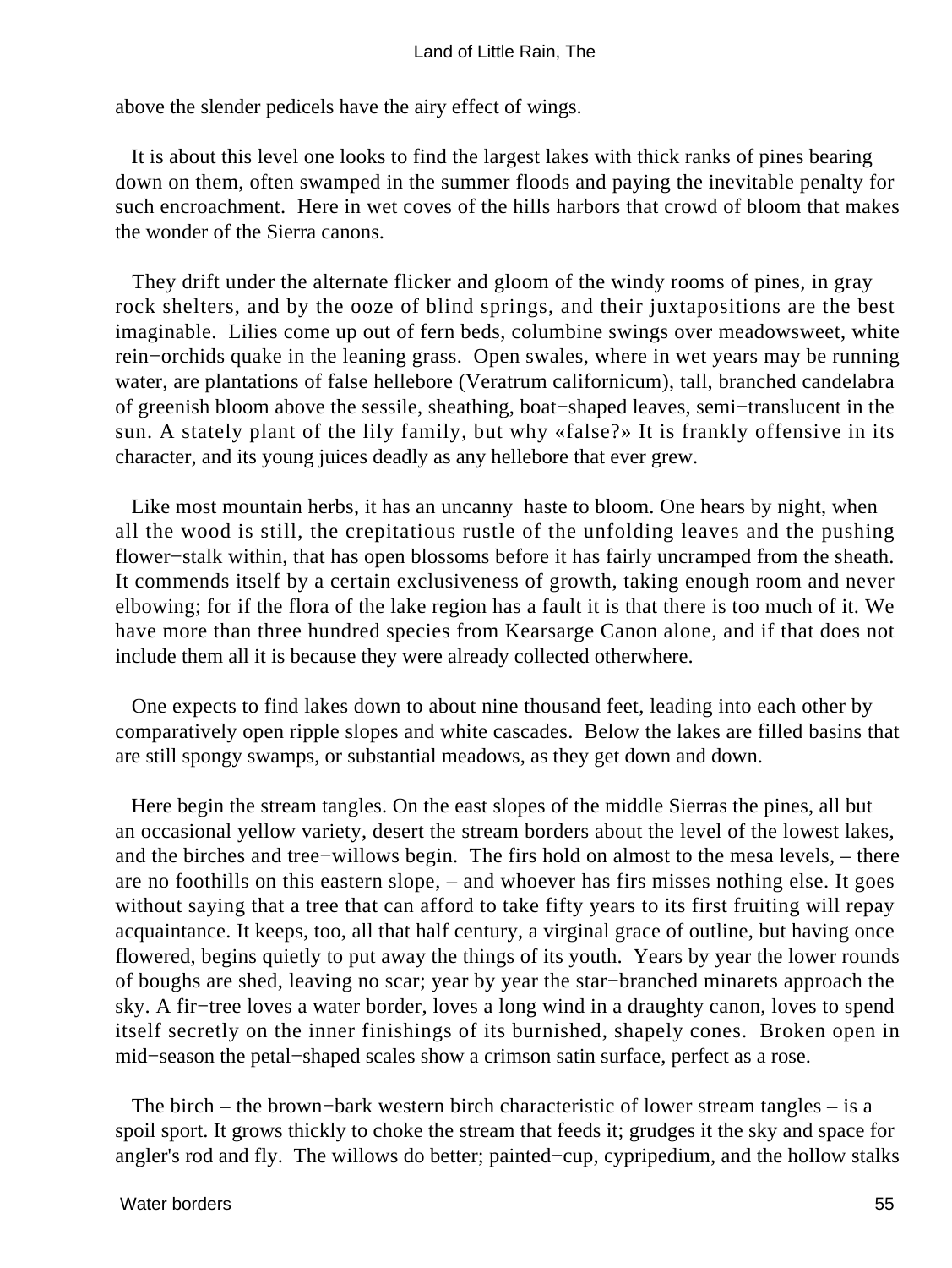above the slender pedicels have the airy effect of wings.

It is about this level one looks to find the largest lakes with thick ranks of pines bearing down on them, often swamped in the summer floods and paying the inevitable penalty for such encroachment. Here in wet coves of the hills harbors that crowd of bloom that makes the wonder of the Sierra canons.

They drift under the alternate flicker and gloom of the windy rooms of pines, in gray rock shelters, and by the ooze of blind springs, and their juxtapositions are the best imaginable. Lilies come up out of fern beds, columbine swings over meadowsweet, white rein−orchids quake in the leaning grass. Open swales, where in wet years may be running water, are plantations of false hellebore (Veratrum californicum), tall, branched candelabra of greenish bloom above the sessile, sheathing, boat−shaped leaves, semi−translucent in the sun. A stately plant of the lily family, but why «false?» It is frankly offensive in its character, and its young juices deadly as any hellebore that ever grew.

Like most mountain herbs, it has an uncanny haste to bloom. One hears by night, when all the wood is still, the crepitatious rustle of the unfolding leaves and the pushing flower−stalk within, that has open blossoms before it has fairly uncramped from the sheath. It commends itself by a certain exclusiveness of growth, taking enough room and never elbowing; for if the flora of the lake region has a fault it is that there is too much of it. We have more than three hundred species from Kearsarge Canon alone, and if that does not include them all it is because they were already collected otherwhere.

One expects to find lakes down to about nine thousand feet, leading into each other by comparatively open ripple slopes and white cascades. Below the lakes are filled basins that are still spongy swamps, or substantial meadows, as they get down and down.

Here begin the stream tangles. On the east slopes of the middle Sierras the pines, all but an occasional yellow variety, desert the stream borders about the level of the lowest lakes, and the birches and tree−willows begin. The firs hold on almost to the mesa levels, – there are no foothills on this eastern slope, – and whoever has firs misses nothing else. It goes without saying that a tree that can afford to take fifty years to its first fruiting will repay acquaintance. It keeps, too, all that half century, a virginal grace of outline, but having once flowered, begins quietly to put away the things of its youth. Years by year the lower rounds of boughs are shed, leaving no scar; year by year the star−branched minarets approach the sky. A fir−tree loves a water border, loves a long wind in a draughty canon, loves to spend itself secretly on the inner finishings of its burnished, shapely cones. Broken open in mid−season the petal−shaped scales show a crimson satin surface, perfect as a rose.

The birch – the brown−bark western birch characteristic of lower stream tangles – is a spoil sport. It grows thickly to choke the stream that feeds it; grudges it the sky and space for angler's rod and fly. The willows do better; painted−cup, cypripedium, and the hollow stalks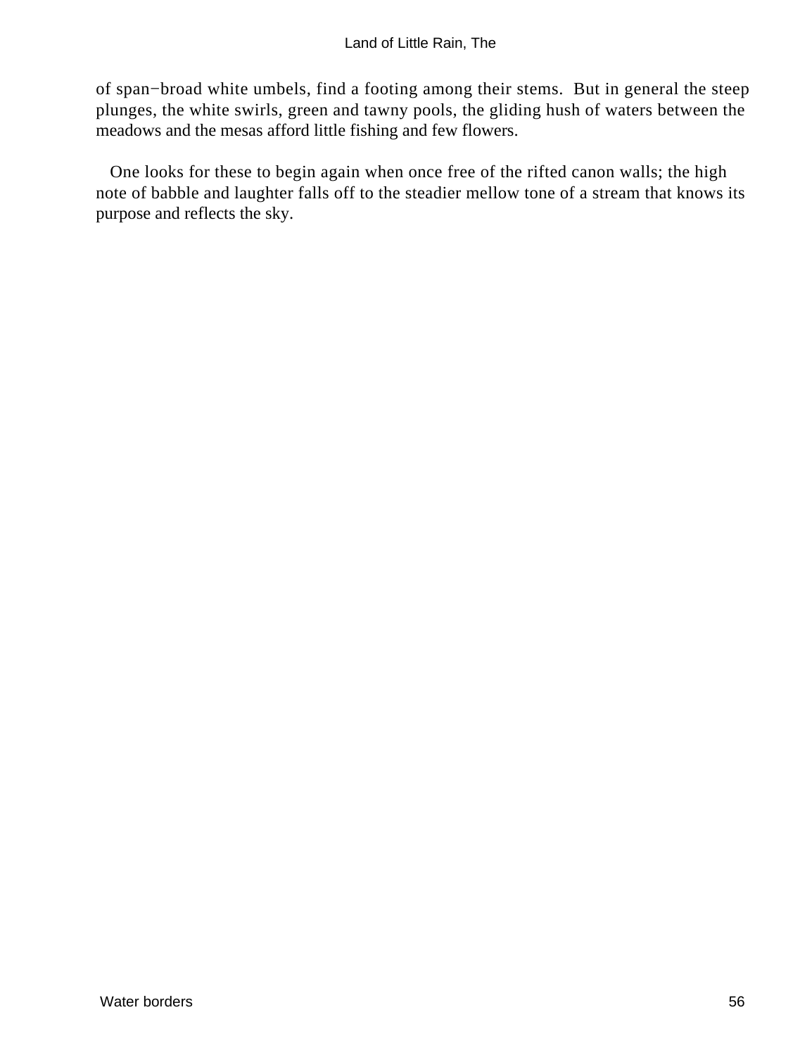of span−broad white umbels, find a footing among their stems. But in general the steep plunges, the white swirls, green and tawny pools, the gliding hush of waters between the meadows and the mesas afford little fishing and few flowers.

One looks for these to begin again when once free of the rifted canon walls; the high note of babble and laughter falls off to the steadier mellow tone of a stream that knows its purpose and reflects the sky.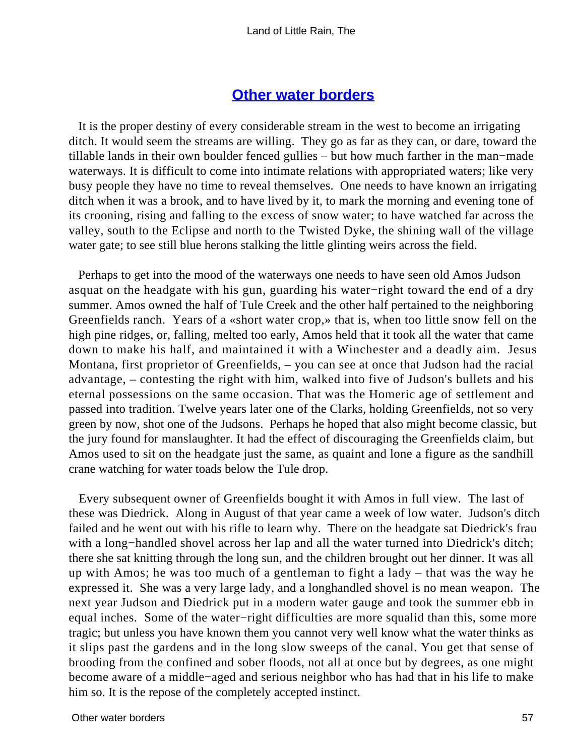## Other water borders

It is the proper destiny of every considerable stream in the west to become an irrigating ditch. It would seem the streams are willing. They go as far as they can, or dare, toward the tillable lands in their own boulder fenced gullies – but how much farther in the man−made waterways. It is difficult to come into intimate relations with appropriated waters; like very busy people they have no time to reveal themselves. One needs to have known an irrigating ditch when it was a brook, and to have lived by it, to mark the morning and evening tone of its crooning, rising and falling to the excess of snow water; to have watched far across the valley, south to the Eclipse and north to the Twisted Dyke, the shining wall of the village water gate; to see still blue herons stalking the little glinting weirs across the field.

Perhaps to get into the mood of the waterways one needs to have seen old Amos Judson asquat on the headgate with his gun, guarding his water−right toward the end of a dry summer. Amos owned the half of Tule Creek and the other half pertained to the neighboring Greenfields ranch. Years of a «short water crop,» that is, when too little snow fell on the high pine ridges, or, falling, melted too early, Amos held that it took all the water that came down to make his half, and maintained it with a Winchester and a deadly aim. Jesus Montana, first proprietor of Greenfields, – you can see at once that Judson had the racial advantage, – contesting the right with him, walked into five of Judson's bullets and his eternal possessions on the same occasion. That was the Homeric age of settlement and passed into tradition. Twelve years later one of the Clarks, holding Greenfields, not so very green by now, shot one of the Judsons. Perhaps he hoped that also might become classic, but the jury found for manslaughter. It had the effect of discouraging the Greenfields claim, but Amos used to sit on the headgate just the same, as quaint and lone a figure as the sandhill crane watching for water toads below the Tule drop.

Every subsequent owner of Greenfields bought it with Amos in full view. The last of these was Diedrick. Along in August of that year came a week of low water. Judson's ditch failed and he went out with his rifle to learn why. There on the headgate sat Diedrick's frau with a long−handled shovel across her lap and all the water turned into Diedrick's ditch; there she sat knitting through the long sun, and the children brought out her dinner. It was all up with Amos; he was too much of a gentleman to fight a lady – that was the way he expressed it. She was a very large lady, and a longhandled shovel is no mean weapon. The next year Judson and Diedrick put in a modern water gauge and took the summer ebb in equal inches. Some of the water−right difficulties are more squalid than this, some more tragic; but unless you have known them you cannot very well know what the water thinks as it slips past the gardens and in the long slow sweeps of the canal. You get that sense of brooding from the confined and sober floods, not all at once but by degrees, as one might become aware of a middle−aged and serious neighbor who has had that in his life to make him so. It is the repose of the completely accepted instinct.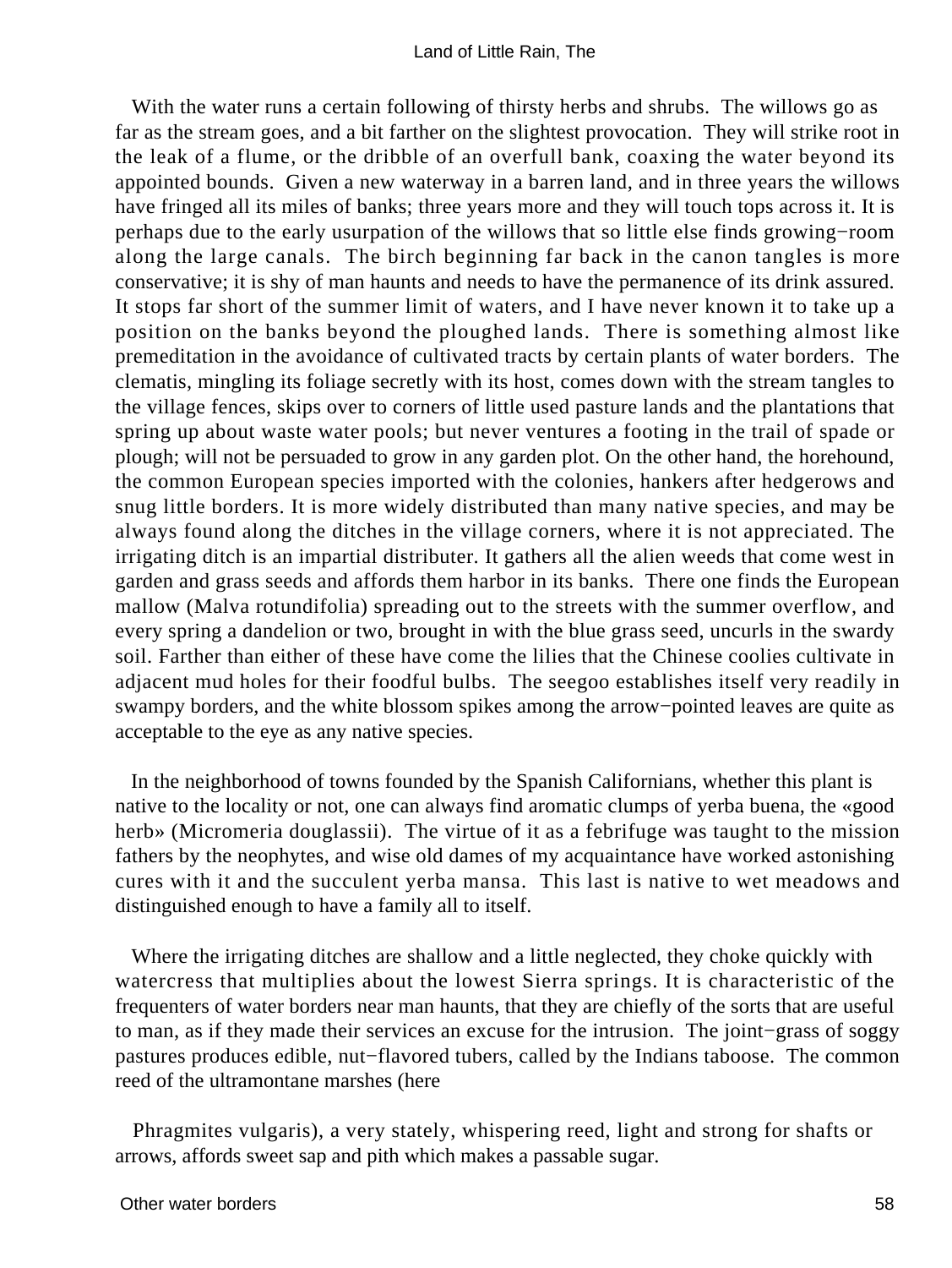With the water runs a certain following of thirsty herbs and shrubs. The willows go as far as the stream goes, and a bit farther on the slightest provocation. They will strike root in the leak of a flume, or the dribble of an overfull bank, coaxing the water beyond its appointed bounds. Given a new waterway in a barren land, and in three years the willows have fringed all its miles of banks; three years more and they will touch tops across it. It is perhaps due to the early usurpation of the willows that so little else finds growing−room along the large canals. The birch beginning far back in the canon tangles is more conservative; it is shy of man haunts and needs to have the permanence of its drink assured. It stops far short of the summer limit of waters, and I have never known it to take up a position on the banks beyond the ploughed lands. There is something almost like premeditation in the avoidance of cultivated tracts by certain plants of water borders. The clematis, mingling its foliage secretly with its host, comes down with the stream tangles to the village fences, skips over to corners of little used pasture lands and the plantations that spring up about waste water pools; but never ventures a footing in the trail of spade or plough; will not be persuaded to grow in any garden plot. On the other hand, the horehound, the common European species imported with the colonies, hankers after hedgerows and snug little borders. It is more widely distributed than many native species, and may be always found along the ditches in the village corners, where it is not appreciated. The irrigating ditch is an impartial distributer. It gathers all the alien weeds that come west in garden and grass seeds and affords them harbor in its banks. There one finds the European mallow (Malva rotundifolia) spreading out to the streets with the summer overflow, and every spring a dandelion or two, brought in with the blue grass seed, uncurls in the swardy soil. Farther than either of these have come the lilies that the Chinese coolies cultivate in adjacent mud holes for their foodful bulbs. The seegoo establishes itself very readily in swampy borders, and the white blossom spikes among the arrow−pointed leaves are quite as acceptable to the eye as any native species.

In the neighborhood of towns founded by the Spanish Californians, whether this plant is native to the locality or not, one can always find aromatic clumps of yerba buena, the «good herb» (Micromeria douglassii). The virtue of it as a febrifuge was taught to the mission fathers by the neophytes, and wise old dames of my acquaintance have worked astonishing cures with it and the succulent yerba mansa. This last is native to wet meadows and distinguished enough to have a family all to itself.

Where the irrigating ditches are shallow and a little neglected, they choke quickly with watercress that multiplies about the lowest Sierra springs. It is characteristic of the frequenters of water borders near man haunts, that they are chiefly of the sorts that are useful to man, as if they made their services an excuse for the intrusion. The joint−grass of soggy pastures produces edible, nut−flavored tubers, called by the Indians taboose. The common reed of the ultramontane marshes (here

Phragmites vulgaris), a very stately, whispering reed, light and strong for shafts or arrows, affords sweet sap and pith which makes a passable sugar.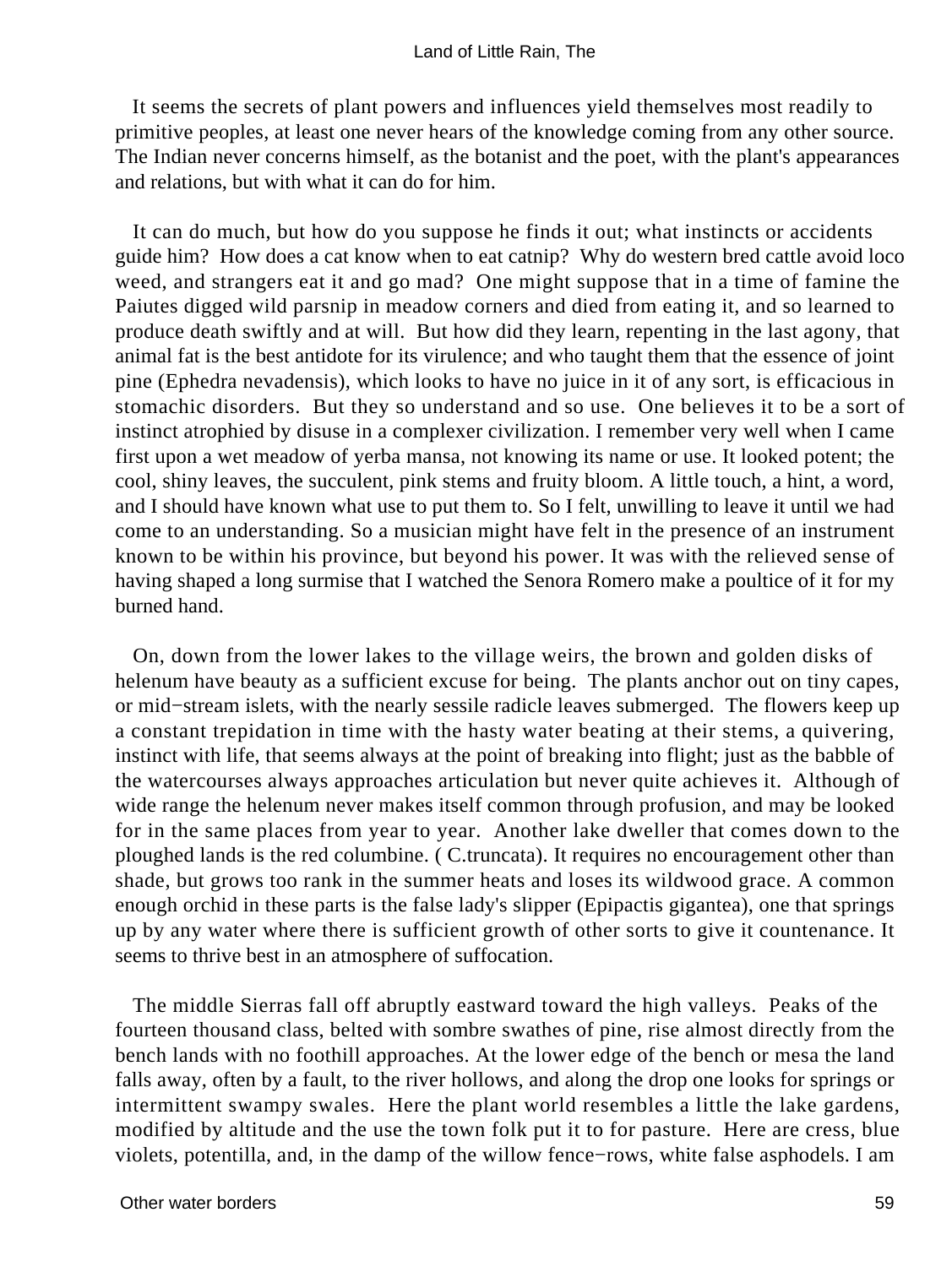It seems the secrets of plant powers and influences yield themselves most readily to primitive peoples, at least one never hears of the knowledge coming from any other source. The Indian never concerns himself, as the botanist and the poet, with the plant's appearances and relations, but with what it can do for him.

It can do much, but how do you suppose he finds it out; what instincts or accidents guide him? How does a cat know when to eat catnip? Why do western bred cattle avoid loco weed, and strangers eat it and go mad? One might suppose that in a time of famine the Paiutes digged wild parsnip in meadow corners and died from eating it, and so learned to produce death swiftly and at will. But how did they learn, repenting in the last agony, that animal fat is the best antidote for its virulence; and who taught them that the essence of joint pine (Ephedra nevadensis), which looks to have no juice in it of any sort, is efficacious in stomachic disorders. But they so understand and so use. One believes it to be a sort of instinct atrophied by disuse in a complexer civilization. I remember very well when I came first upon a wet meadow of yerba mansa, not knowing its name or use. It looked potent; the cool, shiny leaves, the succulent, pink stems and fruity bloom. A little touch, a hint, a word, and I should have known what use to put them to. So I felt, unwilling to leave it until we had come to an understanding. So a musician might have felt in the presence of an instrument known to be within his province, but beyond his power. It was with the relieved sense of having shaped a long surmise that I watched the Senora Romero make a poultice of it for my burned hand.

On, down from the lower lakes to the village weirs, the brown and golden disks of helenum have beauty as a sufficient excuse for being. The plants anchor out on tiny capes, or mid−stream islets, with the nearly sessile radicle leaves submerged. The flowers keep up a constant trepidation in time with the hasty water beating at their stems, a quivering, instinct with life, that seems always at the point of breaking into flight; just as the babble of the watercourses always approaches articulation but never quite achieves it. Although of wide range the helenum never makes itself common through profusion, and may be looked for in the same places from year to year. Another lake dweller that comes down to the ploughed lands is the red columbine. ( C.truncata). It requires no encouragement other than shade, but grows too rank in the summer heats and loses its wildwood grace. A common enough orchid in these parts is the false lady's slipper (Epipactis gigantea), one that springs up by any water where there is sufficient growth of other sorts to give it countenance. It seems to thrive best in an atmosphere of suffocation.

The middle Sierras fall off abruptly eastward toward the high valleys. Peaks of the fourteen thousand class, belted with sombre swathes of pine, rise almost directly from the bench lands with no foothill approaches. At the lower edge of the bench or mesa the land falls away, often by a fault, to the river hollows, and along the drop one looks for springs or intermittent swampy swales. Here the plant world resembles a little the lake gardens, modified by altitude and the use the town folk put it to for pasture. Here are cress, blue violets, potentilla, and, in the damp of the willow fence−rows, white false asphodels. I am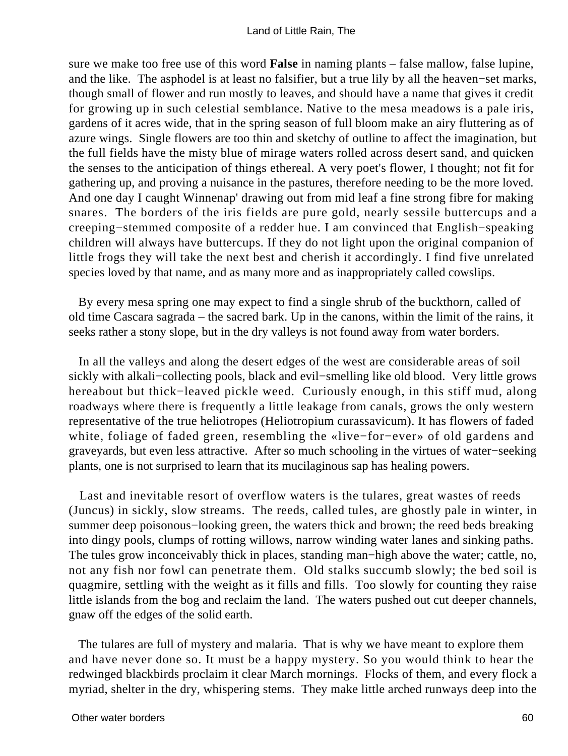sure we make too free use of this word **False** in naming plants – false mallow, false lupine, and the like. The asphodel is at least no falsifier, but a true lily by all the heaven−set marks, though small of flower and run mostly to leaves, and should have a name that gives it credit for growing up in such celestial semblance. Native to the mesa meadows is a pale iris, gardens of it acres wide, that in the spring season of full bloom make an airy fluttering as of azure wings. Single flowers are too thin and sketchy of outline to affect the imagination, but the full fields have the misty blue of mirage waters rolled across desert sand, and quicken the senses to the anticipation of things ethereal. A very poet's flower, I thought; not fit for gathering up, and proving a nuisance in the pastures, therefore needing to be the more loved. And one day I caught Winnenap' drawing out from mid leaf a fine strong fibre for making snares. The borders of the iris fields are pure gold, nearly sessile buttercups and a creeping−stemmed composite of a redder hue. I am convinced that English−speaking children will always have buttercups. If they do not light upon the original companion of little frogs they will take the next best and cherish it accordingly. I find five unrelated species loved by that name, and as many more and as inappropriately called cowslips.

By every mesa spring one may expect to find a single shrub of the buckthorn, called of old time Cascara sagrada – the sacred bark. Up in the canons, within the limit of the rains, it seeks rather a stony slope, but in the dry valleys is not found away from water borders.

In all the valleys and along the desert edges of the west are considerable areas of soil sickly with alkali−collecting pools, black and evil−smelling like old blood. Very little grows hereabout but thick−leaved pickle weed. Curiously enough, in this stiff mud, along roadways where there is frequently a little leakage from canals, grows the only western representative of the true heliotropes (Heliotropium curassavicum). It has flowers of faded white, foliage of faded green, resembling the «live−for−ever» of old gardens and graveyards, but even less attractive. After so much schooling in the virtues of water−seeking plants, one is not surprised to learn that its mucilaginous sap has healing powers.

Last and inevitable resort of overflow waters is the tulares, great wastes of reeds (Juncus) in sickly, slow streams. The reeds, called tules, are ghostly pale in winter, in summer deep poisonous−looking green, the waters thick and brown; the reed beds breaking into dingy pools, clumps of rotting willows, narrow winding water lanes and sinking paths. The tules grow inconceivably thick in places, standing man−high above the water; cattle, no, not any fish nor fowl can penetrate them. Old stalks succumb slowly; the bed soil is quagmire, settling with the weight as it fills and fills. Too slowly for counting they raise little islands from the bog and reclaim the land. The waters pushed out cut deeper channels, gnaw off the edges of the solid earth.

The tulares are full of mystery and malaria. That is why we have meant to explore them and have never done so. It must be a happy mystery. So you would think to hear the redwinged blackbirds proclaim it clear March mornings. Flocks of them, and every flock a myriad, shelter in the dry, whispering stems. They make little arched runways deep into the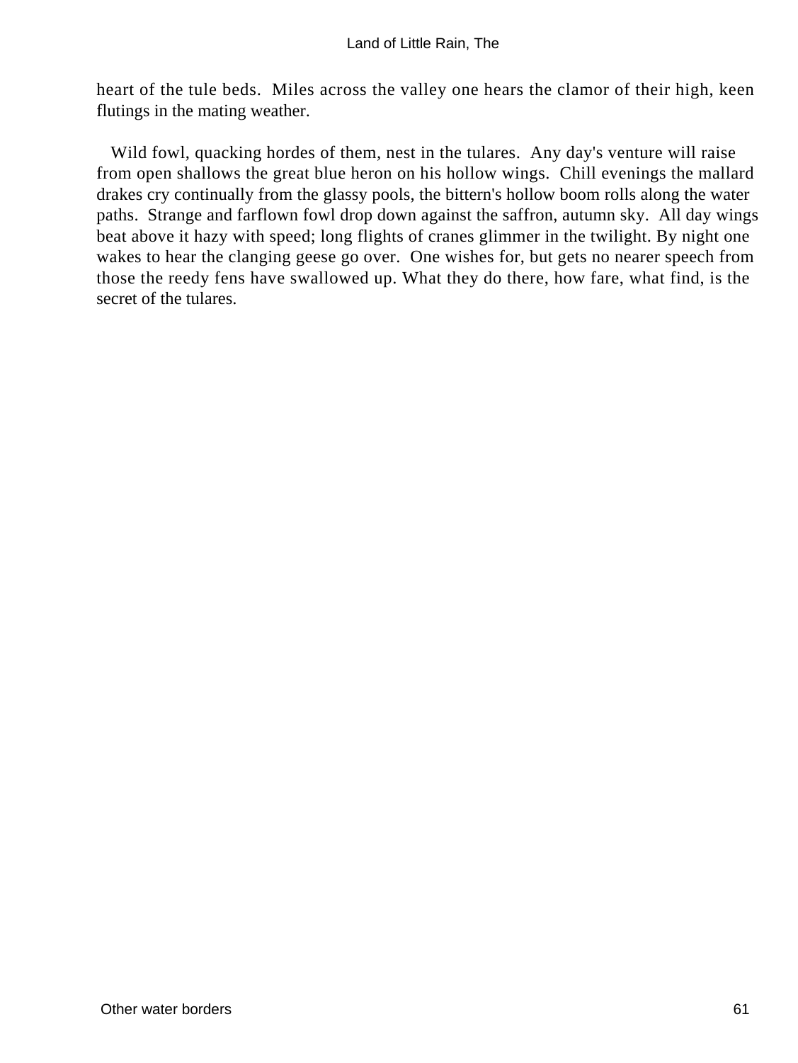heart of the tule beds. Miles across the valley one hears the clamor of their high, keen flutings in the mating weather.

Wild fowl, quacking hordes of them, nest in the tulares. Any day's venture will raise from open shallows the great blue heron on his hollow wings. Chill evenings the mallard drakes cry continually from the glassy pools, the bittern's hollow boom rolls along the water paths. Strange and farflown fowl drop down against the saffron, autumn sky. All day wings beat above it hazy with speed; long flights of cranes glimmer in the twilight. By night one wakes to hear the clanging geese go over. One wishes for, but gets no nearer speech from those the reedy fens have swallowed up. What they do there, how fare, what find, is the secret of the tulares.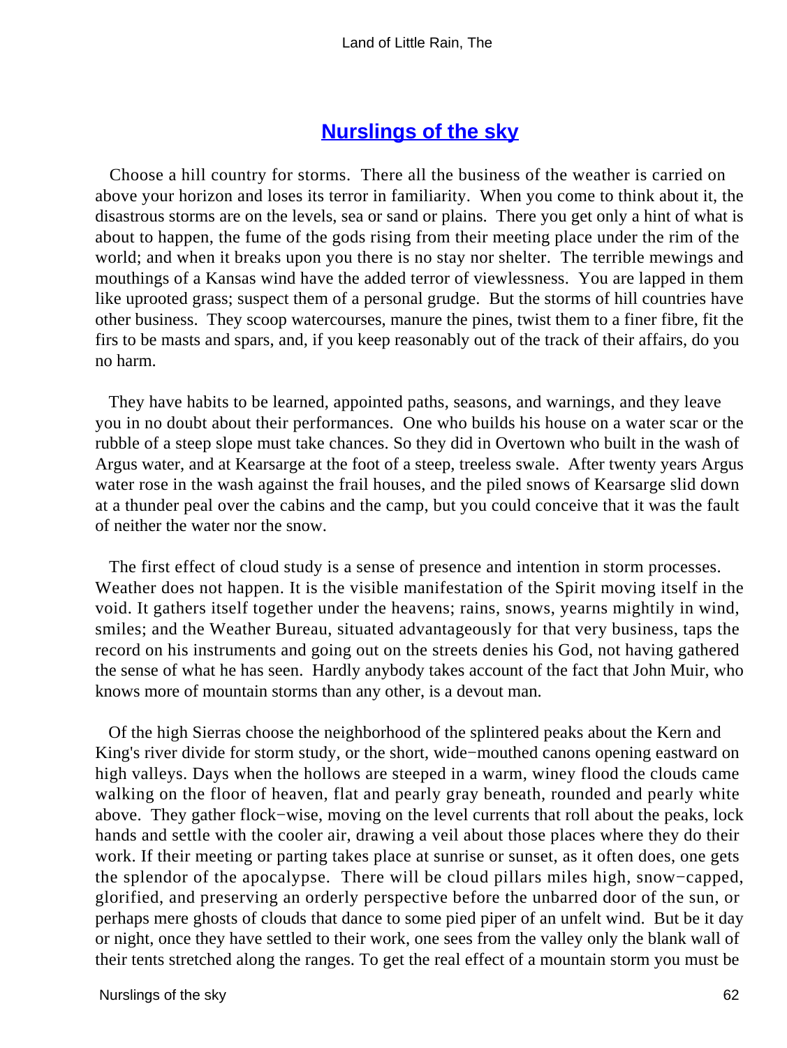## Nurslings of the sky

Choose a hill country for storms. There all the business of the weather is carried on above your horizon and loses its terror in familiarity. When you come to think about it, the disastrous storms are on the levels, sea or sand or plains. There you get only a hint of what is about to happen, the fume of the gods rising from their meeting place under the rim of the world; and when it breaks upon you there is no stay nor shelter. The terrible mewings and mouthings of a Kansas wind have the added terror of viewlessness. You are lapped in them like uprooted grass; suspect them of a personal grudge. But the storms of hill countries have other business. They scoop watercourses, manure the pines, twist them to a finer fibre, fit the firs to be masts and spars, and, if you keep reasonably out of the track of their affairs, do you no harm.

They have habits to be learned, appointed paths, seasons, and warnings, and they leave you in no doubt about their performances. One who builds his house on a water scar or the rubble of a steep slope must take chances. So they did in Overtown who built in the wash of Argus water, and at Kearsarge at the foot of a steep, treeless swale. After twenty years Argus water rose in the wash against the frail houses, and the piled snows of Kearsarge slid down at a thunder peal over the cabins and the camp, but you could conceive that it was the fault of neither the water nor the snow.

The first effect of cloud study is a sense of presence and intention in storm processes. Weather does not happen. It is the visible manifestation of the Spirit moving itself in the void. It gathers itself together under the heavens; rains, snows, yearns mightily in wind, smiles; and the Weather Bureau, situated advantageously for that very business, taps the record on his instruments and going out on the streets denies his God, not having gathered the sense of what he has seen. Hardly anybody takes account of the fact that John Muir, who knows more of mountain storms than any other, is a devout man.

Of the high Sierras choose the neighborhood of the splintered peaks about the Kern and King's river divide for storm study, or the short, wide−mouthed canons opening eastward on high valleys. Days when the hollows are steeped in a warm, winey flood the clouds came walking on the floor of heaven, flat and pearly gray beneath, rounded and pearly white above. They gather flock−wise, moving on the level currents that roll about the peaks, lock hands and settle with the cooler air, drawing a veil about those places where they do their work. If their meeting or parting takes place at sunrise or sunset, as it often does, one gets the splendor of the apocalypse. There will be cloud pillars miles high, snow−capped, glorified, and preserving an orderly perspective before the unbarred door of the sun, or perhaps mere ghosts of clouds that dance to some pied piper of an unfelt wind. But be it day or night, once they have settled to their work, one sees from the valley only the blank wall of their tents stretched along the ranges. To get the real effect of a mountain storm you must be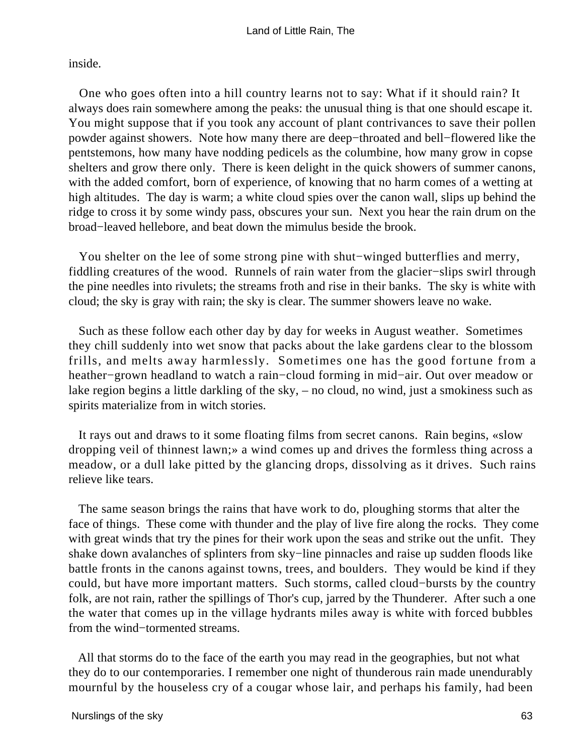inside.

One who goes often into a hill country learns not to say: What if it should rain? It always does rain somewhere among the peaks: the unusual thing is that one should escape it. You might suppose that if you took any account of plant contrivances to save their pollen powder against showers. Note how many there are deep−throated and bell−flowered like the pentstemons, how many have nodding pedicels as the columbine, how many grow in copse shelters and grow there only. There is keen delight in the quick showers of summer canons, with the added comfort, born of experience, of knowing that no harm comes of a wetting at high altitudes. The day is warm; a white cloud spies over the canon wall, slips up behind the ridge to cross it by some windy pass, obscures your sun. Next you hear the rain drum on the broad−leaved hellebore, and beat down the mimulus beside the brook.

You shelter on the lee of some strong pine with shut−winged butterflies and merry, fiddling creatures of the wood. Runnels of rain water from the glacier−slips swirl through the pine needles into rivulets; the streams froth and rise in their banks. The sky is white with cloud; the sky is gray with rain; the sky is clear. The summer showers leave no wake.

Such as these follow each other day by day for weeks in August weather. Sometimes they chill suddenly into wet snow that packs about the lake gardens clear to the blossom frills, and melts away harmlessly. Sometimes one has the good fortune from a heather−grown headland to watch a rain−cloud forming in mid−air. Out over meadow or lake region begins a little darkling of the sky, – no cloud, no wind, just a smokiness such as spirits materialize from in witch stories.

It rays out and draws to it some floating films from secret canons. Rain begins, «slow dropping veil of thinnest lawn;» a wind comes up and drives the formless thing across a meadow, or a dull lake pitted by the glancing drops, dissolving as it drives. Such rains relieve like tears.

The same season brings the rains that have work to do, ploughing storms that alter the face of things. These come with thunder and the play of live fire along the rocks. They come with great winds that try the pines for their work upon the seas and strike out the unfit. They shake down avalanches of splinters from sky−line pinnacles and raise up sudden floods like battle fronts in the canons against towns, trees, and boulders. They would be kind if they could, but have more important matters. Such storms, called cloud−bursts by the country folk, are not rain, rather the spillings of Thor's cup, jarred by the Thunderer. After such a one the water that comes up in the village hydrants miles away is white with forced bubbles from the wind−tormented streams.

All that storms do to the face of the earth you may read in the geographies, but not what they do to our contemporaries. I remember one night of thunderous rain made unendurably mournful by the houseless cry of a cougar whose lair, and perhaps his family, had been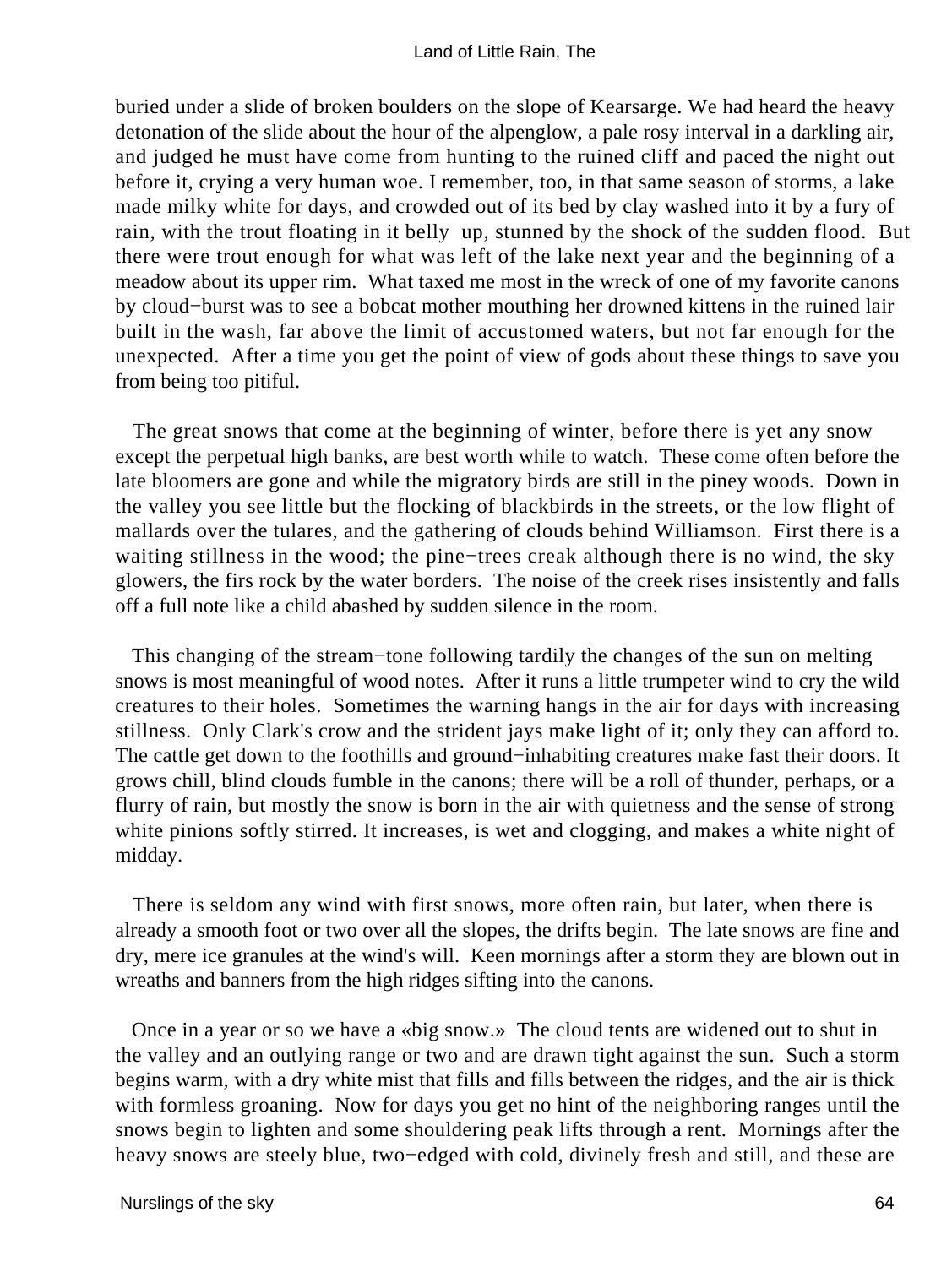buried under a slide of broken boulders on the slope of Kearsarge. We had heard the heavy detonation of the slide about the hour of the alpenglow, a pale rosy interval in a darkling air, and judged he must have come from hunting to the ruined cliff and paced the night out before it, crying a very human woe. I remember, too, in that same season of storms, a lake made milky white for days, and crowded out of its bed by clay washed into it by a fury of rain, with the trout floating in it belly up, stunned by the shock of the sudden flood. But there were trout enough for what was left of the lake next year and the beginning of a meadow about its upper rim. What taxed me most in the wreck of one of my favorite canons by cloud−burst was to see a bobcat mother mouthing her drowned kittens in the ruined lair built in the wash, far above the limit of accustomed waters, but not far enough for the unexpected. After a time you get the point of view of gods about these things to save you from being too pitiful.

The great snows that come at the beginning of winter, before there is yet any snow except the perpetual high banks, are best worth while to watch. These come often before the late bloomers are gone and while the migratory birds are still in the piney woods. Down in the valley you see little but the flocking of blackbirds in the streets, or the low flight of mallards over the tulares, and the gathering of clouds behind Williamson. First there is a waiting stillness in the wood; the pine−trees creak although there is no wind, the sky glowers, the firs rock by the water borders. The noise of the creek rises insistently and falls off a full note like a child abashed by sudden silence in the room.

This changing of the stream−tone following tardily the changes of the sun on melting snows is most meaningful of wood notes. After it runs a little trumpeter wind to cry the wild creatures to their holes. Sometimes the warning hangs in the air for days with increasing stillness. Only Clark's crow and the strident jays make light of it; only they can afford to. The cattle get down to the foothills and ground−inhabiting creatures make fast their doors. It grows chill, blind clouds fumble in the canons; there will be a roll of thunder, perhaps, or a flurry of rain, but mostly the snow is born in the air with quietness and the sense of strong white pinions softly stirred. It increases, is wet and clogging, and makes a white night of midday.

There is seldom any wind with first snows, more often rain, but later, when there is already a smooth foot or two over all the slopes, the drifts begin. The late snows are fine and dry, mere ice granules at the wind's will. Keen mornings after a storm they are blown out in wreaths and banners from the high ridges sifting into the canons.

Once in a year or so we have a «big snow.» The cloud tents are widened out to shut in the valley and an outlying range or two and are drawn tight against the sun. Such a storm begins warm, with a dry white mist that fills and fills between the ridges, and the air is thick with formless groaning. Now for days you get no hint of the neighboring ranges until the snows begin to lighten and some shouldering peak lifts through a rent. Mornings after the heavy snows are steely blue, two−edged with cold, divinely fresh and still, and these are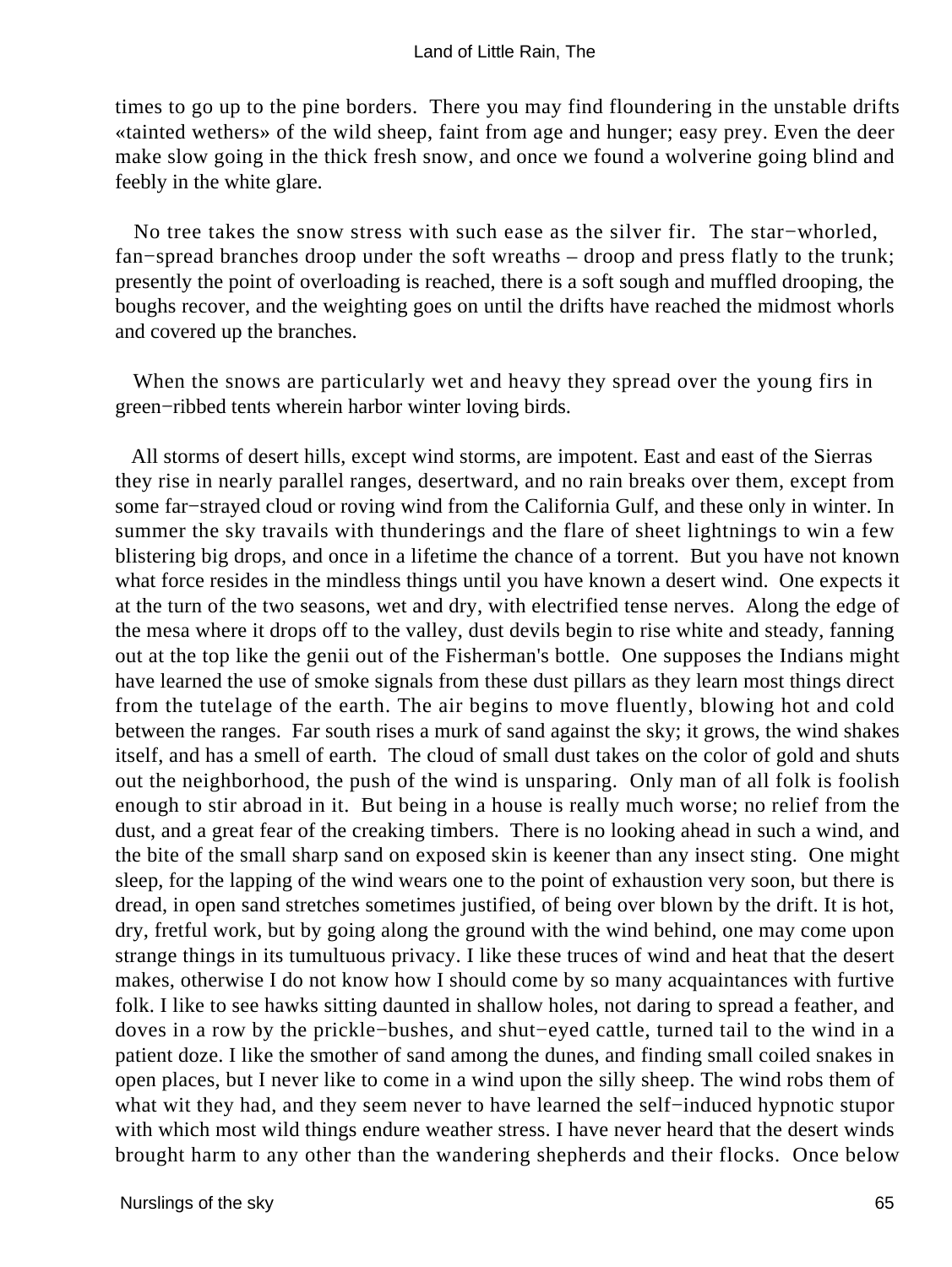times to go up to the pine borders. There you may find floundering in the unstable drifts «tainted wethers» of the wild sheep, faint from age and hunger; easy prey. Even the deer make slow going in the thick fresh snow, and once we found a wolverine going blind and feebly in the white glare.

No tree takes the snow stress with such ease as the silver fir. The star−whorled, fan−spread branches droop under the soft wreaths – droop and press flatly to the trunk; presently the point of overloading is reached, there is a soft sough and muffled drooping, the boughs recover, and the weighting goes on until the drifts have reached the midmost whorls and covered up the branches.

When the snows are particularly wet and heavy they spread over the young firs in green−ribbed tents wherein harbor winter loving birds.

All storms of desert hills, except wind storms, are impotent. East and east of the Sierras they rise in nearly parallel ranges, desertward, and no rain breaks over them, except from some far−strayed cloud or roving wind from the California Gulf, and these only in winter. In summer the sky travails with thunderings and the flare of sheet lightnings to win a few blistering big drops, and once in a lifetime the chance of a torrent. But you have not known what force resides in the mindless things until you have known a desert wind. One expects it at the turn of the two seasons, wet and dry, with electrified tense nerves. Along the edge of the mesa where it drops off to the valley, dust devils begin to rise white and steady, fanning out at the top like the genii out of the Fisherman's bottle. One supposes the Indians might have learned the use of smoke signals from these dust pillars as they learn most things direct from the tutelage of the earth. The air begins to move fluently, blowing hot and cold between the ranges. Far south rises a murk of sand against the sky; it grows, the wind shakes itself, and has a smell of earth. The cloud of small dust takes on the color of gold and shuts out the neighborhood, the push of the wind is unsparing. Only man of all folk is foolish enough to stir abroad in it. But being in a house is really much worse; no relief from the dust, and a great fear of the creaking timbers. There is no looking ahead in such a wind, and the bite of the small sharp sand on exposed skin is keener than any insect sting. One might sleep, for the lapping of the wind wears one to the point of exhaustion very soon, but there is dread, in open sand stretches sometimes justified, of being over blown by the drift. It is hot, dry, fretful work, but by going along the ground with the wind behind, one may come upon strange things in its tumultuous privacy. I like these truces of wind and heat that the desert makes, otherwise I do not know how I should come by so many acquaintances with furtive folk. I like to see hawks sitting daunted in shallow holes, not daring to spread a feather, and doves in a row by the prickle−bushes, and shut−eyed cattle, turned tail to the wind in a patient doze. I like the smother of sand among the dunes, and finding small coiled snakes in open places, but I never like to come in a wind upon the silly sheep. The wind robs them of what wit they had, and they seem never to have learned the self−induced hypnotic stupor with which most wild things endure weather stress. I have never heard that the desert winds brought harm to any other than the wandering shepherds and their flocks. Once below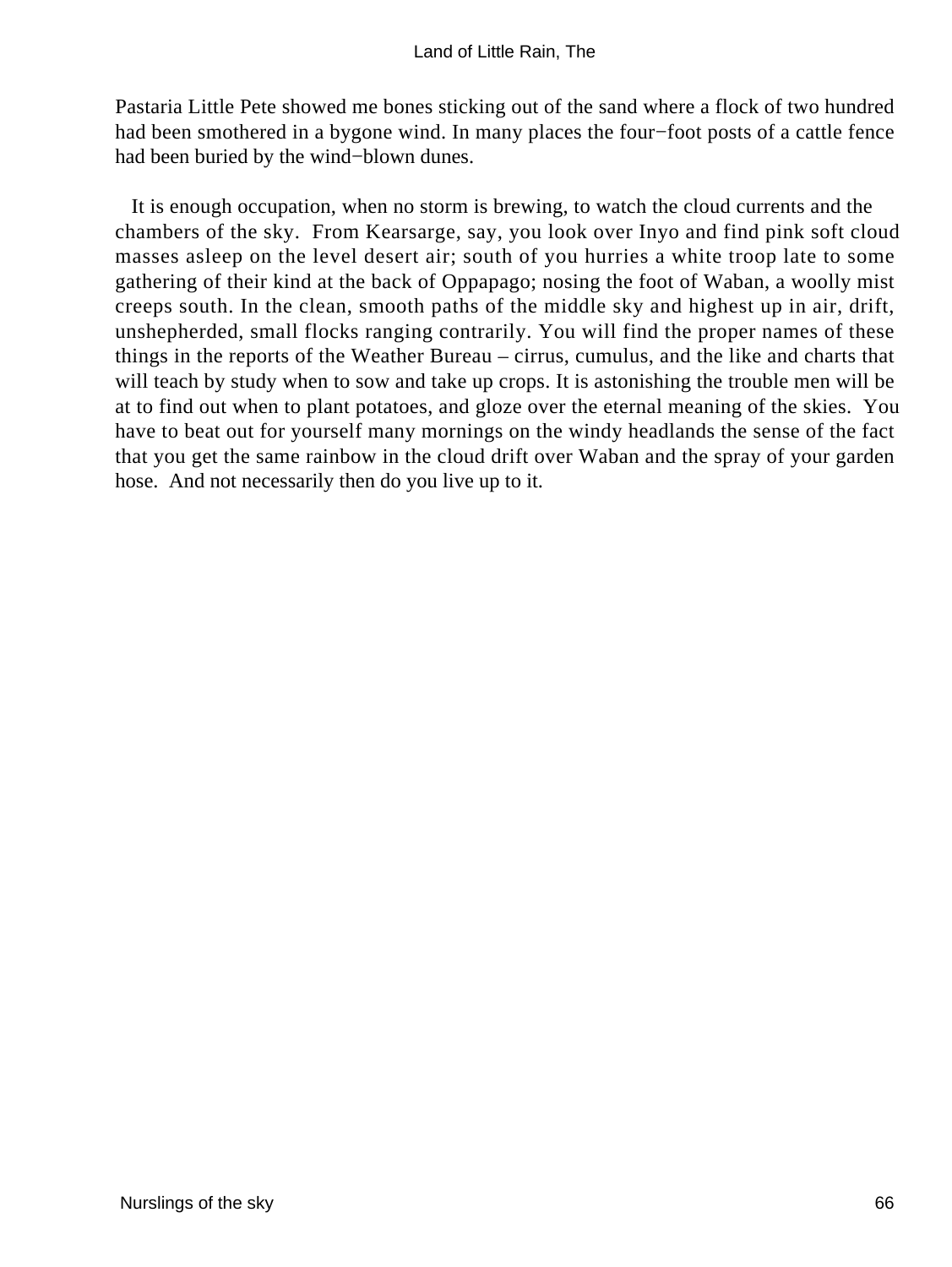Pastaria Little Pete showed me bones sticking out of the sand where a flock of two hundred had been smothered in a bygone wind. In many places the four−foot posts of a cattle fence had been buried by the wind−blown dunes.

It is enough occupation, when no storm is brewing, to watch the cloud currents and the chambers of the sky. From Kearsarge, say, you look over Inyo and find pink soft cloud masses asleep on the level desert air; south of you hurries a white troop late to some gathering of their kind at the back of Oppapago; nosing the foot of Waban, a woolly mist creeps south. In the clean, smooth paths of the middle sky and highest up in air, drift, unshepherded, small flocks ranging contrarily. You will find the proper names of these things in the reports of the Weather Bureau – cirrus, cumulus, and the like and charts that will teach by study when to sow and take up crops. It is astonishing the trouble men will be at to find out when to plant potatoes, and gloze over the eternal meaning of the skies. You have to beat out for yourself many mornings on the windy headlands the sense of the fact that you get the same rainbow in the cloud drift over Waban and the spray of your garden hose. And not necessarily then do you live up to it.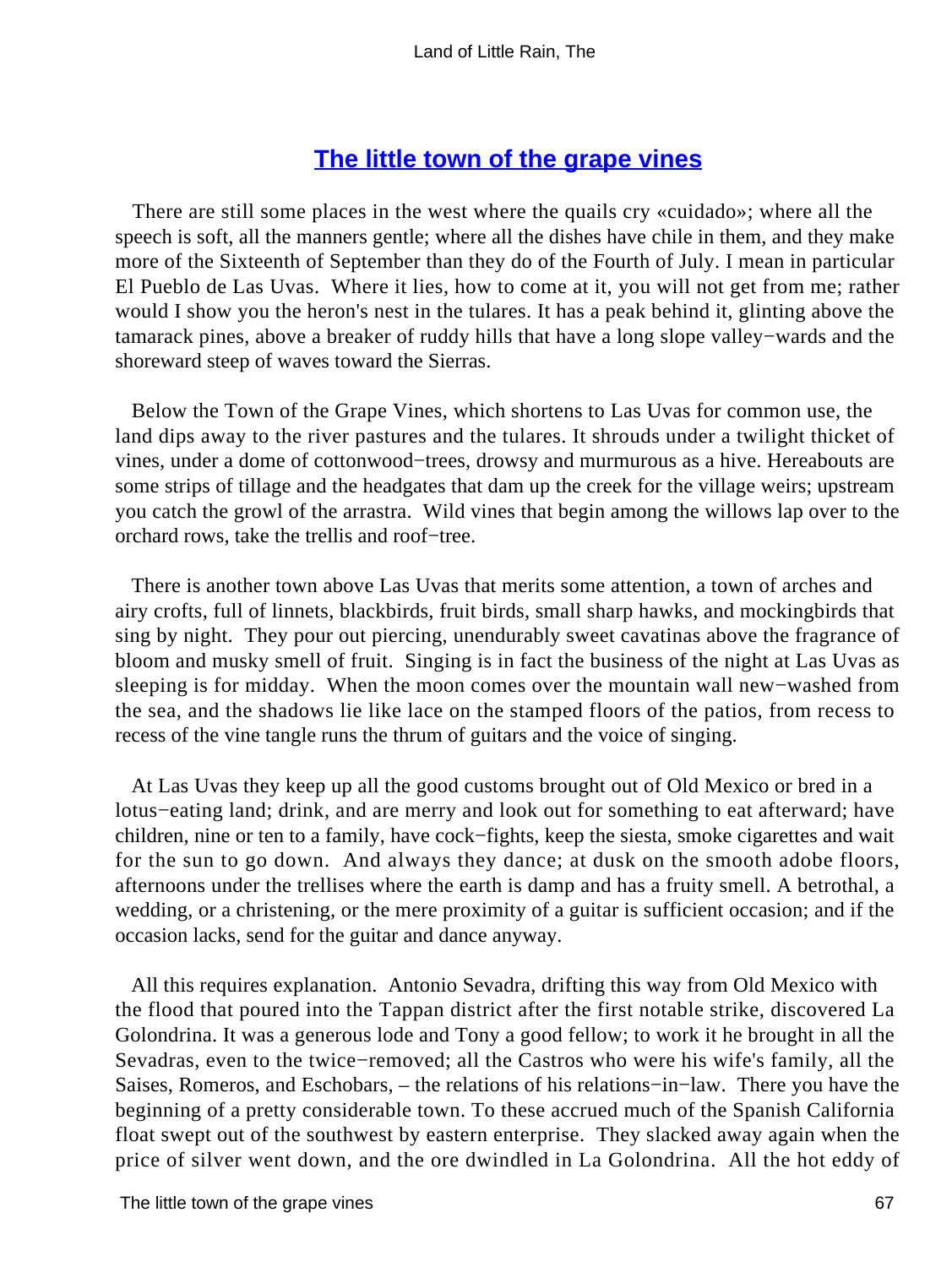## The little town of the grape vines

There are still some places in the west where the quails cry «cuidado»; where all the speech is soft, all the manners gentle; where all the dishes have chile in them, and they make more of the Sixteenth of September than they do of the Fourth of July. I mean in particular El Pueblo de Las Uvas. Where it lies, how to come at it, you will not get from me; rather would I show you the heron's nest in the tulares. It has a peak behind it, glinting above the tamarack pines, above a breaker of ruddy hills that have a long slope valley−wards and the shoreward steep of waves toward the Sierras.

Below the Town of the Grape Vines, which shortens to Las Uvas for common use, the land dips away to the river pastures and the tulares. It shrouds under a twilight thicket of vines, under a dome of cottonwood−trees, drowsy and murmurous as a hive. Hereabouts are some strips of tillage and the headgates that dam up the creek for the village weirs; upstream you catch the growl of the arrastra. Wild vines that begin among the willows lap over to the orchard rows, take the trellis and roof−tree.

There is another town above Las Uvas that merits some attention, a town of arches and airy crofts, full of linnets, blackbirds, fruit birds, small sharp hawks, and mockingbirds that sing by night. They pour out piercing, unendurably sweet cavatinas above the fragrance of bloom and musky smell of fruit. Singing is in fact the business of the night at Las Uvas as sleeping is for midday. When the moon comes over the mountain wall new−washed from the sea, and the shadows lie like lace on the stamped floors of the patios, from recess to recess of the vine tangle runs the thrum of guitars and the voice of singing.

At Las Uvas they keep up all the good customs brought out of Old Mexico or bred in a lotus−eating land; drink, and are merry and look out for something to eat afterward; have children, nine or ten to a family, have cock−fights, keep the siesta, smoke cigarettes and wait for the sun to go down. And always they dance; at dusk on the smooth adobe floors, afternoons under the trellises where the earth is damp and has a fruity smell. A betrothal, a wedding, or a christening, or the mere proximity of a guitar is sufficient occasion; and if the occasion lacks, send for the guitar and dance anyway.

All this requires explanation. Antonio Sevadra, drifting this way from Old Mexico with the flood that poured into the Tappan district after the first notable strike, discovered La Golondrina. It was a generous lode and Tony a good fellow; to work it he brought in all the Sevadras, even to the twice−removed; all the Castros who were his wife's family, all the Saises, Romeros, and Eschobars, – the relations of his relations−in−law. There you have the beginning of a pretty considerable town. To these accrued much of the Spanish California float swept out of the southwest by eastern enterprise. They slacked away again when the price of silver went down, and the ore dwindled in La Golondrina. All the hot eddy of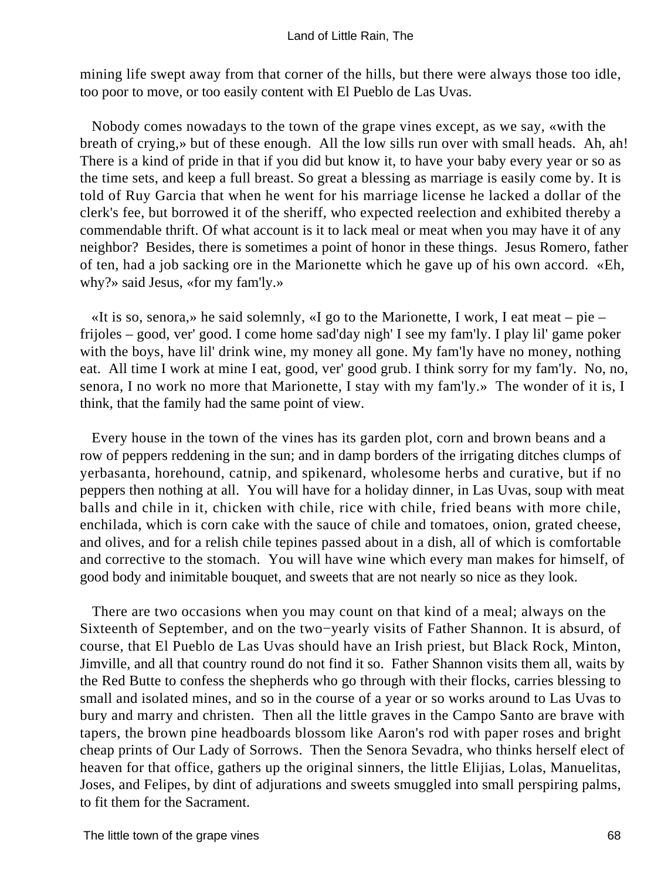mining life swept away from that corner of the hills, but there were always those too idle, too poor to move, or too easily content with El Pueblo de Las Uvas.

Nobody comes nowadays to the town of the grape vines except, as we say, «with the breath of crying,» but of these enough. All the low sills run over with small heads. Ah, ah! There is a kind of pride in that if you did but know it, to have your baby every year or so as the time sets, and keep a full breast. So great a blessing as marriage is easily come by. It is told of Ruy Garcia that when he went for his marriage license he lacked a dollar of the clerk's fee, but borrowed it of the sheriff, who expected reelection and exhibited thereby a commendable thrift. Of what account is it to lack meal or meat when you may have it of any neighbor? Besides, there is sometimes a point of honor in these things. Jesus Romero, father of ten, had a job sacking ore in the Marionette which he gave up of his own accord. «Eh, why?» said Jesus, «for my fam'ly.»

«It is so, senora,» he said solemnly, «I go to the Marionette, I work, I eat meat – pie – frijoles – good, ver' good. I come home sad'day nigh' I see my fam'ly. I play lil' game poker with the boys, have lil' drink wine, my money all gone. My fam'ly have no money, nothing eat. All time I work at mine I eat, good, ver' good grub. I think sorry for my fam'ly. No, no, senora, I no work no more that Marionette, I stay with my fam'ly.» The wonder of it is, I think, that the family had the same point of view.

Every house in the town of the vines has its garden plot, corn and brown beans and a row of peppers reddening in the sun; and in damp borders of the irrigating ditches clumps of yerbasanta, horehound, catnip, and spikenard, wholesome herbs and curative, but if no peppers then nothing at all. You will have for a holiday dinner, in Las Uvas, soup with meat balls and chile in it, chicken with chile, rice with chile, fried beans with more chile, enchilada, which is corn cake with the sauce of chile and tomatoes, onion, grated cheese, and olives, and for a relish chile tepines passed about in a dish, all of which is comfortable and corrective to the stomach. You will have wine which every man makes for himself, of good body and inimitable bouquet, and sweets that are not nearly so nice as they look.

There are two occasions when you may count on that kind of a meal; always on the Sixteenth of September, and on the two−yearly visits of Father Shannon. It is absurd, of course, that El Pueblo de Las Uvas should have an Irish priest, but Black Rock, Minton, Jimville, and all that country round do not find it so. Father Shannon visits them all, waits by the Red Butte to confess the shepherds who go through with their flocks, carries blessing to small and isolated mines, and so in the course of a year or so works around to Las Uvas to bury and marry and christen. Then all the little graves in the Campo Santo are brave with tapers, the brown pine headboards blossom like Aaron's rod with paper roses and bright cheap prints of Our Lady of Sorrows. Then the Senora Sevadra, who thinks herself elect of heaven for that office, gathers up the original sinners, the little Elijias, Lolas, Manuelitas, Joses, and Felipes, by dint of adjurations and sweets smuggled into small perspiring palms, to fit them for the Sacrament.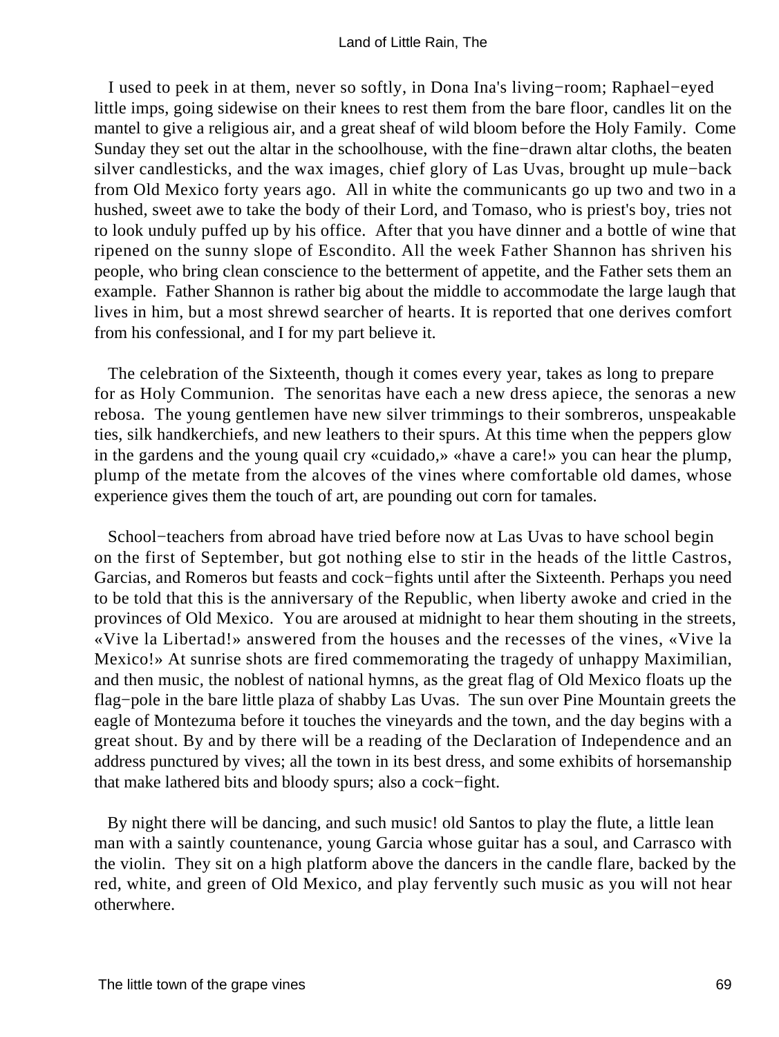I used to peek in at them, never so softly, in Dona Ina's living−room; Raphael−eyed little imps, going sidewise on their knees to rest them from the bare floor, candles lit on the mantel to give a religious air, and a great sheaf of wild bloom before the Holy Family. Come Sunday they set out the altar in the schoolhouse, with the fine−drawn altar cloths, the beaten silver candlesticks, and the wax images, chief glory of Las Uvas, brought up mule−back from Old Mexico forty years ago. All in white the communicants go up two and two in a hushed, sweet awe to take the body of their Lord, and Tomaso, who is priest's boy, tries not to look unduly puffed up by his office. After that you have dinner and a bottle of wine that ripened on the sunny slope of Escondito. All the week Father Shannon has shriven his people, who bring clean conscience to the betterment of appetite, and the Father sets them an example. Father Shannon is rather big about the middle to accommodate the large laugh that lives in him, but a most shrewd searcher of hearts. It is reported that one derives comfort from his confessional, and I for my part believe it.

The celebration of the Sixteenth, though it comes every year, takes as long to prepare for as Holy Communion. The senoritas have each a new dress apiece, the senoras a new rebosa. The young gentlemen have new silver trimmings to their sombreros, unspeakable ties, silk handkerchiefs, and new leathers to their spurs. At this time when the peppers glow in the gardens and the young quail cry «cuidado,» «have a care!» you can hear the plump, plump of the metate from the alcoves of the vines where comfortable old dames, whose experience gives them the touch of art, are pounding out corn for tamales.

School−teachers from abroad have tried before now at Las Uvas to have school begin on the first of September, but got nothing else to stir in the heads of the little Castros, Garcias, and Romeros but feasts and cock−fights until after the Sixteenth. Perhaps you need to be told that this is the anniversary of the Republic, when liberty awoke and cried in the provinces of Old Mexico. You are aroused at midnight to hear them shouting in the streets, «Vive la Libertad!» answered from the houses and the recesses of the vines, «Vive la Mexico!» At sunrise shots are fired commemorating the tragedy of unhappy Maximilian, and then music, the noblest of national hymns, as the great flag of Old Mexico floats up the flag−pole in the bare little plaza of shabby Las Uvas. The sun over Pine Mountain greets the eagle of Montezuma before it touches the vineyards and the town, and the day begins with a great shout. By and by there will be a reading of the Declaration of Independence and an address punctured by vives; all the town in its best dress, and some exhibits of horsemanship that make lathered bits and bloody spurs; also a cock−fight.

By night there will be dancing, and such music! old Santos to play the flute, a little lean man with a saintly countenance, young Garcia whose guitar has a soul, and Carrasco with the violin. They sit on a high platform above the dancers in the candle flare, backed by the red, white, and green of Old Mexico, and play fervently such music as you will not hear otherwhere.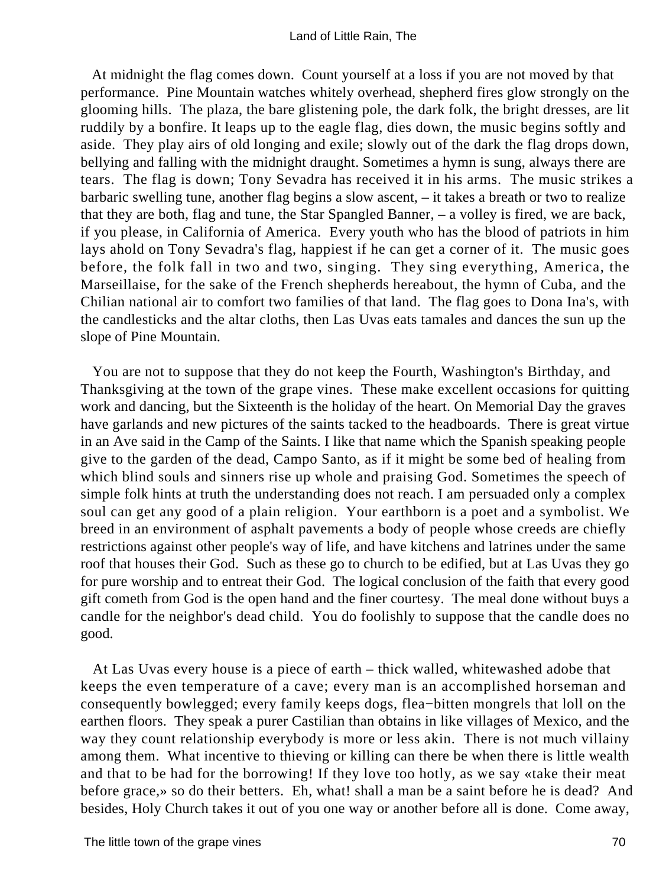At midnight the flag comes down. Count yourself at a loss if you are not moved by that performance. Pine Mountain watches whitely overhead, shepherd fires glow strongly on the glooming hills. The plaza, the bare glistening pole, the dark folk, the bright dresses, are lit ruddily by a bonfire. It leaps up to the eagle flag, dies down, the music begins softly and aside. They play airs of old longing and exile; slowly out of the dark the flag drops down, bellying and falling with the midnight draught. Sometimes a hymn is sung, always there are tears. The flag is down; Tony Sevadra has received it in his arms. The music strikes a barbaric swelling tune, another flag begins a slow ascent, – it takes a breath or two to realize that they are both, flag and tune, the Star Spangled Banner, – a volley is fired, we are back, if you please, in California of America. Every youth who has the blood of patriots in him lays ahold on Tony Sevadra's flag, happiest if he can get a corner of it. The music goes before, the folk fall in two and two, singing. They sing everything, America, the Marseillaise, for the sake of the French shepherds hereabout, the hymn of Cuba, and the Chilian national air to comfort two families of that land. The flag goes to Dona Ina's, with the candlesticks and the altar cloths, then Las Uvas eats tamales and dances the sun up the slope of Pine Mountain.

You are not to suppose that they do not keep the Fourth, Washington's Birthday, and Thanksgiving at the town of the grape vines. These make excellent occasions for quitting work and dancing, but the Sixteenth is the holiday of the heart. On Memorial Day the graves have garlands and new pictures of the saints tacked to the headboards. There is great virtue in an Ave said in the Camp of the Saints. I like that name which the Spanish speaking people give to the garden of the dead, Campo Santo, as if it might be some bed of healing from which blind souls and sinners rise up whole and praising God. Sometimes the speech of simple folk hints at truth the understanding does not reach. I am persuaded only a complex soul can get any good of a plain religion. Your earthborn is a poet and a symbolist. We breed in an environment of asphalt pavements a body of people whose creeds are chiefly restrictions against other people's way of life, and have kitchens and latrines under the same roof that houses their God. Such as these go to church to be edified, but at Las Uvas they go for pure worship and to entreat their God. The logical conclusion of the faith that every good gift cometh from God is the open hand and the finer courtesy. The meal done without buys a candle for the neighbor's dead child. You do foolishly to suppose that the candle does no good.

At Las Uvas every house is a piece of earth – thick walled, whitewashed adobe that keeps the even temperature of a cave; every man is an accomplished horseman and consequently bowlegged; every family keeps dogs, flea−bitten mongrels that loll on the earthen floors. They speak a purer Castilian than obtains in like villages of Mexico, and the way they count relationship everybody is more or less akin. There is not much villainy among them. What incentive to thieving or killing can there be when there is little wealth and that to be had for the borrowing! If they love too hotly, as we say «take their meat before grace,» so do their betters. Eh, what! shall a man be a saint before he is dead? And besides, Holy Church takes it out of you one way or another before all is done. Come away,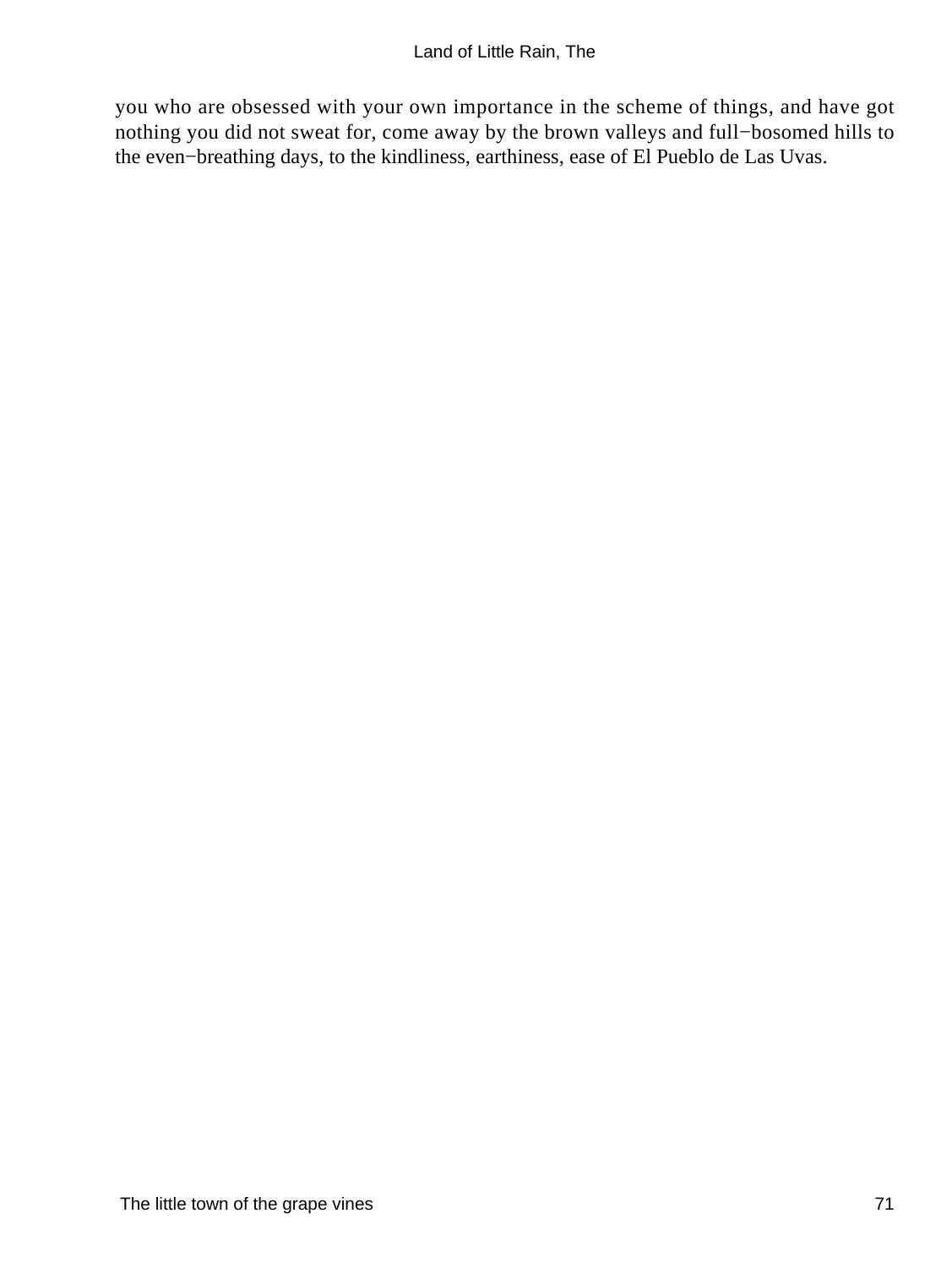you who are obsessed with your own importance in the scheme of things, and have got nothing you did not sweat for, come away by the brown valleys and full−bosomed hills to the even−breathing days, to the kindliness, earthiness, ease of El Pueblo de Las Uvas.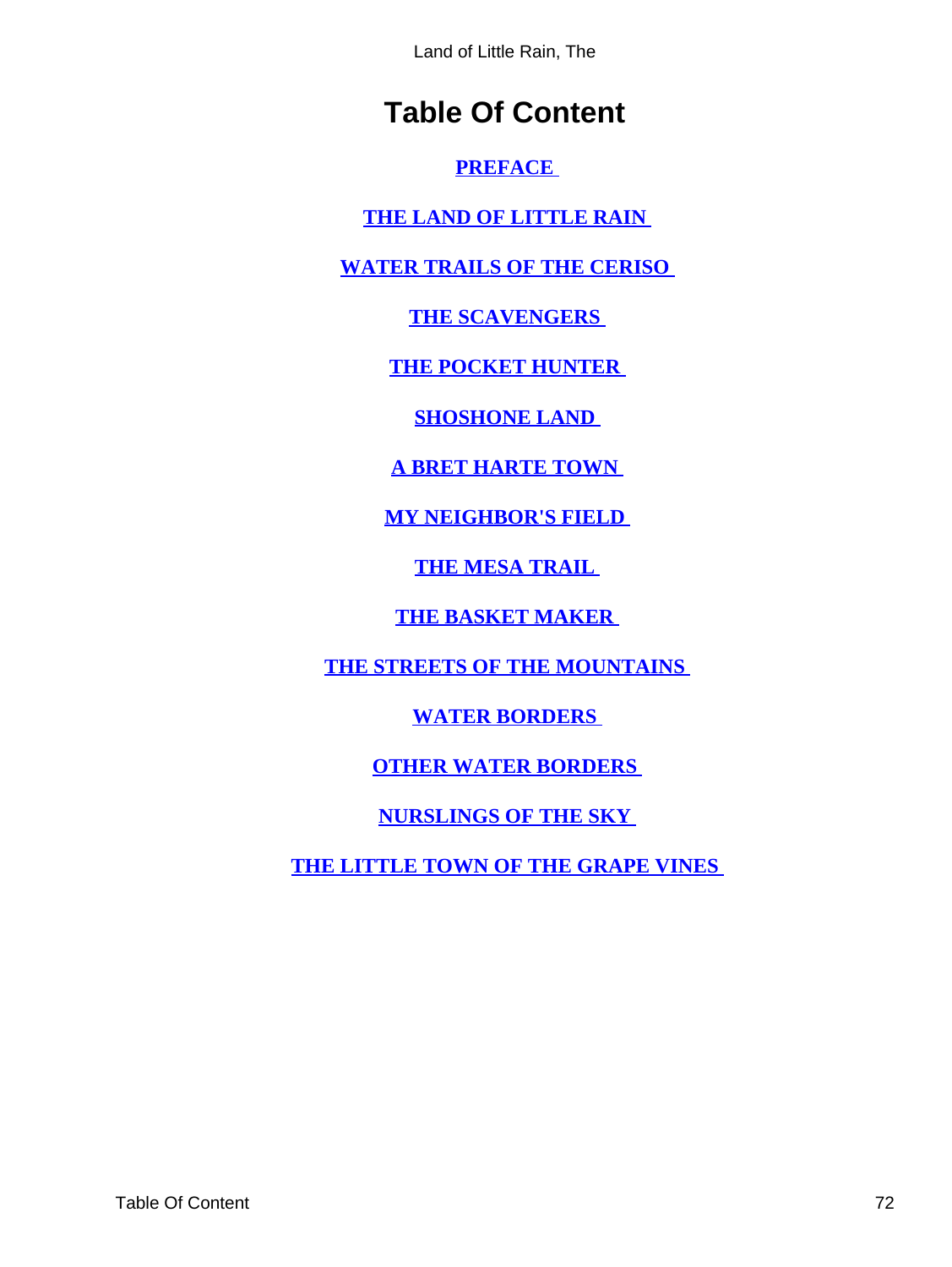# Table Of Content

**PREFACE**

**THE LAND OF LITTLE RAIN**

**WATER TRAILS OF THE CERISO**

**THE SCAVENGERS**

**THE POCKET HUNTER**

**SHOSHONE LAND**

**A BRET HARTE TOWN**

**MY NEIGHBOR'S FIELD**

**THE MESA TRAIL**

**THE BASKET MAKER**

**THE STREETS OF THE MOUNTAINS**

**WATER BORDERS**

**OTHER WATER BORDERS**

**NURSLINGS OF THE SKY**

**THE LITTLE TOWN OF THE GRAPE VINES**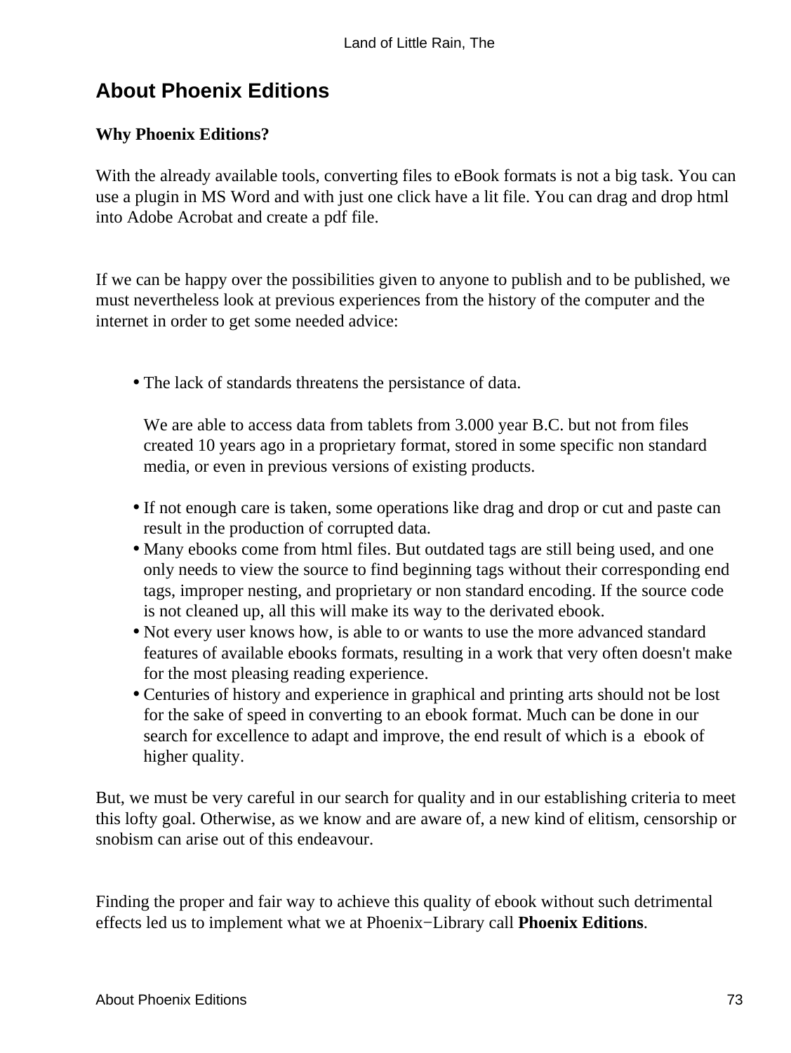## About Phoenix Editions

**Why Phoenix Editions?**

With the already available tools, converting files to eBook formats is not a big task. You can use a plugin in MS Word and with just one click have a lit file. You can drag and drop html into Adobe Acrobat and create a pdf file.

If we can be happy over the possibilities given to anyone to publish and to be published, we must nevertheless look at previous experiences from the history of the computer and the internet in order to get some needed advice:

- The lack of standards threatens the persistance of data.

  We are able to access data from tablets from 3.000 year B.C. but not from files created 10 years ago in a proprietary format, stored in some specific non standard media, or even in previous versions of existing products.

- If not enough care is taken, some operations like drag and drop or cut and paste can result in the production of corrupted data.
- Many ebooks come from html files. But outdated tags are still being used, and one only needs to view the source to find beginning tags without their corresponding end tags, improper nesting, and proprietary or non standard encoding. If the source code is not cleaned up, all this will make its way to the derivated ebook.
- Not every user knows how, is able to or wants to use the more advanced standard features of available ebooks formats, resulting in a work that very often doesn't make for the most pleasing reading experience.
- Centuries of history and experience in graphical and printing arts should not be lost for the sake of speed in converting to an ebook format. Much can be done in our search for excellence to adapt and improve, the end result of which is a ebook of higher quality.

But, we must be very careful in our search for quality and in our establishing criteria to meet this lofty goal. Otherwise, as we know and are aware of, a new kind of elitism, censorship or snobism can arise out of this endeavour.

Finding the proper and fair way to achieve this quality of ebook without such detrimental effects led us to implement what we at Phoenix−Library call **Phoenix Editions**.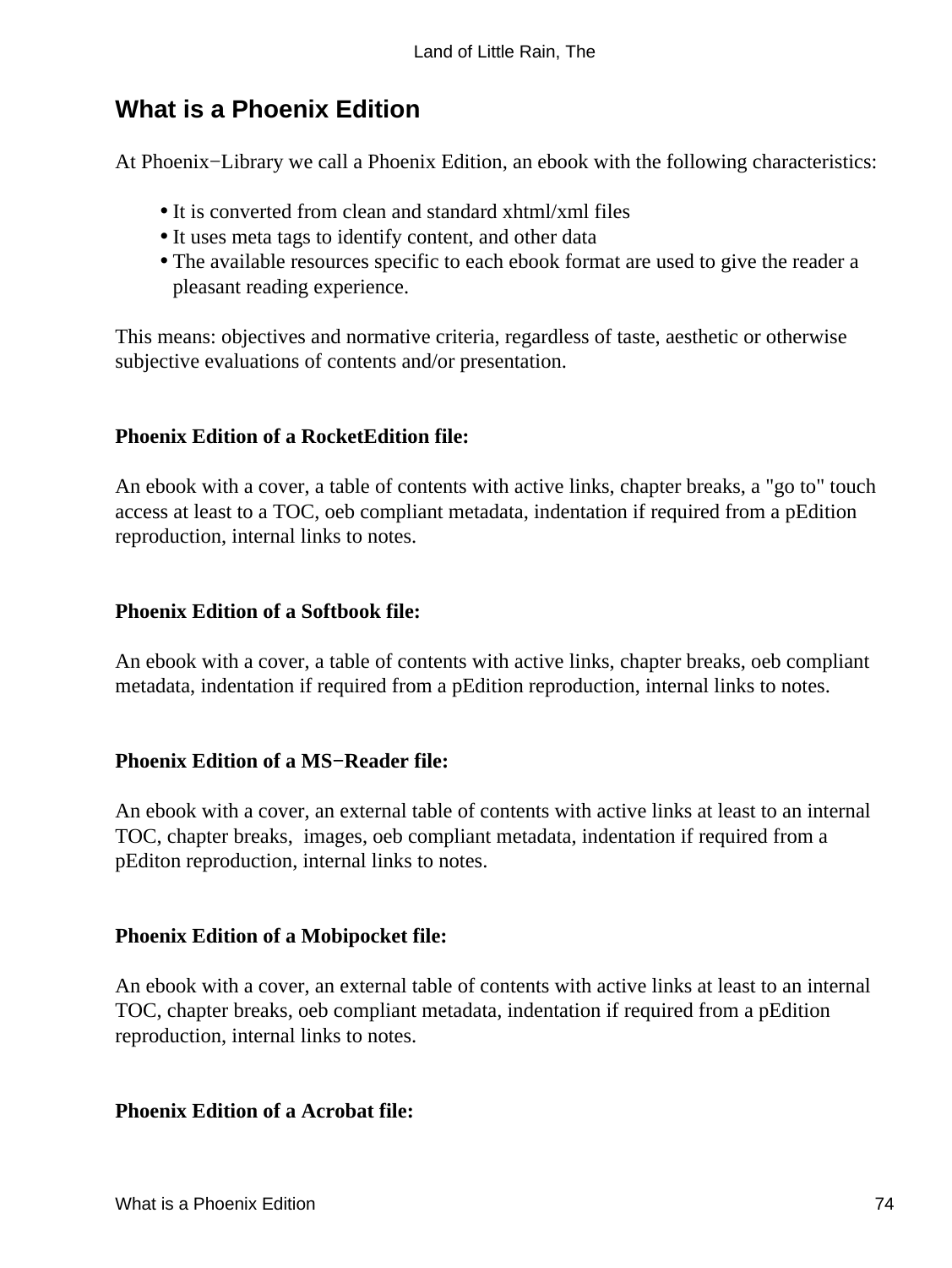## What is a Phoenix Edition

At Phoenix−Library we call a Phoenix Edition, an ebook with the following characteristics:

- It is converted from clean and standard xhtml/xml files
- It uses meta tags to identify content, and other data
- The available resources specific to each ebook format are used to give the reader a pleasant reading experience.

This means: objectives and normative criteria, regardless of taste, aesthetic or otherwise subjective evaluations of contents and/or presentation.

**Phoenix Edition of a RocketEdition file:**

An ebook with a cover, a table of contents with active links, chapter breaks, a "go to" touch access at least to a TOC, oeb compliant metadata, indentation if required from a pEdition reproduction, internal links to notes.

**Phoenix Edition of a Softbook file:**

An ebook with a cover, a table of contents with active links, chapter breaks, oeb compliant metadata, indentation if required from a pEdition reproduction, internal links to notes.

**Phoenix Edition of a MS−Reader file:**

An ebook with a cover, an external table of contents with active links at least to an internal TOC, chapter breaks, images, oeb compliant metadata, indentation if required from a pEditon reproduction, internal links to notes.

**Phoenix Edition of a Mobipocket file:**

An ebook with a cover, an external table of contents with active links at least to an internal TOC, chapter breaks, oeb compliant metadata, indentation if required from a pEdition reproduction, internal links to notes.

**Phoenix Edition of a Acrobat file:**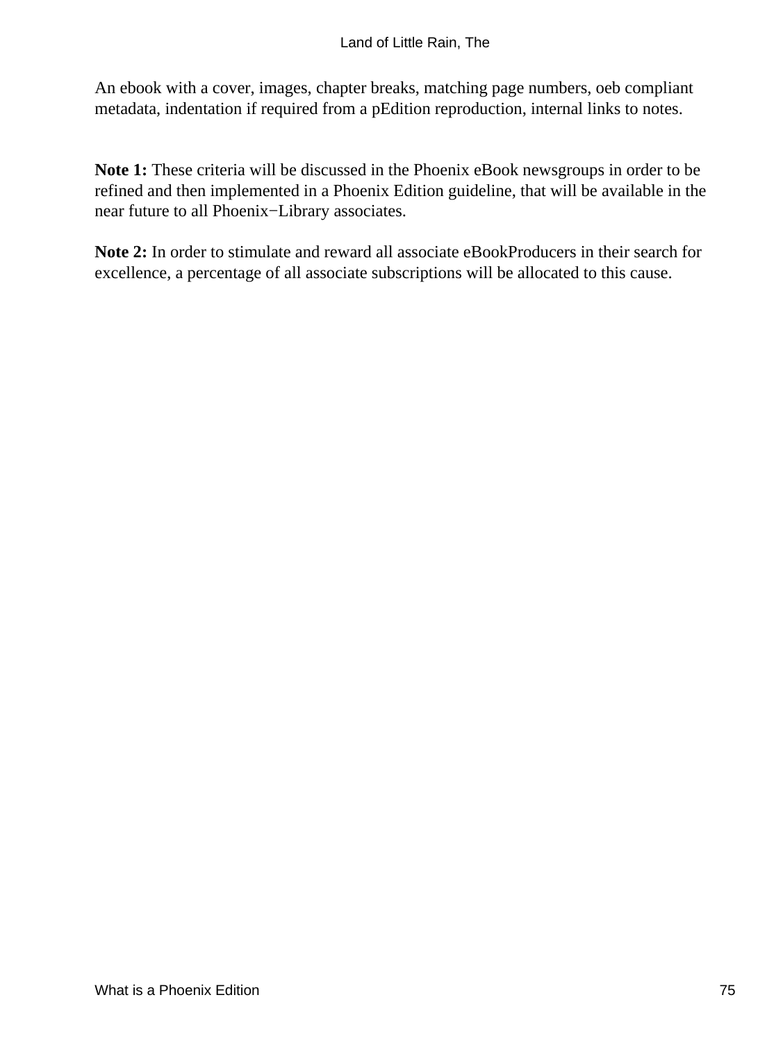An ebook with a cover, images, chapter breaks, matching page numbers, oeb compliant metadata, indentation if required from a pEdition reproduction, internal links to notes.

**Note 1:** These criteria will be discussed in the Phoenix eBook newsgroups in order to be refined and then implemented in a Phoenix Edition guideline, that will be available in the near future to all Phoenix−Library associates.

**Note 2:** In order to stimulate and reward all associate eBookProducers in their search for excellence, a percentage of all associate subscriptions will be allocated to this cause.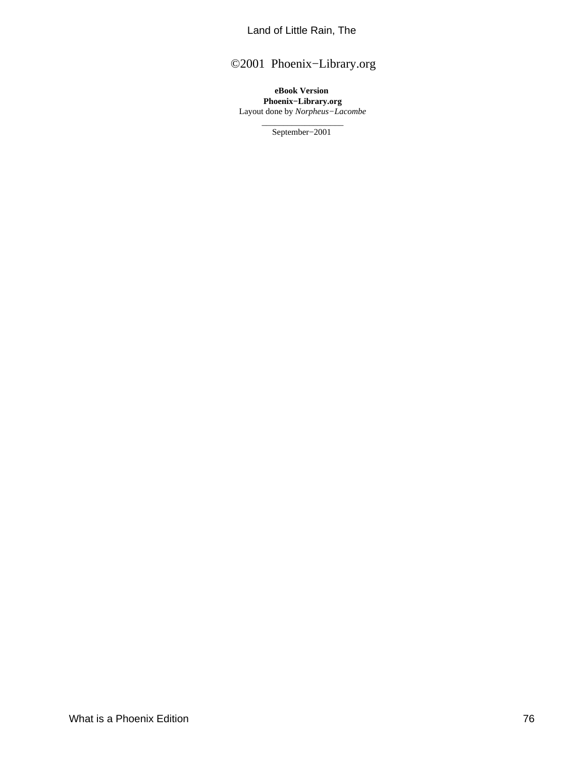©2001 Phoenix−Library.org

**eBook Version**
**Phoenix−Library.org**
Layout done by *Norpheus−Lacombe*

___________________
September−2001